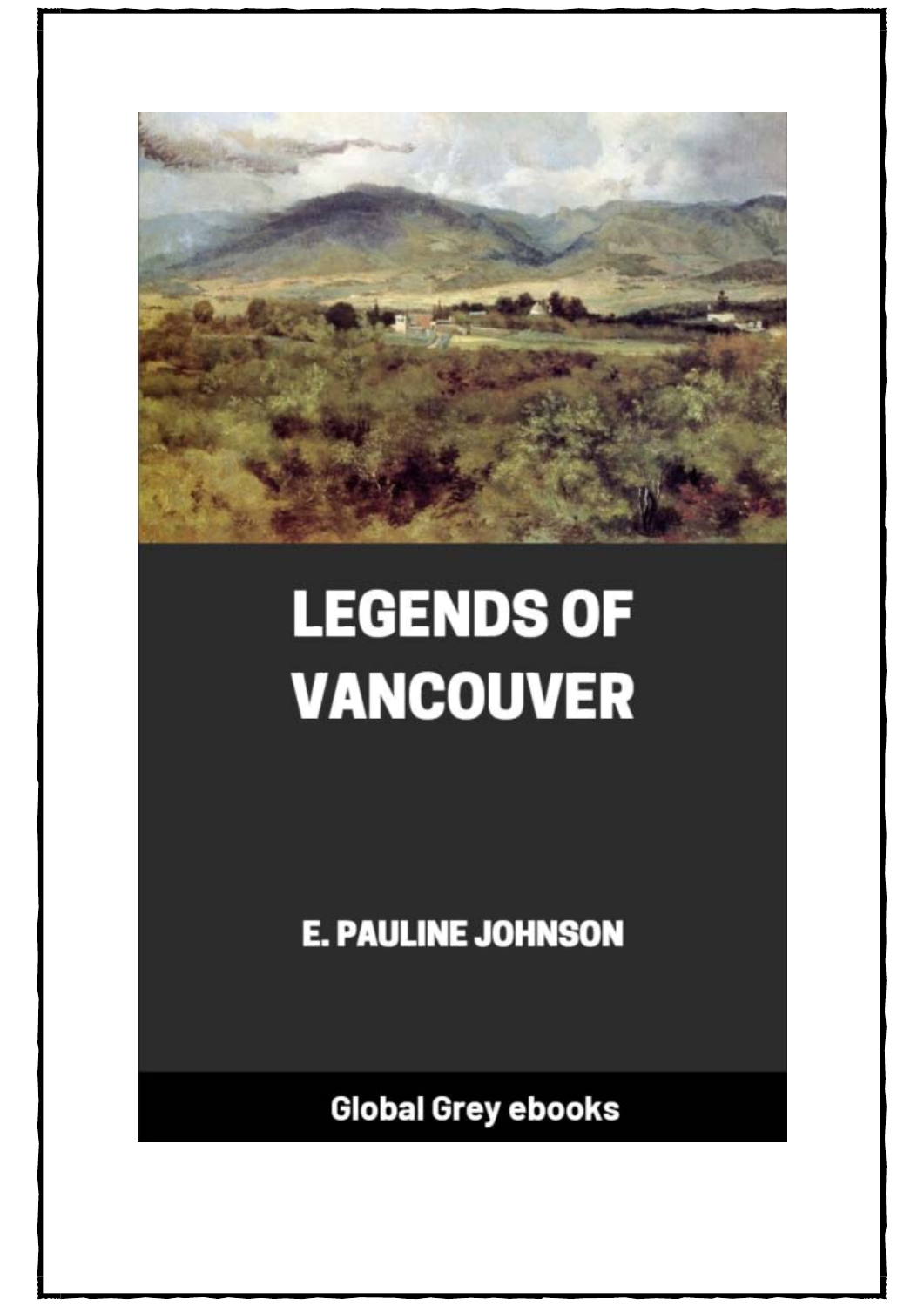# LEGENDS OF VANCOUVER

E. PAULINE JOHNSON

Global Grey ebooks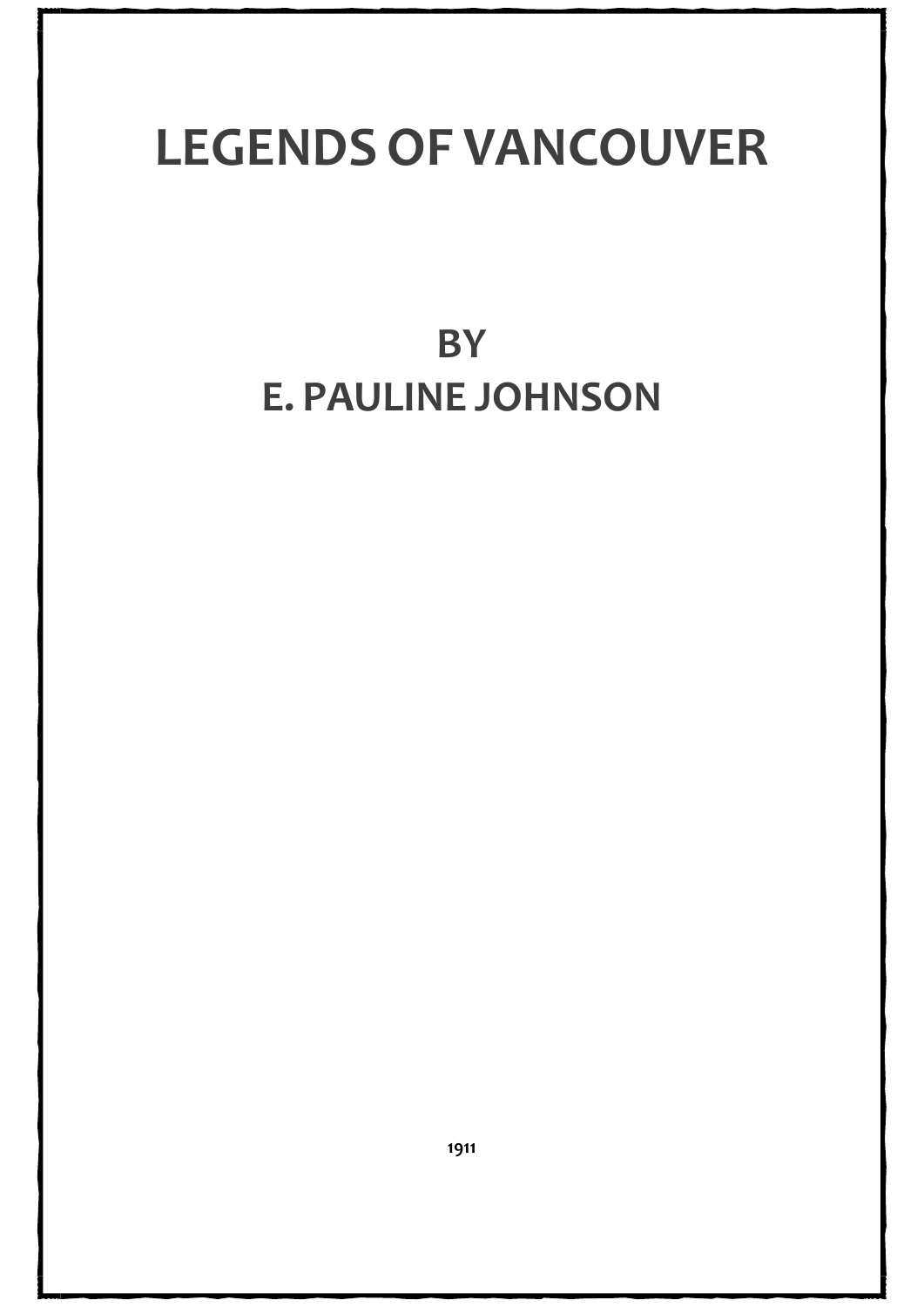# LEGENDS OF VANCOUVER

## BY
## E. PAULINE JOHNSON

1911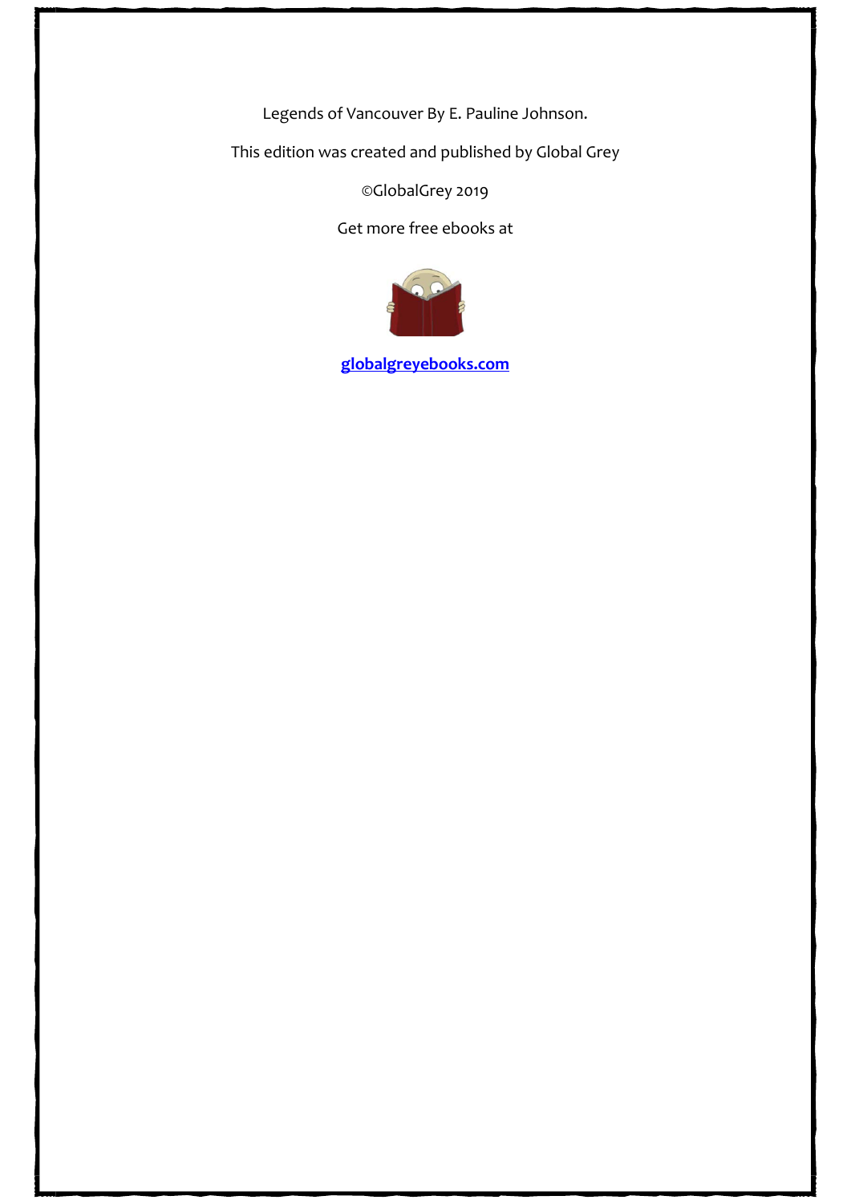Legends of Vancouver By E. Pauline Johnson.

This edition was created and published by Global Grey

©GlobalGrey 2019

Get more free ebooks at

**globalgreyebooks.com**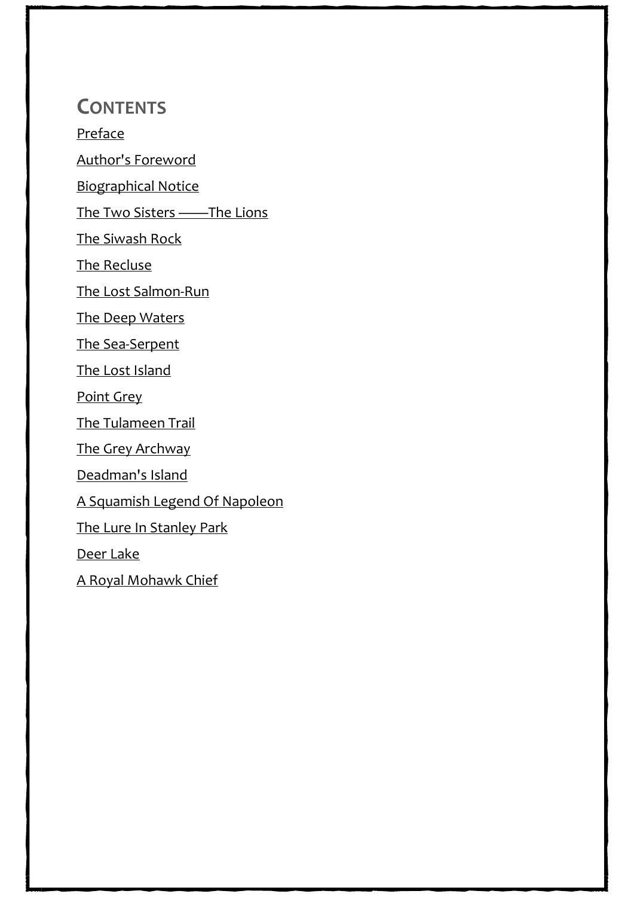## Contents

Preface

Author's Foreword

Biographical Notice

The Two Sisters ——The Lions

The Siwash Rock

The Recluse

The Lost Salmon-Run

The Deep Waters

The Sea-Serpent

The Lost Island

Point Grey

The Tulameen Trail

The Grey Archway

Deadman's Island

A Squamish Legend Of Napoleon

The Lure In Stanley Park

Deer Lake

A Royal Mohawk Chief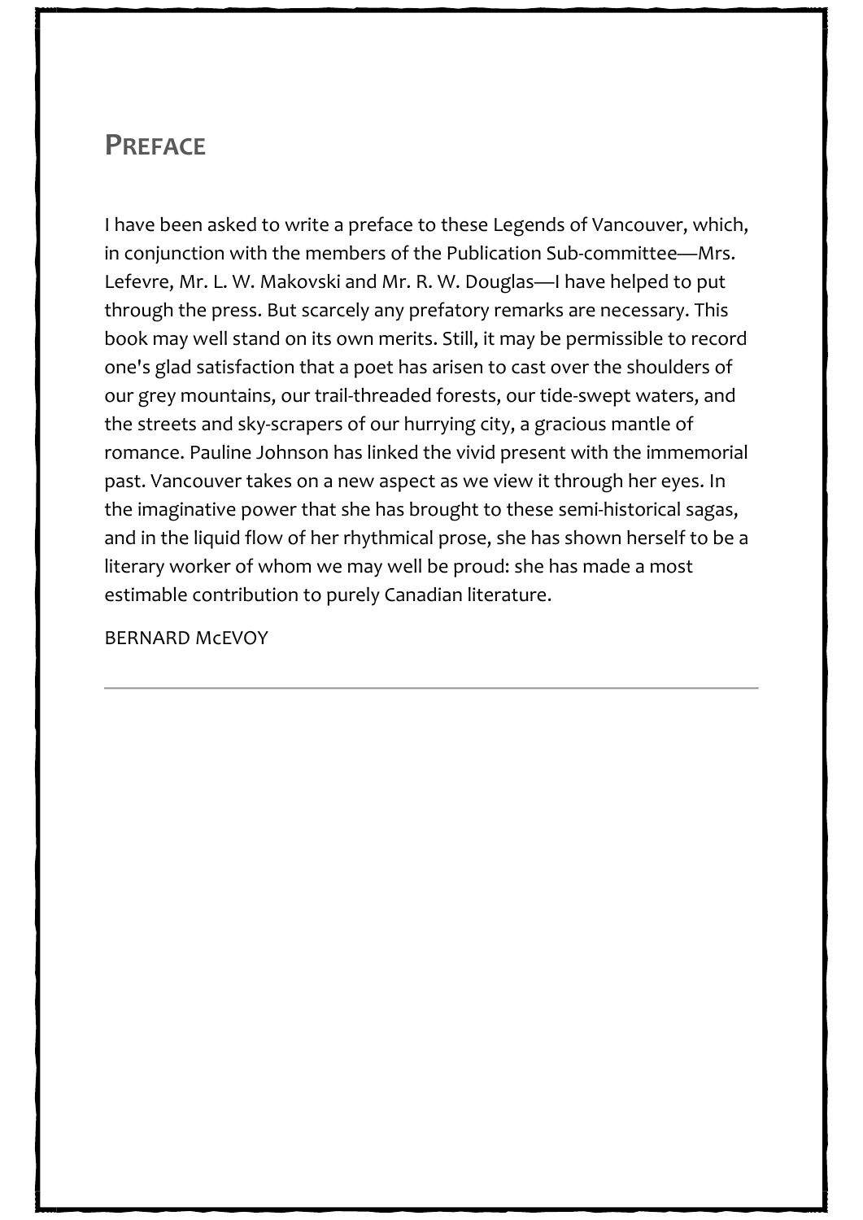## Preface

I have been asked to write a preface to these Legends of Vancouver, which, in conjunction with the members of the Publication Sub-committee—Mrs. Lefevre, Mr. L. W. Makovski and Mr. R. W. Douglas—I have helped to put through the press. But scarcely any prefatory remarks are necessary. This book may well stand on its own merits. Still, it may be permissible to record one's glad satisfaction that a poet has arisen to cast over the shoulders of our grey mountains, our trail-threaded forests, our tide-swept waters, and the streets and sky-scrapers of our hurrying city, a gracious mantle of romance. Pauline Johnson has linked the vivid present with the immemorial past. Vancouver takes on a new aspect as we view it through her eyes. In the imaginative power that she has brought to these semi-historical sagas, and in the liquid flow of her rhythmical prose, she has shown herself to be a literary worker of whom we may well be proud: she has made a most estimable contribution to purely Canadian literature.

BERNARD McEVOY

---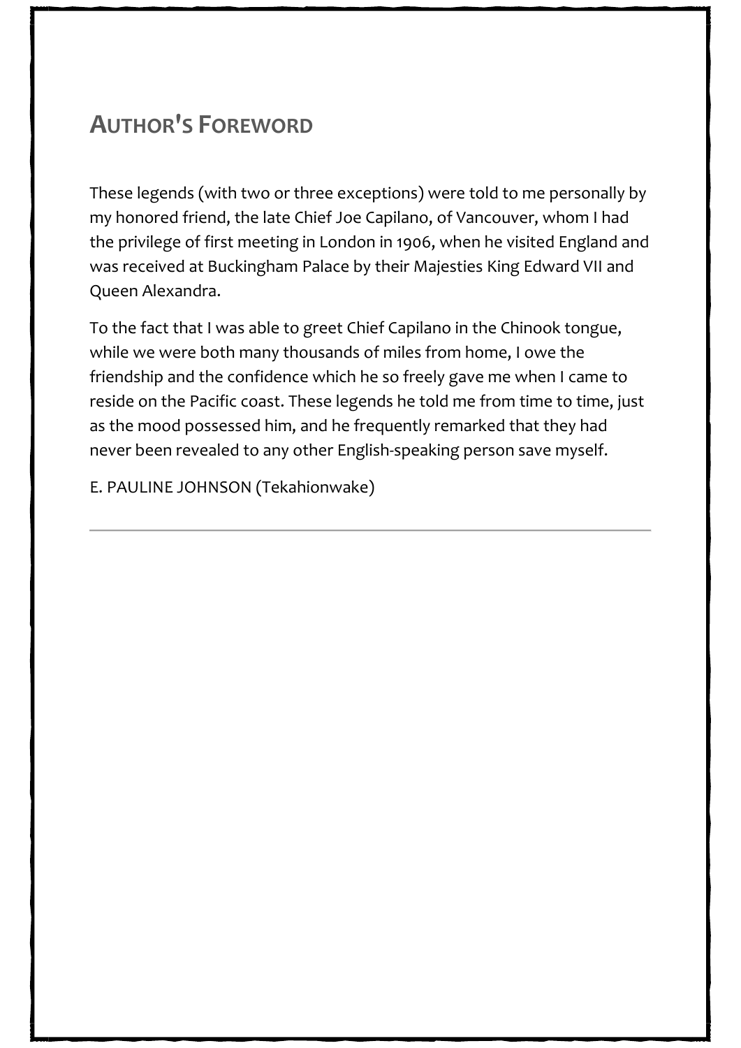## AUTHOR'S FOREWORD

These legends (with two or three exceptions) were told to me personally by my honored friend, the late Chief Joe Capilano, of Vancouver, whom I had the privilege of first meeting in London in 1906, when he visited England and was received at Buckingham Palace by their Majesties King Edward VII and Queen Alexandra.

To the fact that I was able to greet Chief Capilano in the Chinook tongue, while we were both many thousands of miles from home, I owe the friendship and the confidence which he so freely gave me when I came to reside on the Pacific coast. These legends he told me from time to time, just as the mood possessed him, and he frequently remarked that they had never been revealed to any other English-speaking person save myself.

E. PAULINE JOHNSON (Tekahionwake)

---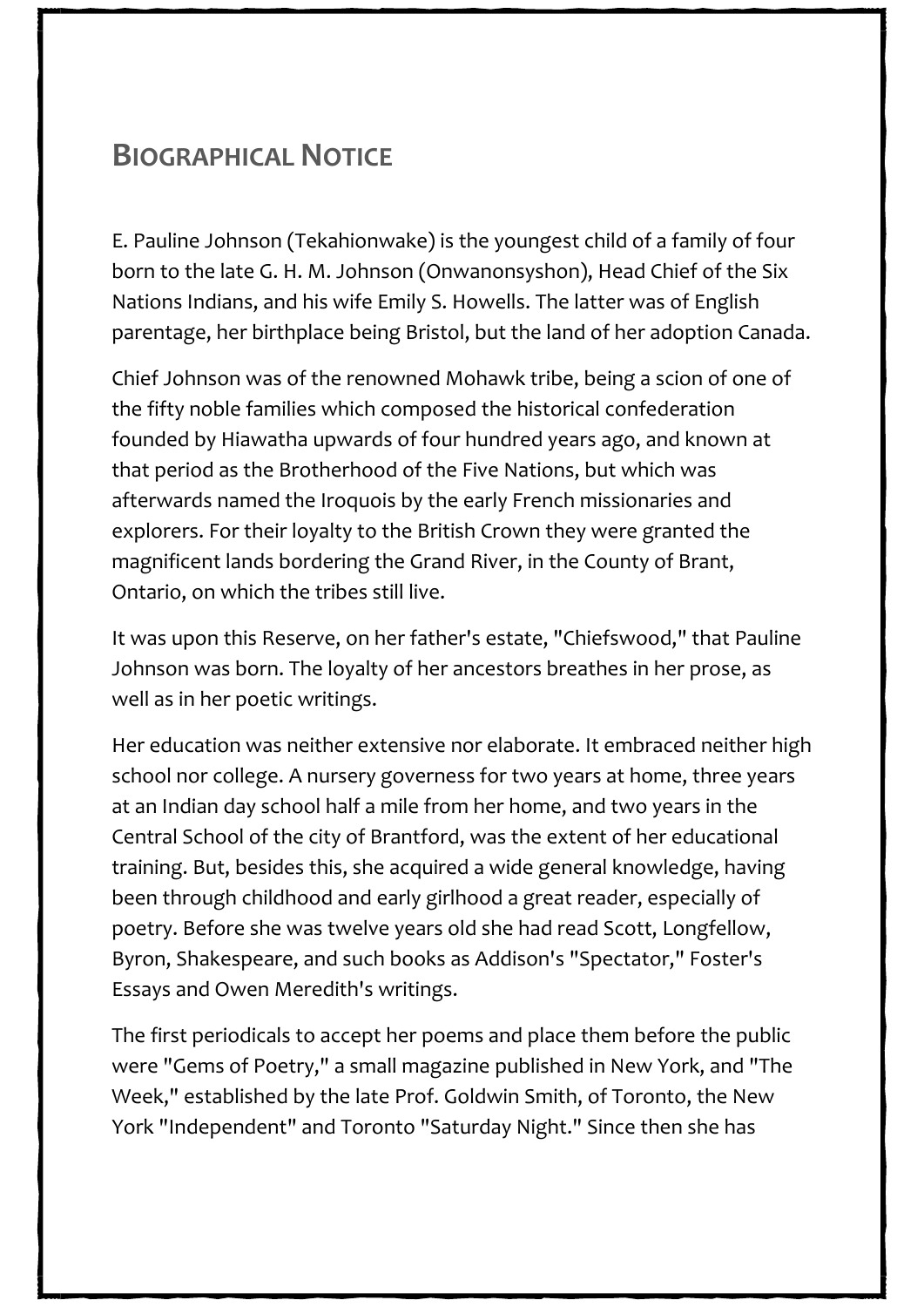## BIOGRAPHICAL NOTICE

E. Pauline Johnson (Tekahionwake) is the youngest child of a family of four born to the late G. H. M. Johnson (Onwanonsyshon), Head Chief of the Six Nations Indians, and his wife Emily S. Howells. The latter was of English parentage, her birthplace being Bristol, but the land of her adoption Canada.

Chief Johnson was of the renowned Mohawk tribe, being a scion of one of the fifty noble families which composed the historical confederation founded by Hiawatha upwards of four hundred years ago, and known at that period as the Brotherhood of the Five Nations, but which was afterwards named the Iroquois by the early French missionaries and explorers. For their loyalty to the British Crown they were granted the magnificent lands bordering the Grand River, in the County of Brant, Ontario, on which the tribes still live.

It was upon this Reserve, on her father's estate, "Chiefswood," that Pauline Johnson was born. The loyalty of her ancestors breathes in her prose, as well as in her poetic writings.

Her education was neither extensive nor elaborate. It embraced neither high school nor college. A nursery governess for two years at home, three years at an Indian day school half a mile from her home, and two years in the Central School of the city of Brantford, was the extent of her educational training. But, besides this, she acquired a wide general knowledge, having been through childhood and early girlhood a great reader, especially of poetry. Before she was twelve years old she had read Scott, Longfellow, Byron, Shakespeare, and such books as Addison's "Spectator," Foster's Essays and Owen Meredith's writings.

The first periodicals to accept her poems and place them before the public were "Gems of Poetry," a small magazine published in New York, and "The Week," established by the late Prof. Goldwin Smith, of Toronto, the New York "Independent" and Toronto "Saturday Night." Since then she has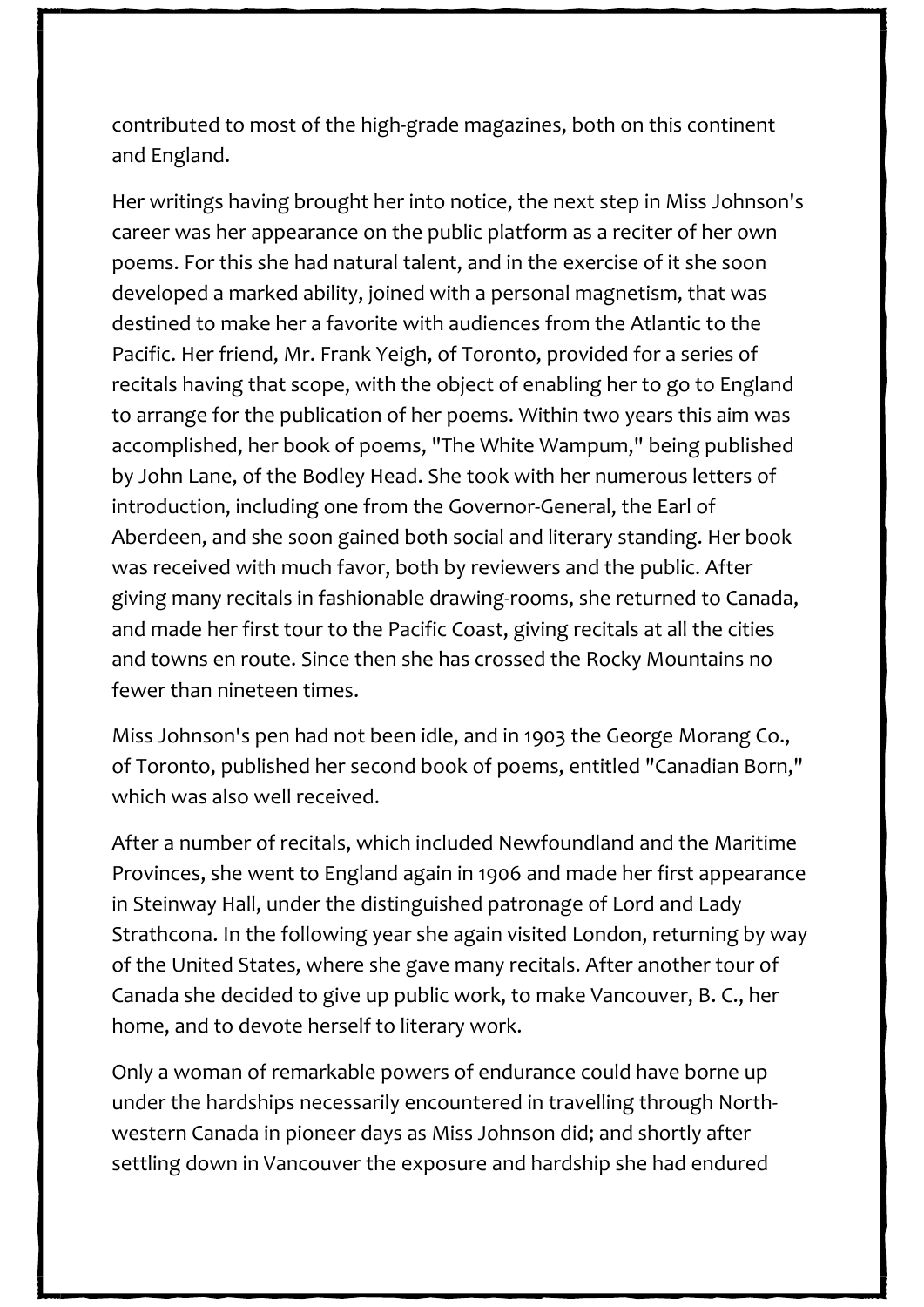contributed to most of the high-grade magazines, both on this continent and England.

Her writings having brought her into notice, the next step in Miss Johnson's career was her appearance on the public platform as a reciter of her own poems. For this she had natural talent, and in the exercise of it she soon developed a marked ability, joined with a personal magnetism, that was destined to make her a favorite with audiences from the Atlantic to the Pacific. Her friend, Mr. Frank Yeigh, of Toronto, provided for a series of recitals having that scope, with the object of enabling her to go to England to arrange for the publication of her poems. Within two years this aim was accomplished, her book of poems, "The White Wampum," being published by John Lane, of the Bodley Head. She took with her numerous letters of introduction, including one from the Governor-General, the Earl of Aberdeen, and she soon gained both social and literary standing. Her book was received with much favor, both by reviewers and the public. After giving many recitals in fashionable drawing-rooms, she returned to Canada, and made her first tour to the Pacific Coast, giving recitals at all the cities and towns en route. Since then she has crossed the Rocky Mountains no fewer than nineteen times.

Miss Johnson's pen had not been idle, and in 1903 the George Morang Co., of Toronto, published her second book of poems, entitled "Canadian Born," which was also well received.

After a number of recitals, which included Newfoundland and the Maritime Provinces, she went to England again in 1906 and made her first appearance in Steinway Hall, under the distinguished patronage of Lord and Lady Strathcona. In the following year she again visited London, returning by way of the United States, where she gave many recitals. After another tour of Canada she decided to give up public work, to make Vancouver, B. C., her home, and to devote herself to literary work.

Only a woman of remarkable powers of endurance could have borne up under the hardships necessarily encountered in travelling through North-western Canada in pioneer days as Miss Johnson did; and shortly after settling down in Vancouver the exposure and hardship she had endured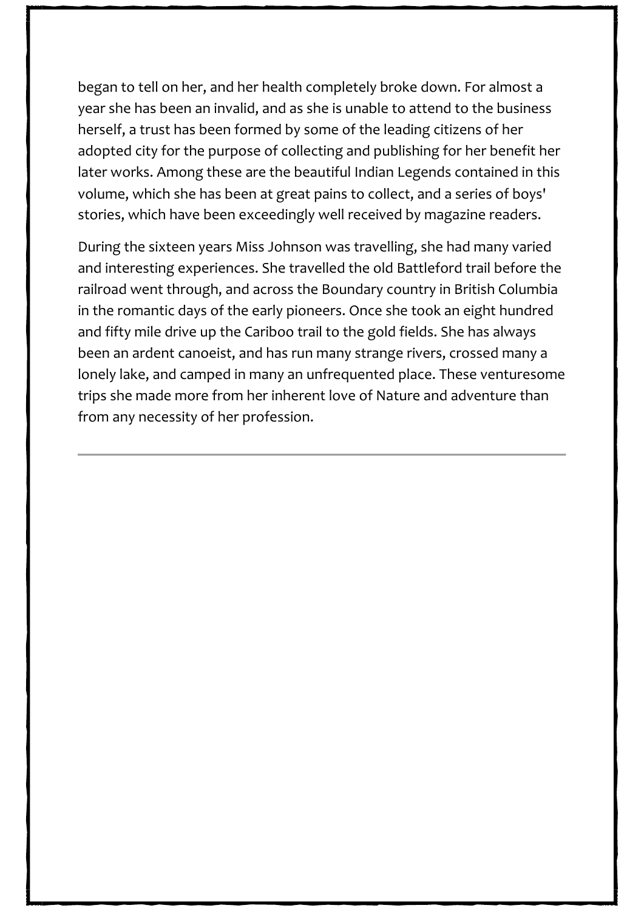began to tell on her, and her health completely broke down. For almost a year she has been an invalid, and as she is unable to attend to the business herself, a trust has been formed by some of the leading citizens of her adopted city for the purpose of collecting and publishing for her benefit her later works. Among these are the beautiful Indian Legends contained in this volume, which she has been at great pains to collect, and a series of boys' stories, which have been exceedingly well received by magazine readers.

During the sixteen years Miss Johnson was travelling, she had many varied and interesting experiences. She travelled the old Battleford trail before the railroad went through, and across the Boundary country in British Columbia in the romantic days of the early pioneers. Once she took an eight hundred and fifty mile drive up the Cariboo trail to the gold fields. She has always been an ardent canoeist, and has run many strange rivers, crossed many a lonely lake, and camped in many an unfrequented place. These venturesome trips she made more from her inherent love of Nature and adventure than from any necessity of her profession.

---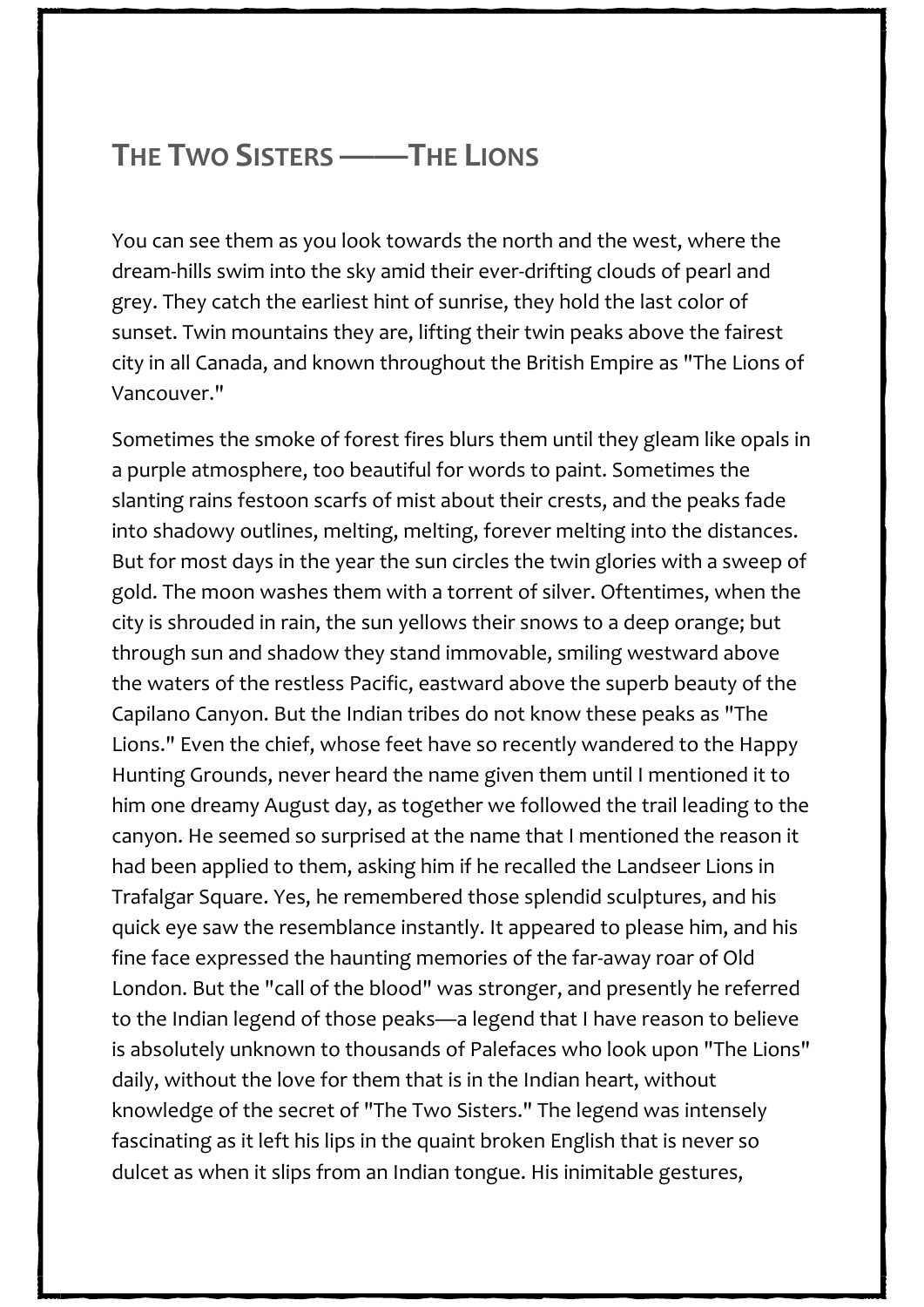## THE TWO SISTERS ——THE LIONS

You can see them as you look towards the north and the west, where the dream-hills swim into the sky amid their ever-drifting clouds of pearl and grey. They catch the earliest hint of sunrise, they hold the last color of sunset. Twin mountains they are, lifting their twin peaks above the fairest city in all Canada, and known throughout the British Empire as "The Lions of Vancouver."

Sometimes the smoke of forest fires blurs them until they gleam like opals in a purple atmosphere, too beautiful for words to paint. Sometimes the slanting rains festoon scarfs of mist about their crests, and the peaks fade into shadowy outlines, melting, melting, forever melting into the distances. But for most days in the year the sun circles the twin glories with a sweep of gold. The moon washes them with a torrent of silver. Oftentimes, when the city is shrouded in rain, the sun yellows their snows to a deep orange; but through sun and shadow they stand immovable, smiling westward above the waters of the restless Pacific, eastward above the superb beauty of the Capilano Canyon. But the Indian tribes do not know these peaks as "The Lions." Even the chief, whose feet have so recently wandered to the Happy Hunting Grounds, never heard the name given them until I mentioned it to him one dreamy August day, as together we followed the trail leading to the canyon. He seemed so surprised at the name that I mentioned the reason it had been applied to them, asking him if he recalled the Landseer Lions in Trafalgar Square. Yes, he remembered those splendid sculptures, and his quick eye saw the resemblance instantly. It appeared to please him, and his fine face expressed the haunting memories of the far-away roar of Old London. But the "call of the blood" was stronger, and presently he referred to the Indian legend of those peaks—a legend that I have reason to believe is absolutely unknown to thousands of Palefaces who look upon "The Lions" daily, without the love for them that is in the Indian heart, without knowledge of the secret of "The Two Sisters." The legend was intensely fascinating as it left his lips in the quaint broken English that is never so dulcet as when it slips from an Indian tongue. His inimitable gestures,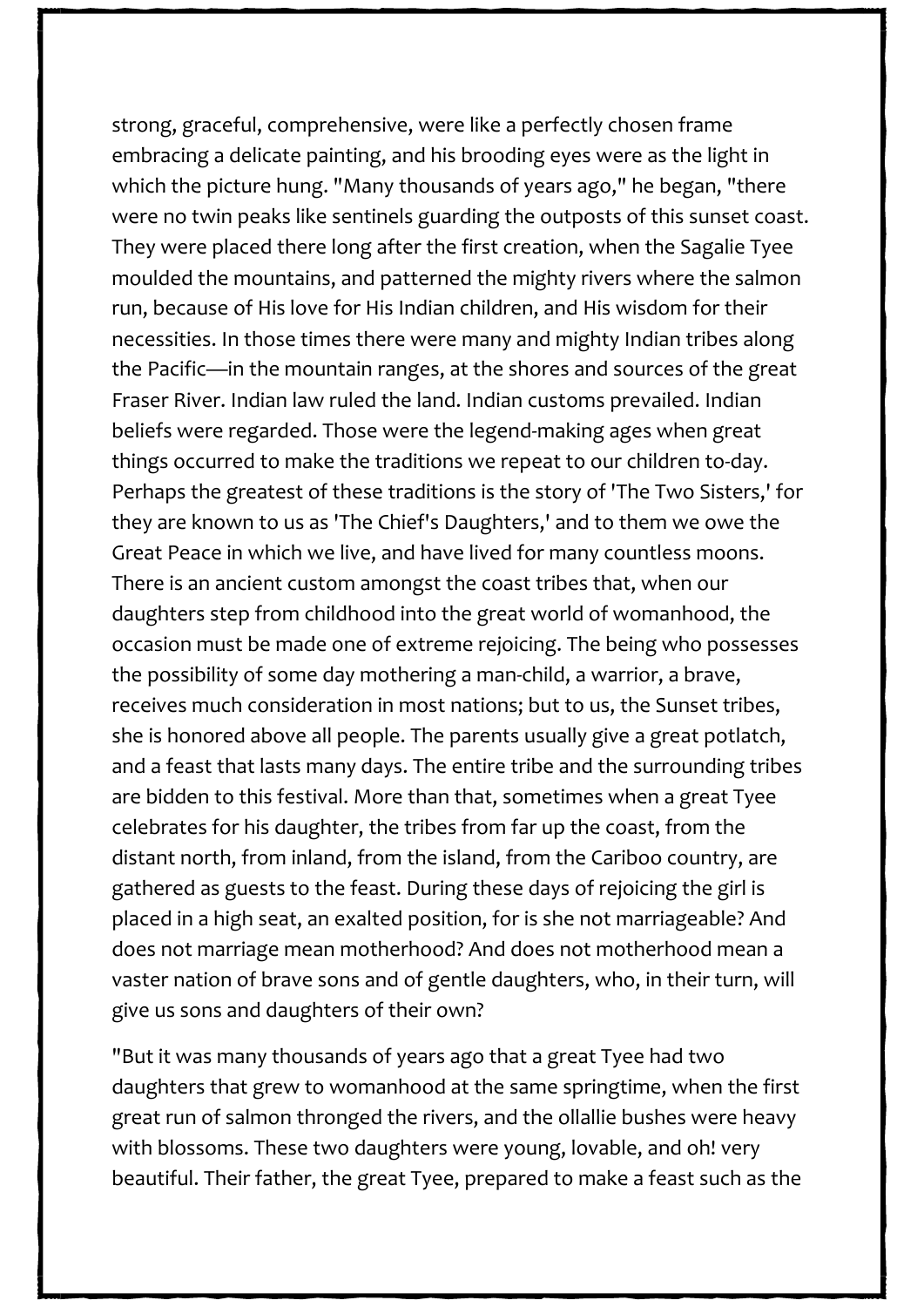strong, graceful, comprehensive, were like a perfectly chosen frame embracing a delicate painting, and his brooding eyes were as the light in which the picture hung. "Many thousands of years ago," he began, "there were no twin peaks like sentinels guarding the outposts of this sunset coast. They were placed there long after the first creation, when the Sagalie Tyee moulded the mountains, and patterned the mighty rivers where the salmon run, because of His love for His Indian children, and His wisdom for their necessities. In those times there were many and mighty Indian tribes along the Pacific—in the mountain ranges, at the shores and sources of the great Fraser River. Indian law ruled the land. Indian customs prevailed. Indian beliefs were regarded. Those were the legend-making ages when great things occurred to make the traditions we repeat to our children to-day. Perhaps the greatest of these traditions is the story of 'The Two Sisters,' for they are known to us as 'The Chief's Daughters,' and to them we owe the Great Peace in which we live, and have lived for many countless moons. There is an ancient custom amongst the coast tribes that, when our daughters step from childhood into the great world of womanhood, the occasion must be made one of extreme rejoicing. The being who possesses the possibility of some day mothering a man-child, a warrior, a brave, receives much consideration in most nations; but to us, the Sunset tribes, she is honored above all people. The parents usually give a great potlatch, and a feast that lasts many days. The entire tribe and the surrounding tribes are bidden to this festival. More than that, sometimes when a great Tyee celebrates for his daughter, the tribes from far up the coast, from the distant north, from inland, from the island, from the Cariboo country, are gathered as guests to the feast. During these days of rejoicing the girl is placed in a high seat, an exalted position, for is she not marriageable? And does not marriage mean motherhood? And does not motherhood mean a vaster nation of brave sons and of gentle daughters, who, in their turn, will give us sons and daughters of their own?

"But it was many thousands of years ago that a great Tyee had two daughters that grew to womanhood at the same springtime, when the first great run of salmon thronged the rivers, and the ollallie bushes were heavy with blossoms. These two daughters were young, lovable, and oh! very beautiful. Their father, the great Tyee, prepared to make a feast such as the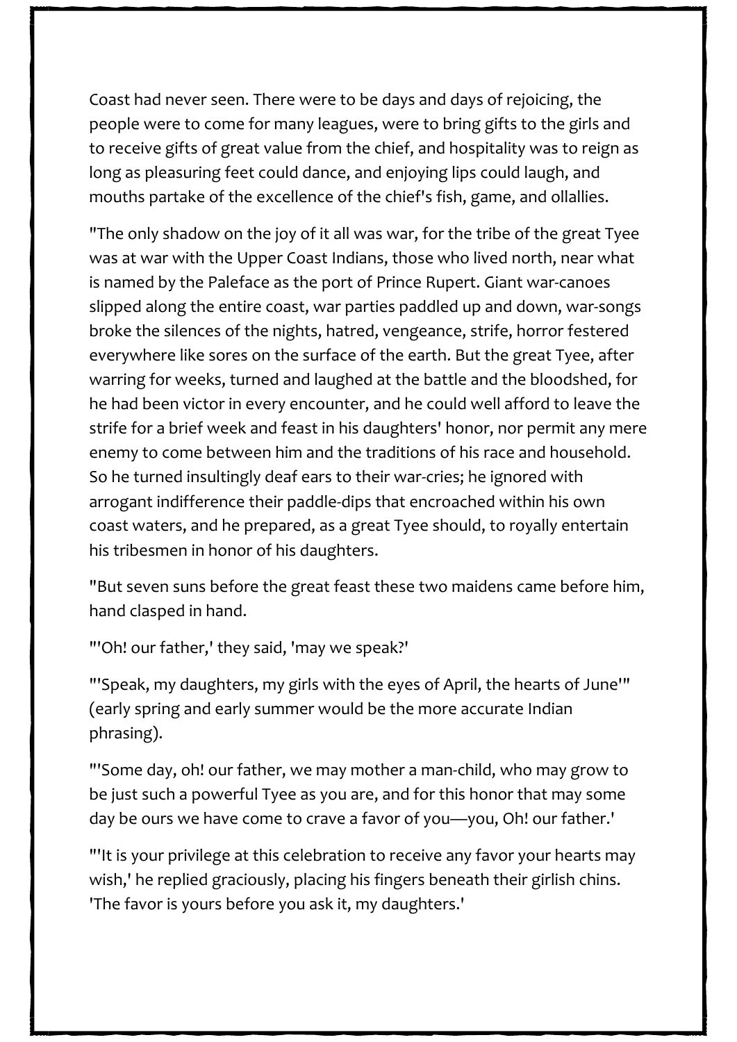Coast had never seen. There were to be days and days of rejoicing, the people were to come for many leagues, were to bring gifts to the girls and to receive gifts of great value from the chief, and hospitality was to reign as long as pleasuring feet could dance, and enjoying lips could laugh, and mouths partake of the excellence of the chief's fish, game, and ollallies.

"The only shadow on the joy of it all was war, for the tribe of the great Tyee was at war with the Upper Coast Indians, those who lived north, near what is named by the Paleface as the port of Prince Rupert. Giant war-canoes slipped along the entire coast, war parties paddled up and down, war-songs broke the silences of the nights, hatred, vengeance, strife, horror festered everywhere like sores on the surface of the earth. But the great Tyee, after warring for weeks, turned and laughed at the battle and the bloodshed, for he had been victor in every encounter, and he could well afford to leave the strife for a brief week and feast in his daughters' honor, nor permit any mere enemy to come between him and the traditions of his race and household. So he turned insultingly deaf ears to their war-cries; he ignored with arrogant indifference their paddle-dips that encroached within his own coast waters, and he prepared, as a great Tyee should, to royally entertain his tribesmen in honor of his daughters.

"But seven suns before the great feast these two maidens came before him, hand clasped in hand.

"'Oh! our father,' they said, 'may we speak?'

"'Speak, my daughters, my girls with the eyes of April, the hearts of June'" (early spring and early summer would be the more accurate Indian phrasing).

"'Some day, oh! our father, we may mother a man-child, who may grow to be just such a powerful Tyee as you are, and for this honor that may some day be ours we have come to crave a favor of you—you, Oh! our father.'

"'It is your privilege at this celebration to receive any favor your hearts may wish,' he replied graciously, placing his fingers beneath their girlish chins. 'The favor is yours before you ask it, my daughters.'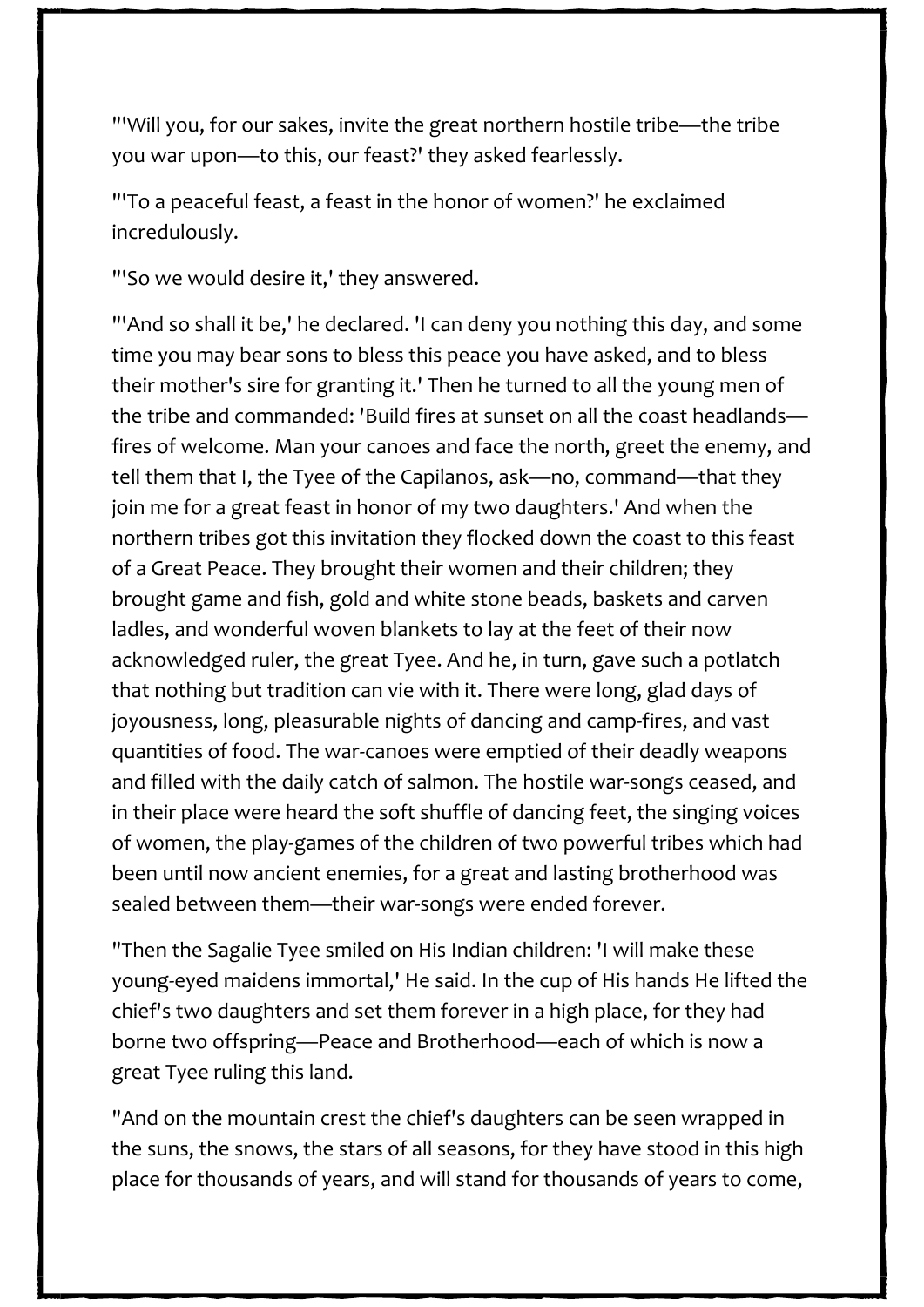"'Will you, for our sakes, invite the great northern hostile tribe—the tribe you war upon—to this, our feast?' they asked fearlessly.

"'To a peaceful feast, a feast in the honor of women?' he exclaimed incredulously.

"'So we would desire it,' they answered.

"'And so shall it be,' he declared. 'I can deny you nothing this day, and some time you may bear sons to bless this peace you have asked, and to bless their mother's sire for granting it.' Then he turned to all the young men of the tribe and commanded: 'Build fires at sunset on all the coast headlands—fires of welcome. Man your canoes and face the north, greet the enemy, and tell them that I, the Tyee of the Capilanos, ask—no, command—that they join me for a great feast in honor of my two daughters.' And when the northern tribes got this invitation they flocked down the coast to this feast of a Great Peace. They brought their women and their children; they brought game and fish, gold and white stone beads, baskets and carven ladles, and wonderful woven blankets to lay at the feet of their now acknowledged ruler, the great Tyee. And he, in turn, gave such a potlatch that nothing but tradition can vie with it. There were long, glad days of joyousness, long, pleasurable nights of dancing and camp-fires, and vast quantities of food. The war-canoes were emptied of their deadly weapons and filled with the daily catch of salmon. The hostile war-songs ceased, and in their place were heard the soft shuffle of dancing feet, the singing voices of women, the play-games of the children of two powerful tribes which had been until now ancient enemies, for a great and lasting brotherhood was sealed between them—their war-songs were ended forever.

"Then the Sagalie Tyee smiled on His Indian children: 'I will make these young-eyed maidens immortal,' He said. In the cup of His hands He lifted the chief's two daughters and set them forever in a high place, for they had borne two offspring—Peace and Brotherhood—each of which is now a great Tyee ruling this land.

"And on the mountain crest the chief's daughters can be seen wrapped in the suns, the snows, the stars of all seasons, for they have stood in this high place for thousands of years, and will stand for thousands of years to come,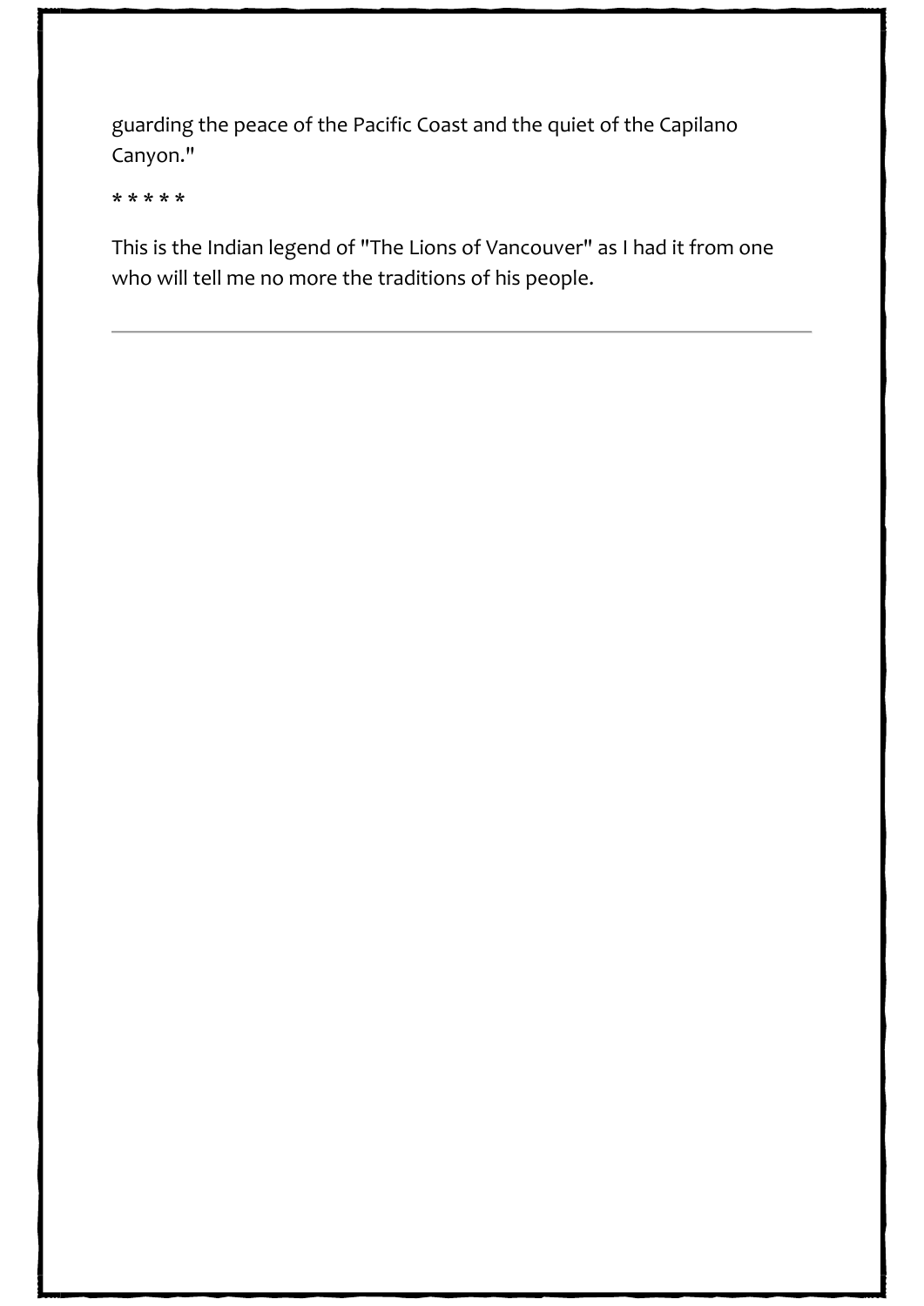guarding the peace of the Pacific Coast and the quiet of the Capilano Canyon."

* * * * *

This is the Indian legend of "The Lions of Vancouver" as I had it from one who will tell me no more the traditions of his people.

---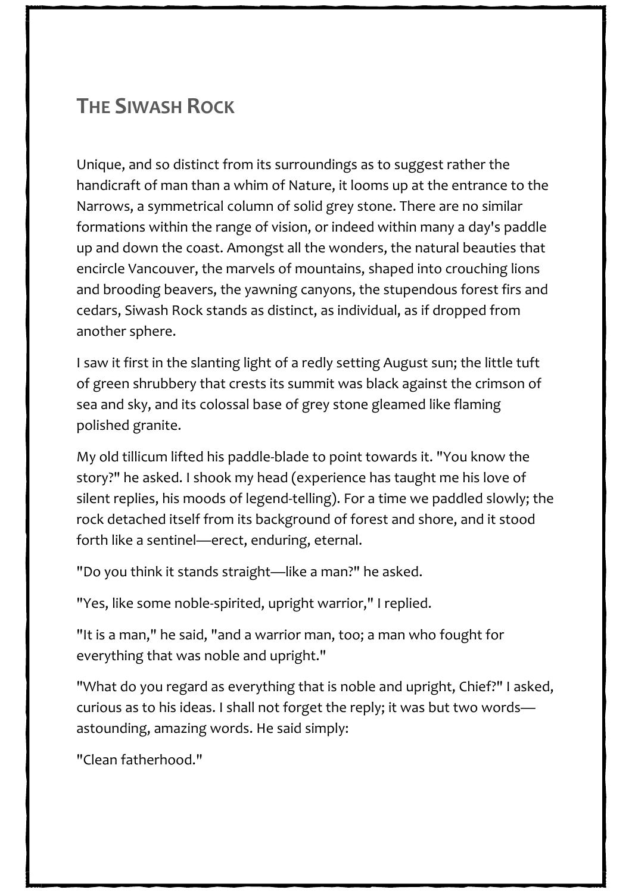## The Siwash Rock

Unique, and so distinct from its surroundings as to suggest rather the handicraft of man than a whim of Nature, it looms up at the entrance to the Narrows, a symmetrical column of solid grey stone. There are no similar formations within the range of vision, or indeed within many a day's paddle up and down the coast. Amongst all the wonders, the natural beauties that encircle Vancouver, the marvels of mountains, shaped into crouching lions and brooding beavers, the yawning canyons, the stupendous forest firs and cedars, Siwash Rock stands as distinct, as individual, as if dropped from another sphere.

I saw it first in the slanting light of a redly setting August sun; the little tuft of green shrubbery that crests its summit was black against the crimson of sea and sky, and its colossal base of grey stone gleamed like flaming polished granite.

My old tillicum lifted his paddle-blade to point towards it. "You know the story?" he asked. I shook my head (experience has taught me his love of silent replies, his moods of legend-telling). For a time we paddled slowly; the rock detached itself from its background of forest and shore, and it stood forth like a sentinel—erect, enduring, eternal.

"Do you think it stands straight—like a man?" he asked.

"Yes, like some noble-spirited, upright warrior," I replied.

"It is a man," he said, "and a warrior man, too; a man who fought for everything that was noble and upright."

"What do you regard as everything that is noble and upright, Chief?" I asked, curious as to his ideas. I shall not forget the reply; it was but two words—astounding, amazing words. He said simply:

"Clean fatherhood."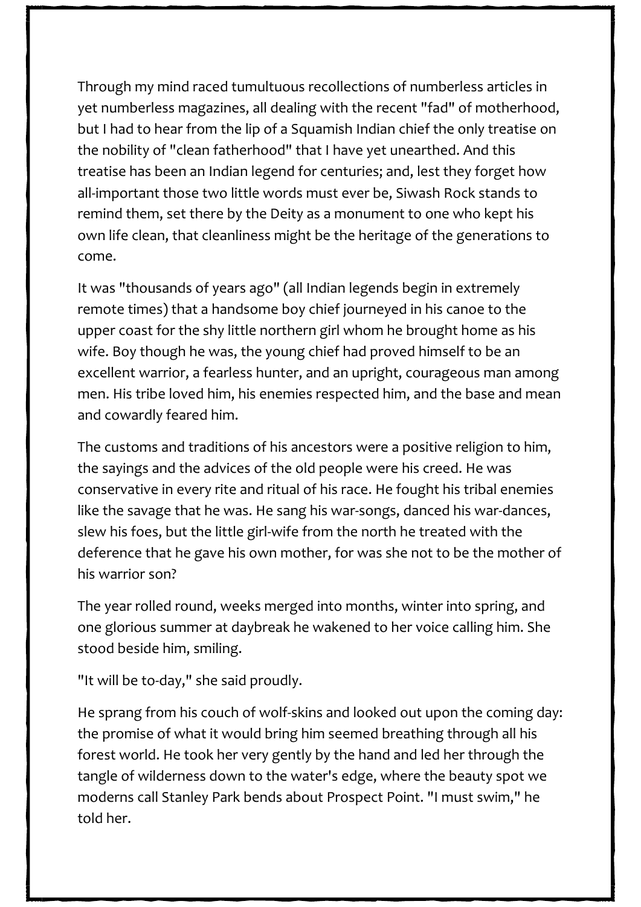Through my mind raced tumultuous recollections of numberless articles in yet numberless magazines, all dealing with the recent "fad" of motherhood, but I had to hear from the lip of a Squamish Indian chief the only treatise on the nobility of "clean fatherhood" that I have yet unearthed. And this treatise has been an Indian legend for centuries; and, lest they forget how all-important those two little words must ever be, Siwash Rock stands to remind them, set there by the Deity as a monument to one who kept his own life clean, that cleanliness might be the heritage of the generations to come.

It was "thousands of years ago" (all Indian legends begin in extremely remote times) that a handsome boy chief journeyed in his canoe to the upper coast for the shy little northern girl whom he brought home as his wife. Boy though he was, the young chief had proved himself to be an excellent warrior, a fearless hunter, and an upright, courageous man among men. His tribe loved him, his enemies respected him, and the base and mean and cowardly feared him.

The customs and traditions of his ancestors were a positive religion to him, the sayings and the advices of the old people were his creed. He was conservative in every rite and ritual of his race. He fought his tribal enemies like the savage that he was. He sang his war-songs, danced his war-dances, slew his foes, but the little girl-wife from the north he treated with the deference that he gave his own mother, for was she not to be the mother of his warrior son?

The year rolled round, weeks merged into months, winter into spring, and one glorious summer at daybreak he wakened to her voice calling him. She stood beside him, smiling.

"It will be to-day," she said proudly.

He sprang from his couch of wolf-skins and looked out upon the coming day: the promise of what it would bring him seemed breathing through all his forest world. He took her very gently by the hand and led her through the tangle of wilderness down to the water's edge, where the beauty spot we moderns call Stanley Park bends about Prospect Point. "I must swim," he told her.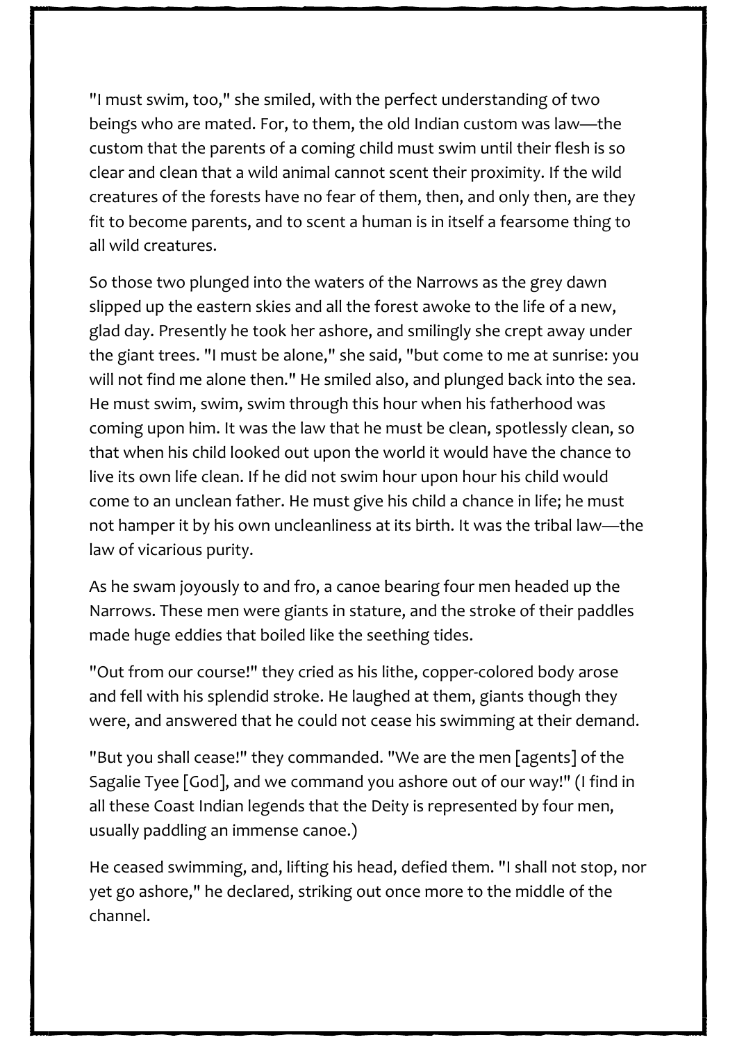"I must swim, too," she smiled, with the perfect understanding of two beings who are mated. For, to them, the old Indian custom was law—the custom that the parents of a coming child must swim until their flesh is so clear and clean that a wild animal cannot scent their proximity. If the wild creatures of the forests have no fear of them, then, and only then, are they fit to become parents, and to scent a human is in itself a fearsome thing to all wild creatures.

So those two plunged into the waters of the Narrows as the grey dawn slipped up the eastern skies and all the forest awoke to the life of a new, glad day. Presently he took her ashore, and smilingly she crept away under the giant trees. "I must be alone," she said, "but come to me at sunrise: you will not find me alone then." He smiled also, and plunged back into the sea. He must swim, swim, swim through this hour when his fatherhood was coming upon him. It was the law that he must be clean, spotlessly clean, so that when his child looked out upon the world it would have the chance to live its own life clean. If he did not swim hour upon hour his child would come to an unclean father. He must give his child a chance in life; he must not hamper it by his own uncleanliness at its birth. It was the tribal law—the law of vicarious purity.

As he swam joyously to and fro, a canoe bearing four men headed up the Narrows. These men were giants in stature, and the stroke of their paddles made huge eddies that boiled like the seething tides.

"Out from our course!" they cried as his lithe, copper-colored body arose and fell with his splendid stroke. He laughed at them, giants though they were, and answered that he could not cease his swimming at their demand.

"But you shall cease!" they commanded. "We are the men [agents] of the Sagalie Tyee [God], and we command you ashore out of our way!" (I find in all these Coast Indian legends that the Deity is represented by four men, usually paddling an immense canoe.)

He ceased swimming, and, lifting his head, defied them. "I shall not stop, nor yet go ashore," he declared, striking out once more to the middle of the channel.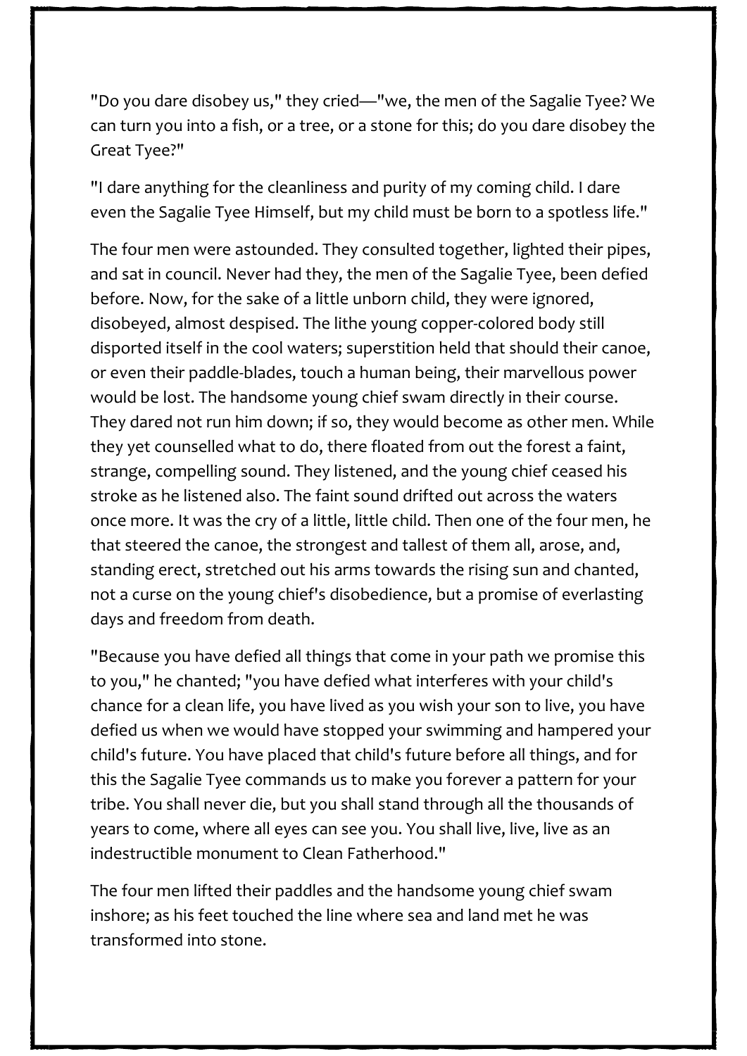"Do you dare disobey us," they cried—"we, the men of the Sagalie Tyee? We can turn you into a fish, or a tree, or a stone for this; do you dare disobey the Great Tyee?"

"I dare anything for the cleanliness and purity of my coming child. I dare even the Sagalie Tyee Himself, but my child must be born to a spotless life."

The four men were astounded. They consulted together, lighted their pipes, and sat in council. Never had they, the men of the Sagalie Tyee, been defied before. Now, for the sake of a little unborn child, they were ignored, disobeyed, almost despised. The lithe young copper-colored body still disported itself in the cool waters; superstition held that should their canoe, or even their paddle-blades, touch a human being, their marvellous power would be lost. The handsome young chief swam directly in their course. They dared not run him down; if so, they would become as other men. While they yet counselled what to do, there floated from out the forest a faint, strange, compelling sound. They listened, and the young chief ceased his stroke as he listened also. The faint sound drifted out across the waters once more. It was the cry of a little, little child. Then one of the four men, he that steered the canoe, the strongest and tallest of them all, arose, and, standing erect, stretched out his arms towards the rising sun and chanted, not a curse on the young chief's disobedience, but a promise of everlasting days and freedom from death.

"Because you have defied all things that come in your path we promise this to you," he chanted; "you have defied what interferes with your child's chance for a clean life, you have lived as you wish your son to live, you have defied us when we would have stopped your swimming and hampered your child's future. You have placed that child's future before all things, and for this the Sagalie Tyee commands us to make you forever a pattern for your tribe. You shall never die, but you shall stand through all the thousands of years to come, where all eyes can see you. You shall live, live, live as an indestructible monument to Clean Fatherhood."

The four men lifted their paddles and the handsome young chief swam inshore; as his feet touched the line where sea and land met he was transformed into stone.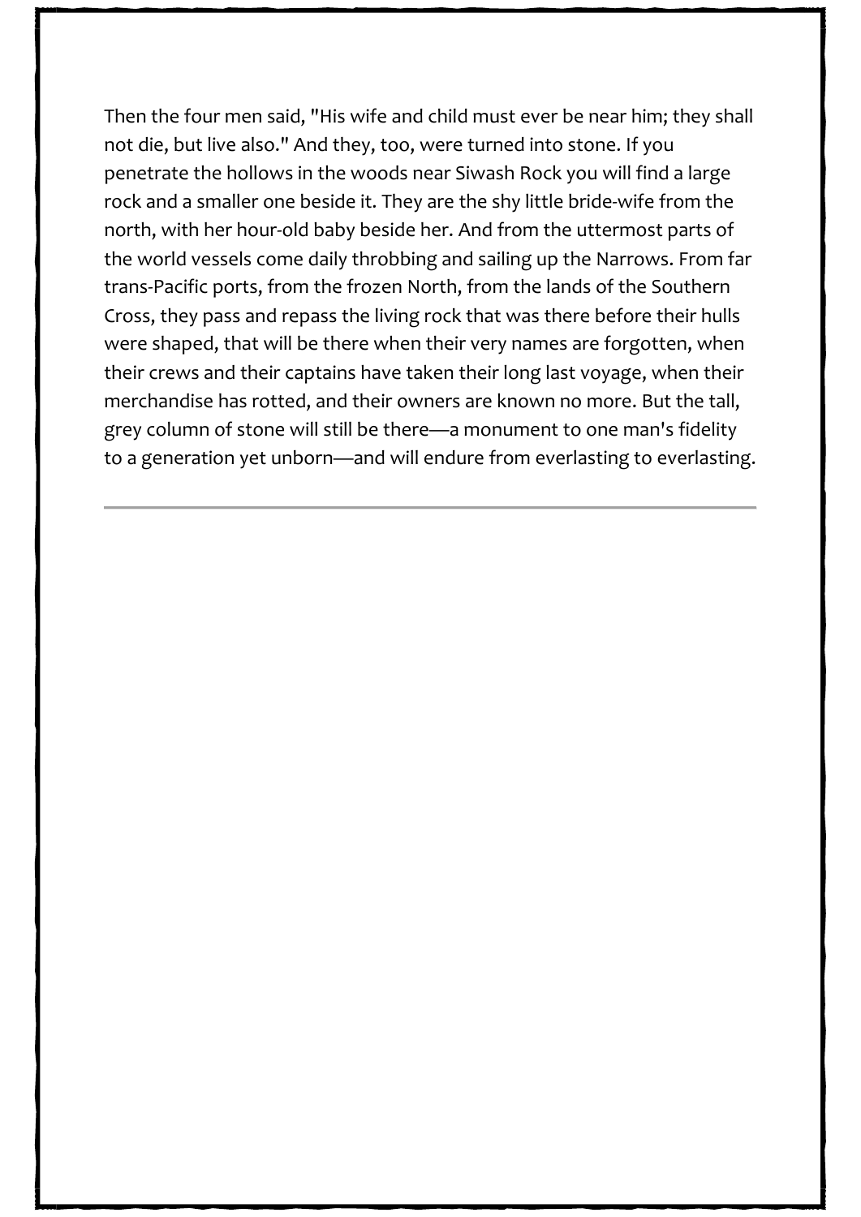Then the four men said, "His wife and child must ever be near him; they shall not die, but live also." And they, too, were turned into stone. If you penetrate the hollows in the woods near Siwash Rock you will find a large rock and a smaller one beside it. They are the shy little bride-wife from the north, with her hour-old baby beside her. And from the uttermost parts of the world vessels come daily throbbing and sailing up the Narrows. From far trans-Pacific ports, from the frozen North, from the lands of the Southern Cross, they pass and repass the living rock that was there before their hulls were shaped, that will be there when their very names are forgotten, when their crews and their captains have taken their long last voyage, when their merchandise has rotted, and their owners are known no more. But the tall, grey column of stone will still be there—a monument to one man's fidelity to a generation yet unborn—and will endure from everlasting to everlasting.

---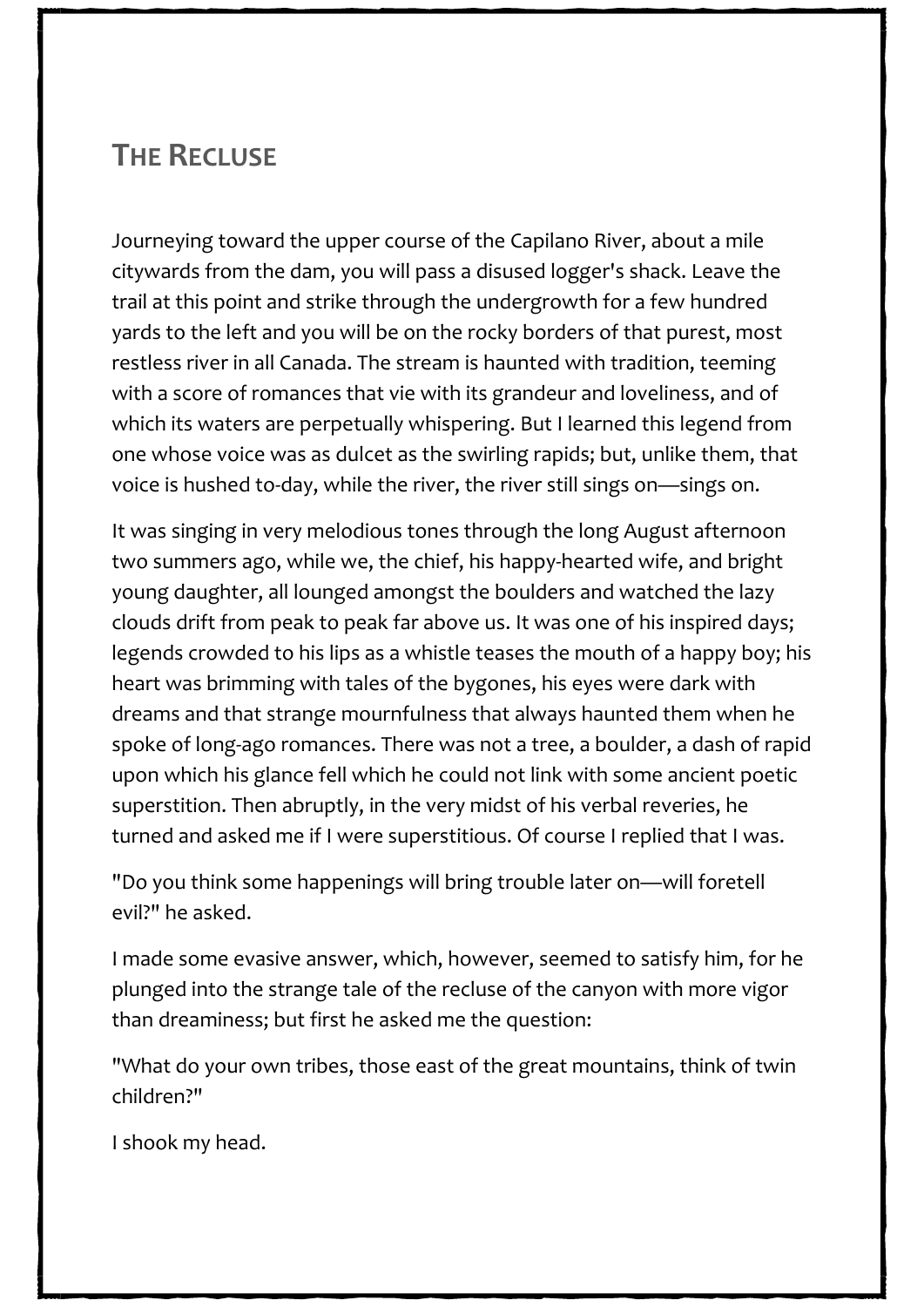## The Recluse

Journeying toward the upper course of the Capilano River, about a mile citywards from the dam, you will pass a disused logger's shack. Leave the trail at this point and strike through the undergrowth for a few hundred yards to the left and you will be on the rocky borders of that purest, most restless river in all Canada. The stream is haunted with tradition, teeming with a score of romances that vie with its grandeur and loveliness, and of which its waters are perpetually whispering. But I learned this legend from one whose voice was as dulcet as the swirling rapids; but, unlike them, that voice is hushed to-day, while the river, the river still sings on—sings on.

It was singing in very melodious tones through the long August afternoon two summers ago, while we, the chief, his happy-hearted wife, and bright young daughter, all lounged amongst the boulders and watched the lazy clouds drift from peak to peak far above us. It was one of his inspired days; legends crowded to his lips as a whistle teases the mouth of a happy boy; his heart was brimming with tales of the bygones, his eyes were dark with dreams and that strange mournfulness that always haunted them when he spoke of long-ago romances. There was not a tree, a boulder, a dash of rapid upon which his glance fell which he could not link with some ancient poetic superstition. Then abruptly, in the very midst of his verbal reveries, he turned and asked me if I were superstitious. Of course I replied that I was.

"Do you think some happenings will bring trouble later on—will foretell evil?" he asked.

I made some evasive answer, which, however, seemed to satisfy him, for he plunged into the strange tale of the recluse of the canyon with more vigor than dreaminess; but first he asked me the question:

"What do your own tribes, those east of the great mountains, think of twin children?"

I shook my head.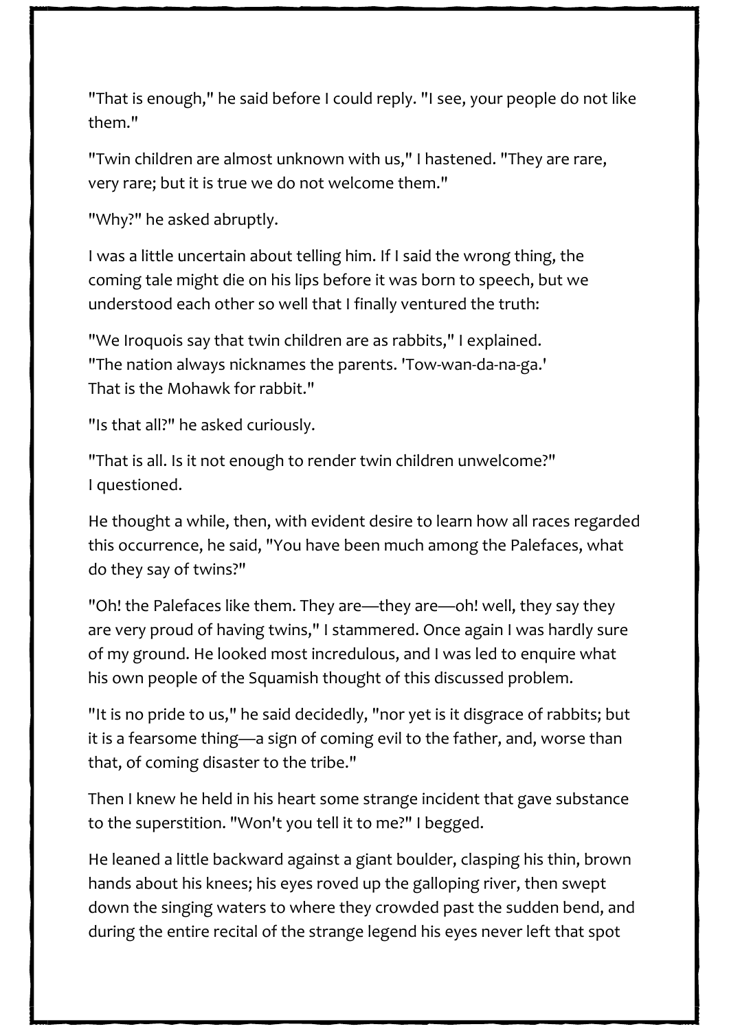"That is enough," he said before I could reply. "I see, your people do not like them."

"Twin children are almost unknown with us," I hastened. "They are rare, very rare; but it is true we do not welcome them."

"Why?" he asked abruptly.

I was a little uncertain about telling him. If I said the wrong thing, the coming tale might die on his lips before it was born to speech, but we understood each other so well that I finally ventured the truth:

"We Iroquois say that twin children are as rabbits," I explained. "The nation always nicknames the parents. 'Tow-wan-da-na-ga.' That is the Mohawk for rabbit."

"Is that all?" he asked curiously.

"That is all. Is it not enough to render twin children unwelcome?" I questioned.

He thought a while, then, with evident desire to learn how all races regarded this occurrence, he said, "You have been much among the Palefaces, what do they say of twins?"

"Oh! the Palefaces like them. They are—they are—oh! well, they say they are very proud of having twins," I stammered. Once again I was hardly sure of my ground. He looked most incredulous, and I was led to enquire what his own people of the Squamish thought of this discussed problem.

"It is no pride to us," he said decidedly, "nor yet is it disgrace of rabbits; but it is a fearsome thing—a sign of coming evil to the father, and, worse than that, of coming disaster to the tribe."

Then I knew he held in his heart some strange incident that gave substance to the superstition. "Won't you tell it to me?" I begged.

He leaned a little backward against a giant boulder, clasping his thin, brown hands about his knees; his eyes roved up the galloping river, then swept down the singing waters to where they crowded past the sudden bend, and during the entire recital of the strange legend his eyes never left that spot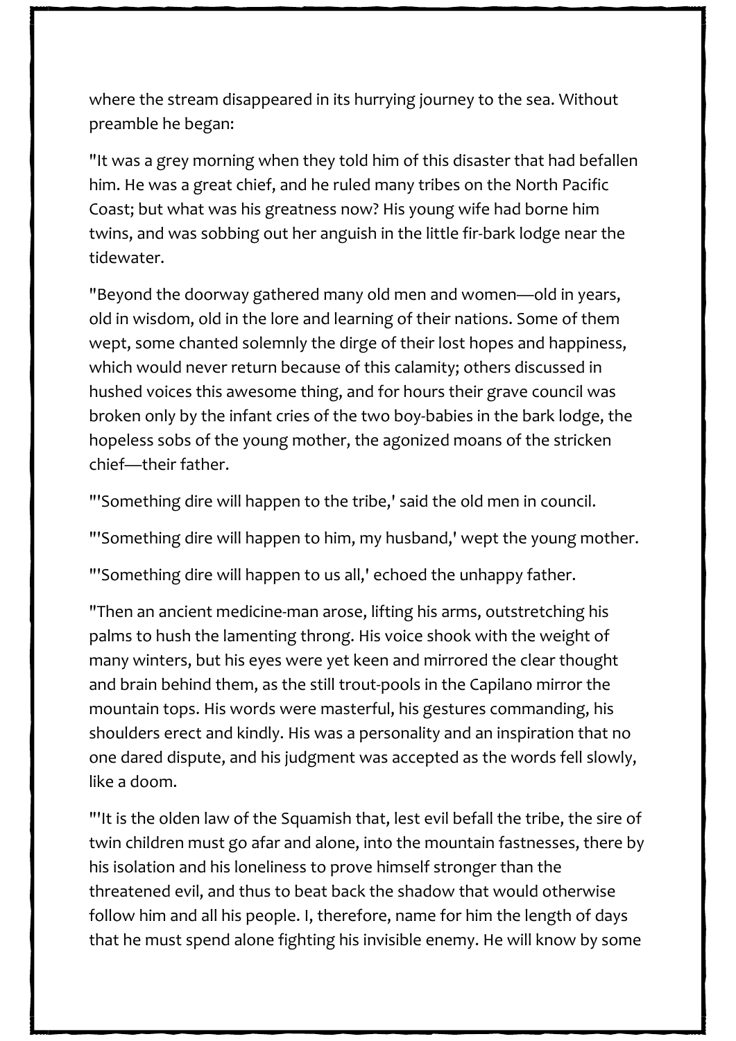where the stream disappeared in its hurrying journey to the sea. Without preamble he began:

"It was a grey morning when they told him of this disaster that had befallen him. He was a great chief, and he ruled many tribes on the North Pacific Coast; but what was his greatness now? His young wife had borne him twins, and was sobbing out her anguish in the little fir-bark lodge near the tidewater.

"Beyond the doorway gathered many old men and women—old in years, old in wisdom, old in the lore and learning of their nations. Some of them wept, some chanted solemnly the dirge of their lost hopes and happiness, which would never return because of this calamity; others discussed in hushed voices this awesome thing, and for hours their grave council was broken only by the infant cries of the two boy-babies in the bark lodge, the hopeless sobs of the young mother, the agonized moans of the stricken chief—their father.

"'Something dire will happen to the tribe,' said the old men in council.

"'Something dire will happen to him, my husband,' wept the young mother.

"'Something dire will happen to us all,' echoed the unhappy father.

"Then an ancient medicine-man arose, lifting his arms, outstretching his palms to hush the lamenting throng. His voice shook with the weight of many winters, but his eyes were yet keen and mirrored the clear thought and brain behind them, as the still trout-pools in the Capilano mirror the mountain tops. His words were masterful, his gestures commanding, his shoulders erect and kindly. His was a personality and an inspiration that no one dared dispute, and his judgment was accepted as the words fell slowly, like a doom.

"'It is the olden law of the Squamish that, lest evil befall the tribe, the sire of twin children must go afar and alone, into the mountain fastnesses, there by his isolation and his loneliness to prove himself stronger than the threatened evil, and thus to beat back the shadow that would otherwise follow him and all his people. I, therefore, name for him the length of days that he must spend alone fighting his invisible enemy. He will know by some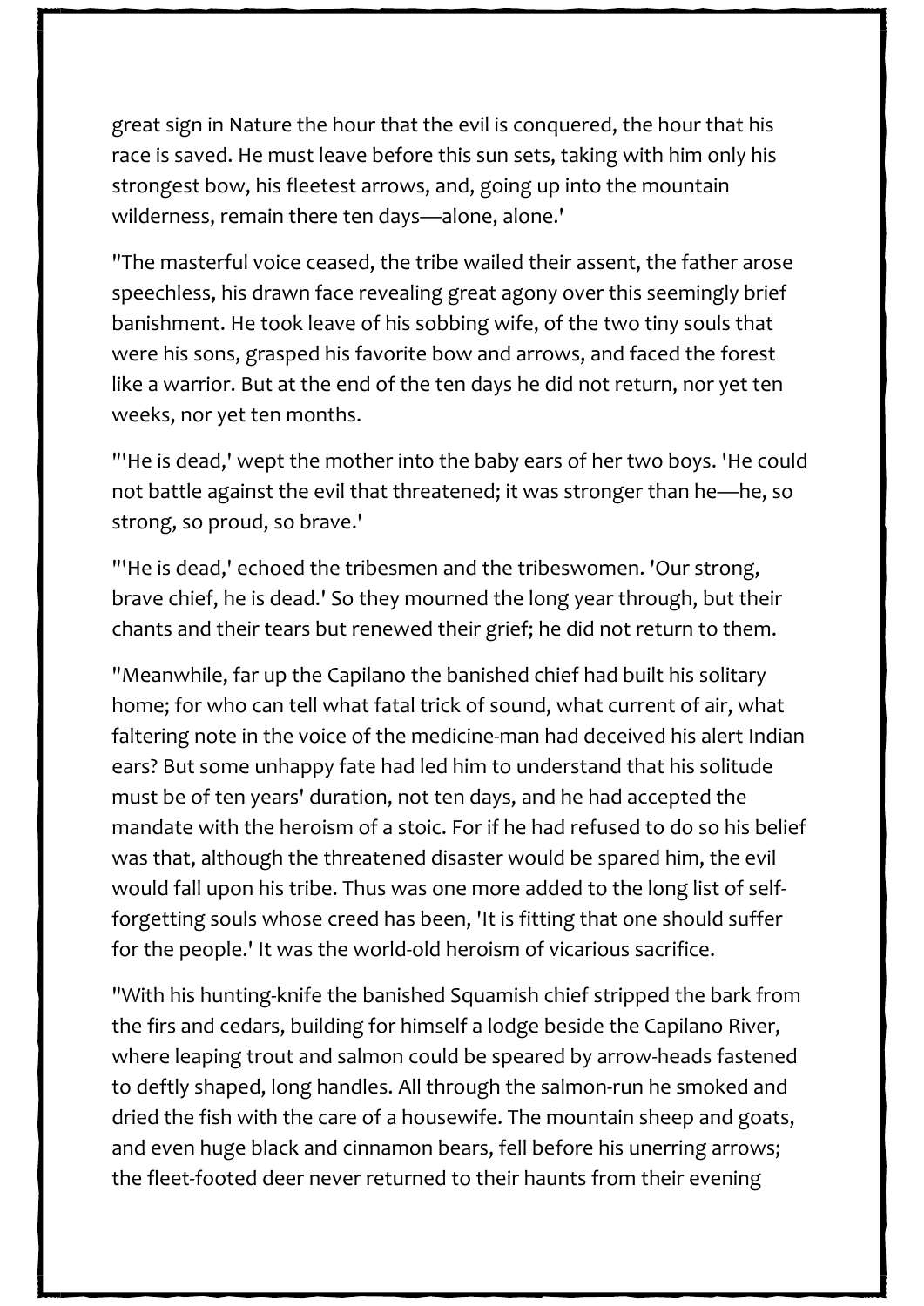great sign in Nature the hour that the evil is conquered, the hour that his race is saved. He must leave before this sun sets, taking with him only his strongest bow, his fleetest arrows, and, going up into the mountain wilderness, remain there ten days—alone, alone.'

"The masterful voice ceased, the tribe wailed their assent, the father arose speechless, his drawn face revealing great agony over this seemingly brief banishment. He took leave of his sobbing wife, of the two tiny souls that were his sons, grasped his favorite bow and arrows, and faced the forest like a warrior. But at the end of the ten days he did not return, nor yet ten weeks, nor yet ten months.

"'He is dead,' wept the mother into the baby ears of her two boys. 'He could not battle against the evil that threatened; it was stronger than he—he, so strong, so proud, so brave.'

"'He is dead,' echoed the tribesmen and the tribeswomen. 'Our strong, brave chief, he is dead.' So they mourned the long year through, but their chants and their tears but renewed their grief; he did not return to them.

"Meanwhile, far up the Capilano the banished chief had built his solitary home; for who can tell what fatal trick of sound, what current of air, what faltering note in the voice of the medicine-man had deceived his alert Indian ears? But some unhappy fate had led him to understand that his solitude must be of ten years' duration, not ten days, and he had accepted the mandate with the heroism of a stoic. For if he had refused to do so his belief was that, although the threatened disaster would be spared him, the evil would fall upon his tribe. Thus was one more added to the long list of self-forgetting souls whose creed has been, 'It is fitting that one should suffer for the people.' It was the world-old heroism of vicarious sacrifice.

"With his hunting-knife the banished Squamish chief stripped the bark from the firs and cedars, building for himself a lodge beside the Capilano River, where leaping trout and salmon could be speared by arrow-heads fastened to deftly shaped, long handles. All through the salmon-run he smoked and dried the fish with the care of a housewife. The mountain sheep and goats, and even huge black and cinnamon bears, fell before his unerring arrows; the fleet-footed deer never returned to their haunts from their evening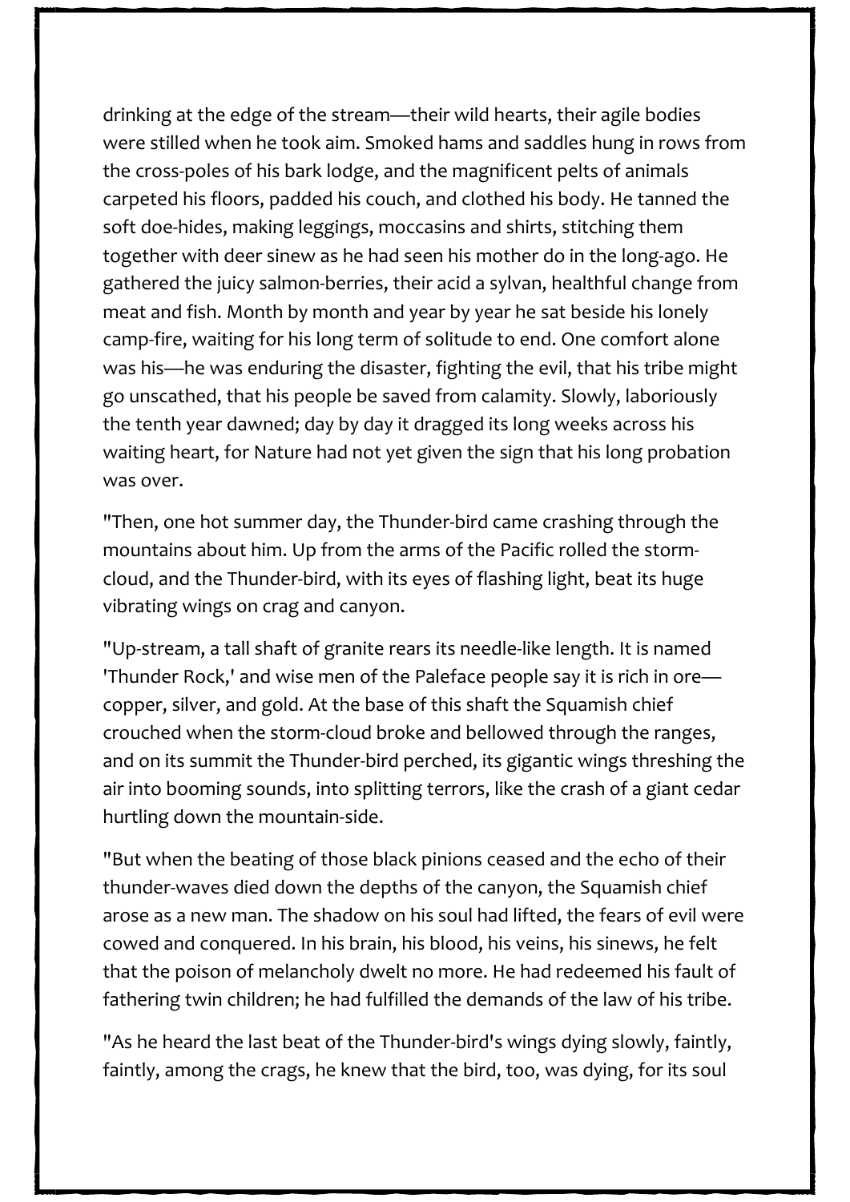drinking at the edge of the stream—their wild hearts, their agile bodies were stilled when he took aim. Smoked hams and saddles hung in rows from the cross-poles of his bark lodge, and the magnificent pelts of animals carpeted his floors, padded his couch, and clothed his body. He tanned the soft doe-hides, making leggings, moccasins and shirts, stitching them together with deer sinew as he had seen his mother do in the long-ago. He gathered the juicy salmon-berries, their acid a sylvan, healthful change from meat and fish. Month by month and year by year he sat beside his lonely camp-fire, waiting for his long term of solitude to end. One comfort alone was his—he was enduring the disaster, fighting the evil, that his tribe might go unscathed, that his people be saved from calamity. Slowly, laboriously the tenth year dawned; day by day it dragged its long weeks across his waiting heart, for Nature had not yet given the sign that his long probation was over.

"Then, one hot summer day, the Thunder-bird came crashing through the mountains about him. Up from the arms of the Pacific rolled the storm-cloud, and the Thunder-bird, with its eyes of flashing light, beat its huge vibrating wings on crag and canyon.

"Up-stream, a tall shaft of granite rears its needle-like length. It is named 'Thunder Rock,' and wise men of the Paleface people say it is rich in ore—copper, silver, and gold. At the base of this shaft the Squamish chief crouched when the storm-cloud broke and bellowed through the ranges, and on its summit the Thunder-bird perched, its gigantic wings threshing the air into booming sounds, into splitting terrors, like the crash of a giant cedar hurtling down the mountain-side.

"But when the beating of those black pinions ceased and the echo of their thunder-waves died down the depths of the canyon, the Squamish chief arose as a new man. The shadow on his soul had lifted, the fears of evil were cowed and conquered. In his brain, his blood, his veins, his sinews, he felt that the poison of melancholy dwelt no more. He had redeemed his fault of fathering twin children; he had fulfilled the demands of the law of his tribe.

"As he heard the last beat of the Thunder-bird's wings dying slowly, faintly, faintly, among the crags, he knew that the bird, too, was dying, for its soul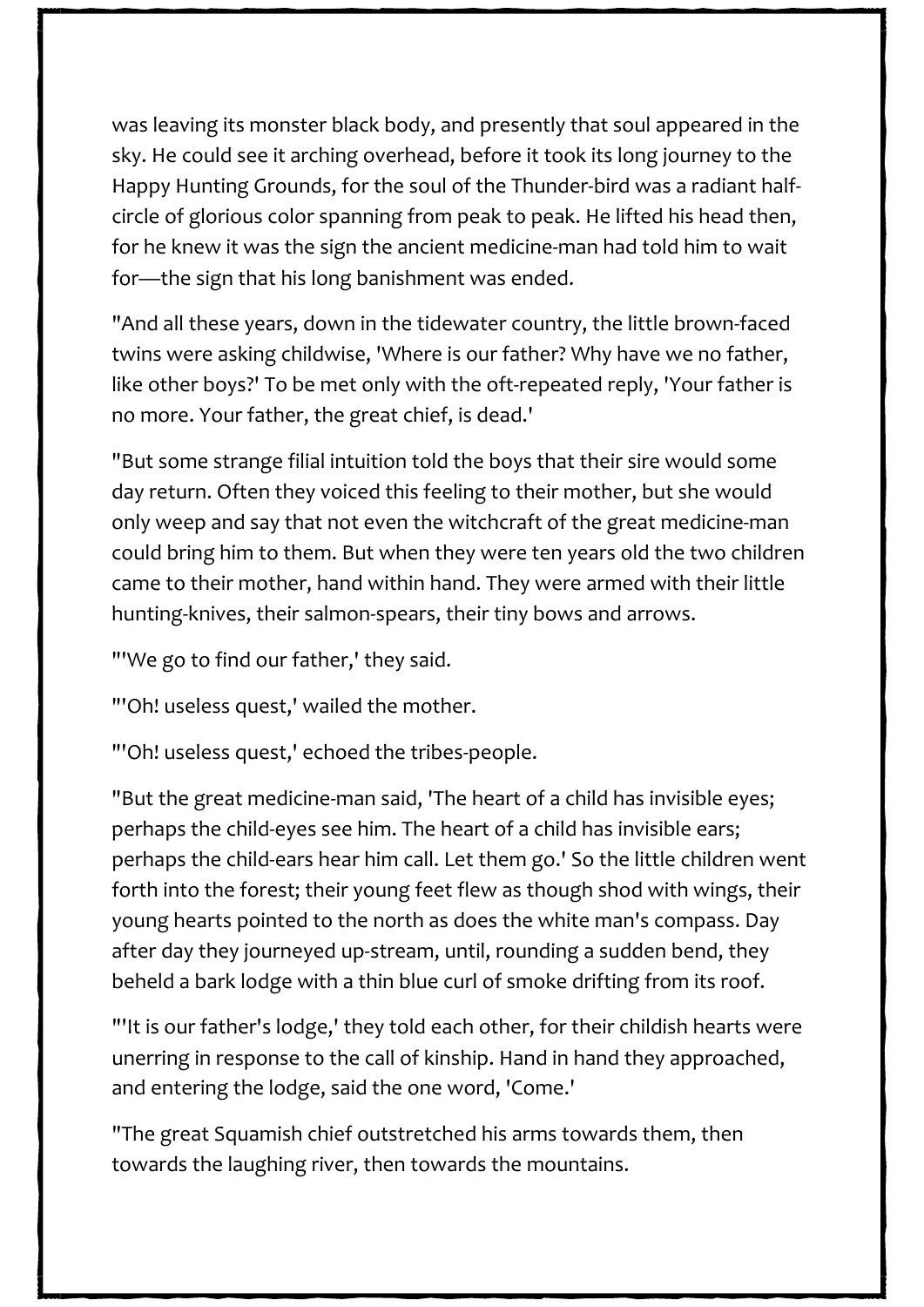was leaving its monster black body, and presently that soul appeared in the sky. He could see it arching overhead, before it took its long journey to the Happy Hunting Grounds, for the soul of the Thunder-bird was a radiant half-circle of glorious color spanning from peak to peak. He lifted his head then, for he knew it was the sign the ancient medicine-man had told him to wait for—the sign that his long banishment was ended.

"And all these years, down in the tidewater country, the little brown-faced twins were asking childwise, 'Where is our father? Why have we no father, like other boys?' To be met only with the oft-repeated reply, 'Your father is no more. Your father, the great chief, is dead.'

"But some strange filial intuition told the boys that their sire would some day return. Often they voiced this feeling to their mother, but she would only weep and say that not even the witchcraft of the great medicine-man could bring him to them. But when they were ten years old the two children came to their mother, hand within hand. They were armed with their little hunting-knives, their salmon-spears, their tiny bows and arrows.

"'We go to find our father,' they said.

"'Oh! useless quest,' wailed the mother.

"'Oh! useless quest,' echoed the tribes-people.

"But the great medicine-man said, 'The heart of a child has invisible eyes; perhaps the child-eyes see him. The heart of a child has invisible ears; perhaps the child-ears hear him call. Let them go.' So the little children went forth into the forest; their young feet flew as though shod with wings, their young hearts pointed to the north as does the white man's compass. Day after day they journeyed up-stream, until, rounding a sudden bend, they beheld a bark lodge with a thin blue curl of smoke drifting from its roof.

"'It is our father's lodge,' they told each other, for their childish hearts were unerring in response to the call of kinship. Hand in hand they approached, and entering the lodge, said the one word, 'Come.'

"The great Squamish chief outstretched his arms towards them, then towards the laughing river, then towards the mountains.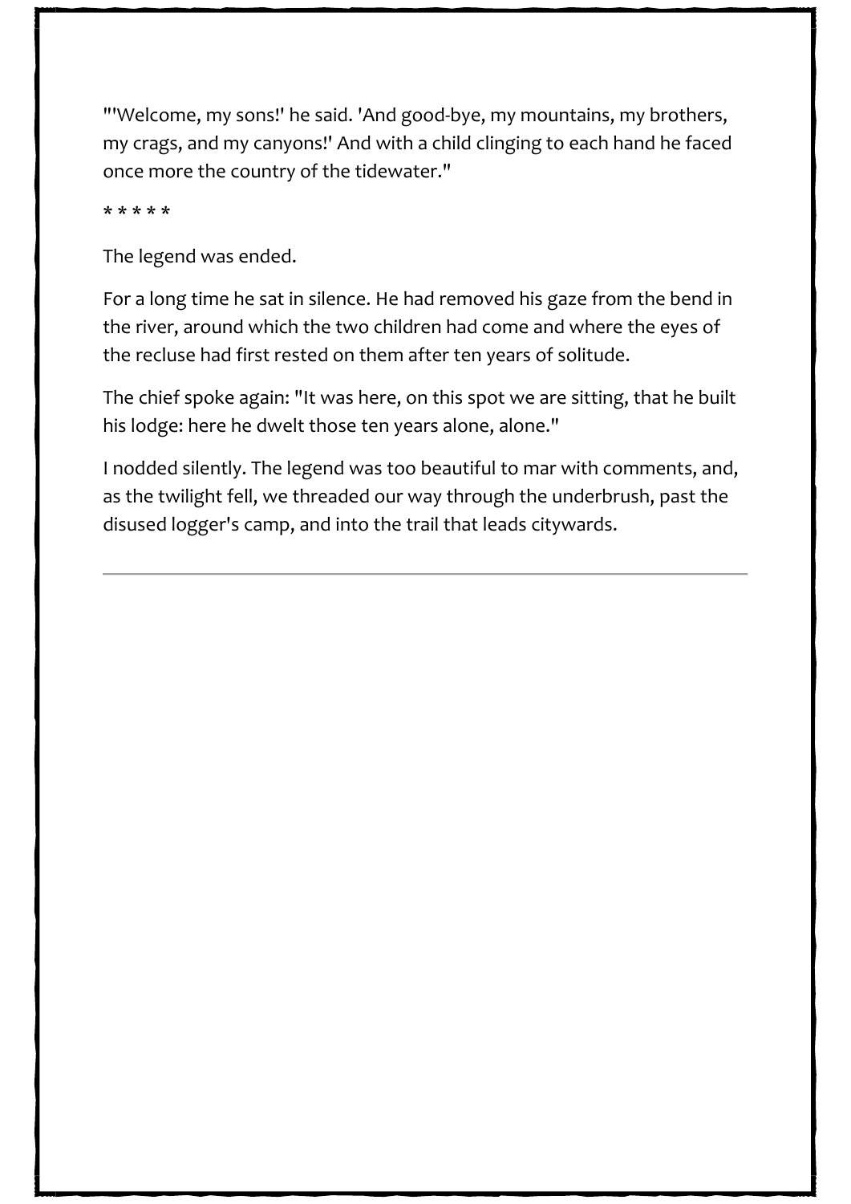"'Welcome, my sons!' he said. 'And good-bye, my mountains, my brothers, my crags, and my canyons!' And with a child clinging to each hand he faced once more the country of the tidewater."

* * * * *

The legend was ended.

For a long time he sat in silence. He had removed his gaze from the bend in the river, around which the two children had come and where the eyes of the recluse had first rested on them after ten years of solitude.

The chief spoke again: "It was here, on this spot we are sitting, that he built his lodge: here he dwelt those ten years alone, alone."

I nodded silently. The legend was too beautiful to mar with comments, and, as the twilight fell, we threaded our way through the underbrush, past the disused logger's camp, and into the trail that leads citywards.

---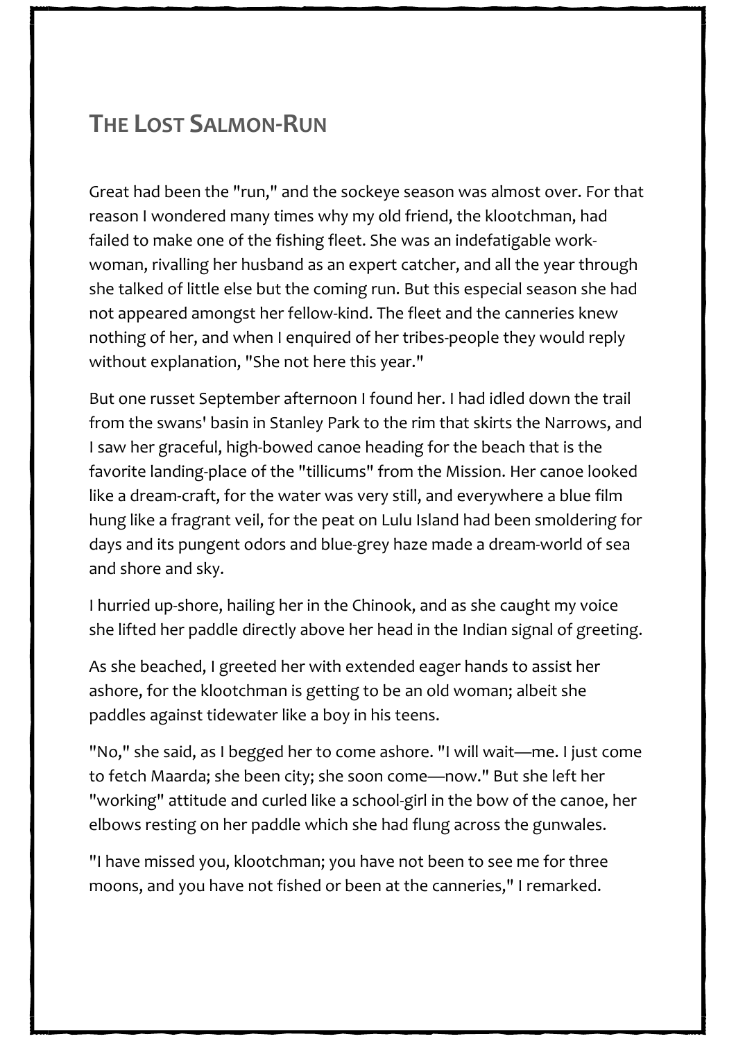## The Lost Salmon-Run

Great had been the "run," and the sockeye season was almost over. For that reason I wondered many times why my old friend, the klootchman, had failed to make one of the fishing fleet. She was an indefatigable work-woman, rivalling her husband as an expert catcher, and all the year through she talked of little else but the coming run. But this especial season she had not appeared amongst her fellow-kind. The fleet and the canneries knew nothing of her, and when I enquired of her tribes-people they would reply without explanation, "She not here this year."

But one russet September afternoon I found her. I had idled down the trail from the swans' basin in Stanley Park to the rim that skirts the Narrows, and I saw her graceful, high-bowed canoe heading for the beach that is the favorite landing-place of the "tillicums" from the Mission. Her canoe looked like a dream-craft, for the water was very still, and everywhere a blue film hung like a fragrant veil, for the peat on Lulu Island had been smoldering for days and its pungent odors and blue-grey haze made a dream-world of sea and shore and sky.

I hurried up-shore, hailing her in the Chinook, and as she caught my voice she lifted her paddle directly above her head in the Indian signal of greeting.

As she beached, I greeted her with extended eager hands to assist her ashore, for the klootchman is getting to be an old woman; albeit she paddles against tidewater like a boy in his teens.

"No," she said, as I begged her to come ashore. "I will wait—me. I just come to fetch Maarda; she been city; she soon come—now." But she left her "working" attitude and curled like a school-girl in the bow of the canoe, her elbows resting on her paddle which she had flung across the gunwales.

"I have missed you, klootchman; you have not been to see me for three moons, and you have not fished or been at the canneries," I remarked.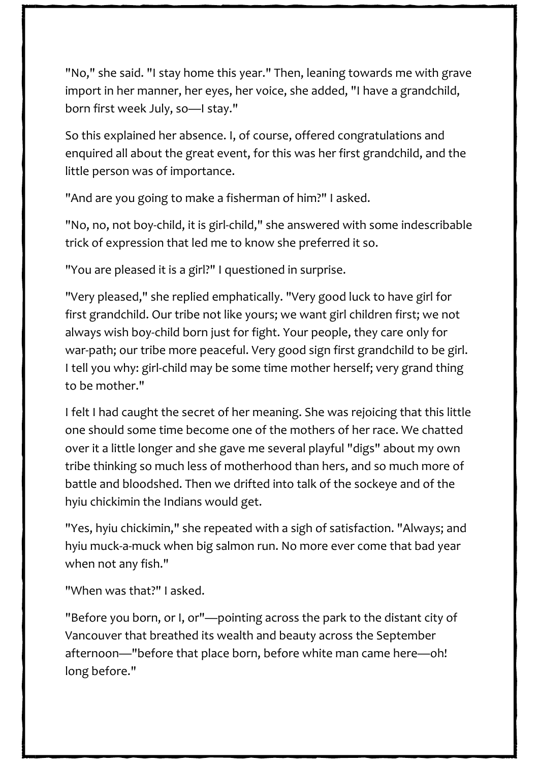"No," she said. "I stay home this year." Then, leaning towards me with grave import in her manner, her eyes, her voice, she added, "I have a grandchild, born first week July, so—I stay."

So this explained her absence. I, of course, offered congratulations and enquired all about the great event, for this was her first grandchild, and the little person was of importance.

"And are you going to make a fisherman of him?" I asked.

"No, no, not boy-child, it is girl-child," she answered with some indescribable trick of expression that led me to know she preferred it so.

"You are pleased it is a girl?" I questioned in surprise.

"Very pleased," she replied emphatically. "Very good luck to have girl for first grandchild. Our tribe not like yours; we want girl children first; we not always wish boy-child born just for fight. Your people, they care only for war-path; our tribe more peaceful. Very good sign first grandchild to be girl. I tell you why: girl-child may be some time mother herself; very grand thing to be mother."

I felt I had caught the secret of her meaning. She was rejoicing that this little one should some time become one of the mothers of her race. We chatted over it a little longer and she gave me several playful "digs" about my own tribe thinking so much less of motherhood than hers, and so much more of battle and bloodshed. Then we drifted into talk of the sockeye and of the hyiu chickimin the Indians would get.

"Yes, hyiu chickimin," she repeated with a sigh of satisfaction. "Always; and hyiu muck-a-muck when big salmon run. No more ever come that bad year when not any fish."

"When was that?" I asked.

"Before you born, or I, or"—pointing across the park to the distant city of Vancouver that breathed its wealth and beauty across the September afternoon—"before that place born, before white man came here—oh! long before."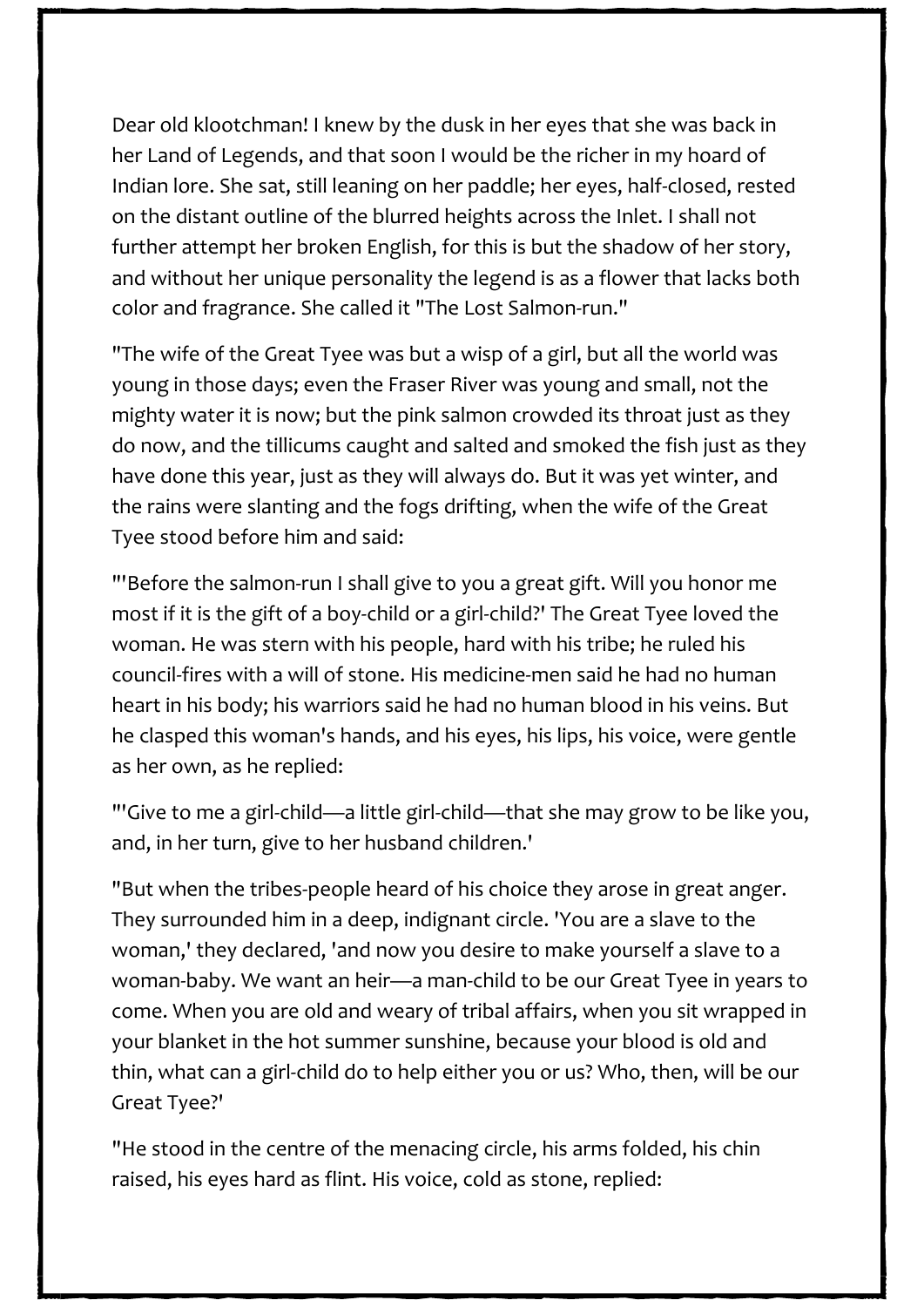Dear old klootchman! I knew by the dusk in her eyes that she was back in her Land of Legends, and that soon I would be the richer in my hoard of Indian lore. She sat, still leaning on her paddle; her eyes, half-closed, rested on the distant outline of the blurred heights across the Inlet. I shall not further attempt her broken English, for this is but the shadow of her story, and without her unique personality the legend is as a flower that lacks both color and fragrance. She called it "The Lost Salmon-run."

"The wife of the Great Tyee was but a wisp of a girl, but all the world was young in those days; even the Fraser River was young and small, not the mighty water it is now; but the pink salmon crowded its throat just as they do now, and the tillicums caught and salted and smoked the fish just as they have done this year, just as they will always do. But it was yet winter, and the rains were slanting and the fogs drifting, when the wife of the Great Tyee stood before him and said:

"'Before the salmon-run I shall give to you a great gift. Will you honor me most if it is the gift of a boy-child or a girl-child?' The Great Tyee loved the woman. He was stern with his people, hard with his tribe; he ruled his council-fires with a will of stone. His medicine-men said he had no human heart in his body; his warriors said he had no human blood in his veins. But he clasped this woman's hands, and his eyes, his lips, his voice, were gentle as her own, as he replied:

"'Give to me a girl-child—a little girl-child—that she may grow to be like you, and, in her turn, give to her husband children.'

"But when the tribes-people heard of his choice they arose in great anger. They surrounded him in a deep, indignant circle. 'You are a slave to the woman,' they declared, 'and now you desire to make yourself a slave to a woman-baby. We want an heir—a man-child to be our Great Tyee in years to come. When you are old and weary of tribal affairs, when you sit wrapped in your blanket in the hot summer sunshine, because your blood is old and thin, what can a girl-child do to help either you or us? Who, then, will be our Great Tyee?'

"He stood in the centre of the menacing circle, his arms folded, his chin raised, his eyes hard as flint. His voice, cold as stone, replied: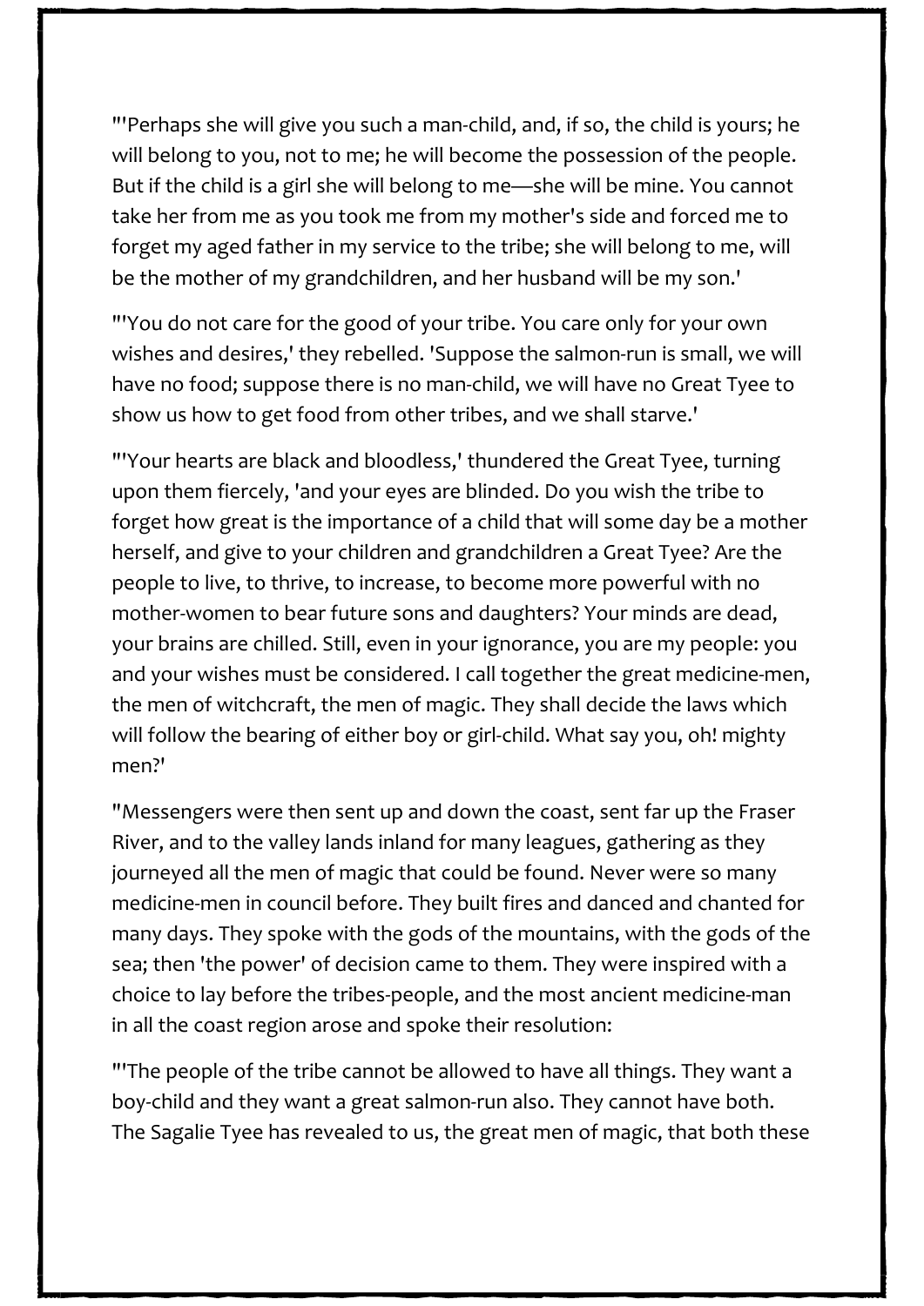"'Perhaps she will give you such a man-child, and, if so, the child is yours; he will belong to you, not to me; he will become the possession of the people. But if the child is a girl she will belong to me—she will be mine. You cannot take her from me as you took me from my mother's side and forced me to forget my aged father in my service to the tribe; she will belong to me, will be the mother of my grandchildren, and her husband will be my son.'

"'You do not care for the good of your tribe. You care only for your own wishes and desires,' they rebelled. 'Suppose the salmon-run is small, we will have no food; suppose there is no man-child, we will have no Great Tyee to show us how to get food from other tribes, and we shall starve.'

"'Your hearts are black and bloodless,' thundered the Great Tyee, turning upon them fiercely, 'and your eyes are blinded. Do you wish the tribe to forget how great is the importance of a child that will some day be a mother herself, and give to your children and grandchildren a Great Tyee? Are the people to live, to thrive, to increase, to become more powerful with no mother-women to bear future sons and daughters? Your minds are dead, your brains are chilled. Still, even in your ignorance, you are my people: you and your wishes must be considered. I call together the great medicine-men, the men of witchcraft, the men of magic. They shall decide the laws which will follow the bearing of either boy or girl-child. What say you, oh! mighty men?'

"Messengers were then sent up and down the coast, sent far up the Fraser River, and to the valley lands inland for many leagues, gathering as they journeyed all the men of magic that could be found. Never were so many medicine-men in council before. They built fires and danced and chanted for many days. They spoke with the gods of the mountains, with the gods of the sea; then 'the power' of decision came to them. They were inspired with a choice to lay before the tribes-people, and the most ancient medicine-man in all the coast region arose and spoke their resolution:

"'The people of the tribe cannot be allowed to have all things. They want a boy-child and they want a great salmon-run also. They cannot have both. The Sagalie Tyee has revealed to us, the great men of magic, that both these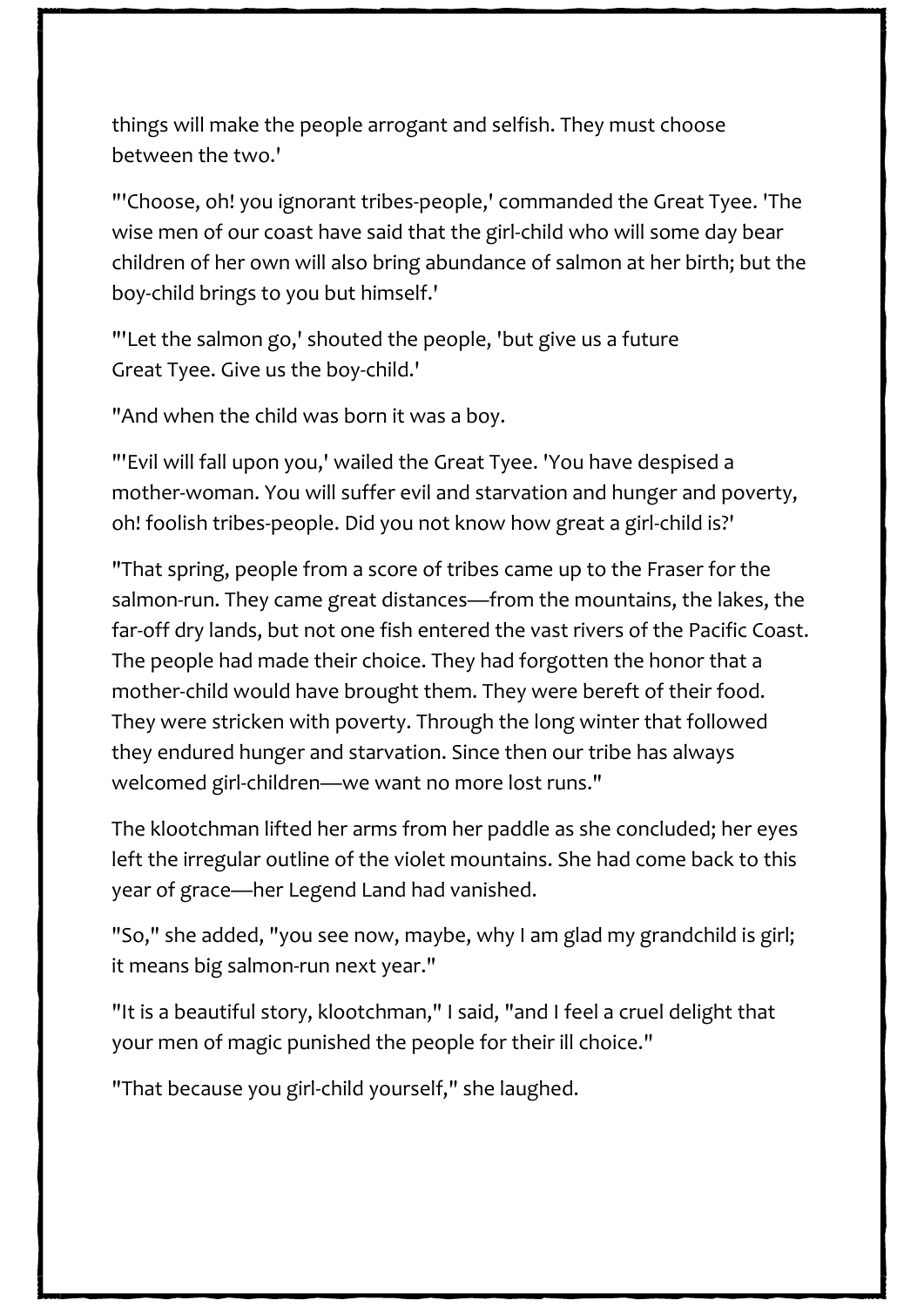things will make the people arrogant and selfish. They must choose between the two.'

"'Choose, oh! you ignorant tribes-people,' commanded the Great Tyee. 'The wise men of our coast have said that the girl-child who will some day bear children of her own will also bring abundance of salmon at her birth; but the boy-child brings to you but himself.'

"'Let the salmon go,' shouted the people, 'but give us a future Great Tyee. Give us the boy-child.'

"And when the child was born it was a boy.

"'Evil will fall upon you,' wailed the Great Tyee. 'You have despised a mother-woman. You will suffer evil and starvation and hunger and poverty, oh! foolish tribes-people. Did you not know how great a girl-child is?'

"That spring, people from a score of tribes came up to the Fraser for the salmon-run. They came great distances—from the mountains, the lakes, the far-off dry lands, but not one fish entered the vast rivers of the Pacific Coast. The people had made their choice. They had forgotten the honor that a mother-child would have brought them. They were bereft of their food. They were stricken with poverty. Through the long winter that followed they endured hunger and starvation. Since then our tribe has always welcomed girl-children—we want no more lost runs."

The klootchman lifted her arms from her paddle as she concluded; her eyes left the irregular outline of the violet mountains. She had come back to this year of grace—her Legend Land had vanished.

"So," she added, "you see now, maybe, why I am glad my grandchild is girl; it means big salmon-run next year."

"It is a beautiful story, klootchman," I said, "and I feel a cruel delight that your men of magic punished the people for their ill choice."

"That because you girl-child yourself," she laughed.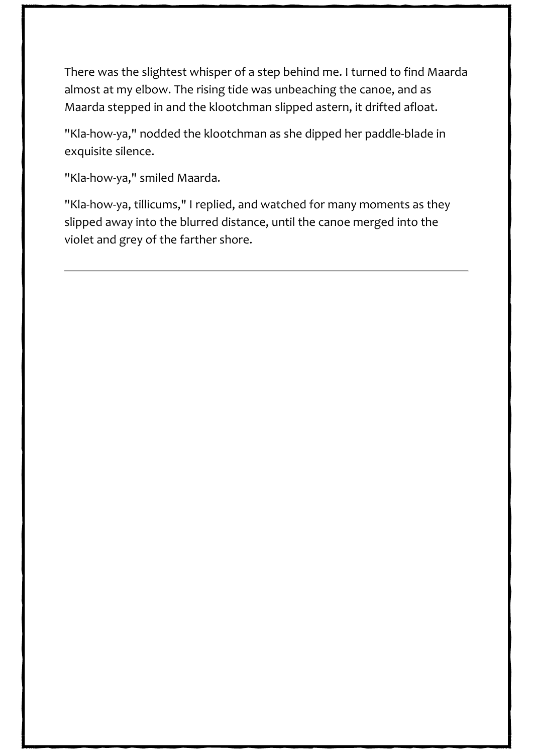There was the slightest whisper of a step behind me. I turned to find Maarda almost at my elbow. The rising tide was unbeaching the canoe, and as Maarda stepped in and the klootchman slipped astern, it drifted afloat.

"Kla-how-ya," nodded the klootchman as she dipped her paddle-blade in exquisite silence.

"Kla-how-ya," smiled Maarda.

"Kla-how-ya, tillicums," I replied, and watched for many moments as they slipped away into the blurred distance, until the canoe merged into the violet and grey of the farther shore.

---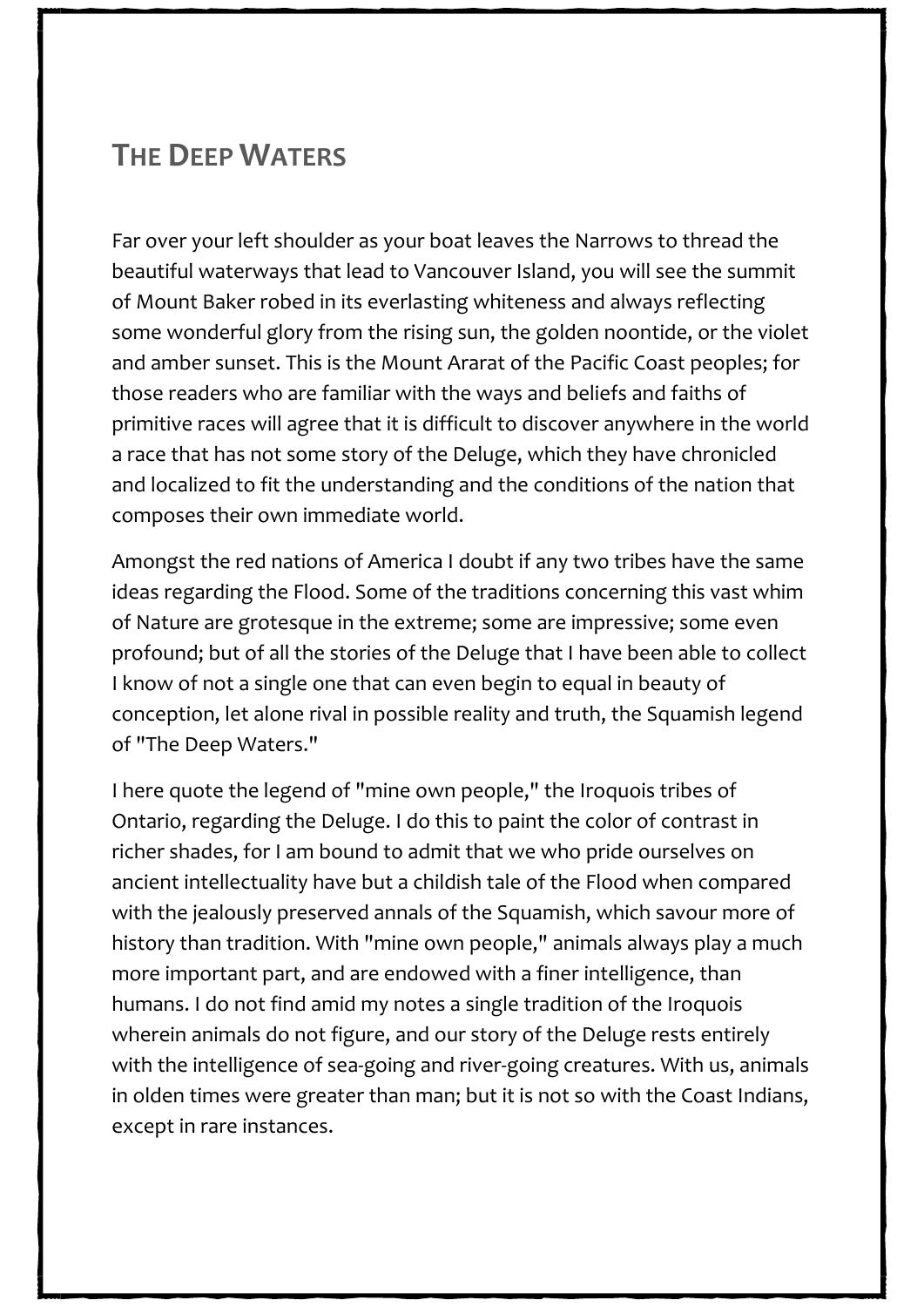## THE DEEP WATERS

Far over your left shoulder as your boat leaves the Narrows to thread the beautiful waterways that lead to Vancouver Island, you will see the summit of Mount Baker robed in its everlasting whiteness and always reflecting some wonderful glory from the rising sun, the golden noontide, or the violet and amber sunset. This is the Mount Ararat of the Pacific Coast peoples; for those readers who are familiar with the ways and beliefs and faiths of primitive races will agree that it is difficult to discover anywhere in the world a race that has not some story of the Deluge, which they have chronicled and localized to fit the understanding and the conditions of the nation that composes their own immediate world.

Amongst the red nations of America I doubt if any two tribes have the same ideas regarding the Flood. Some of the traditions concerning this vast whim of Nature are grotesque in the extreme; some are impressive; some even profound; but of all the stories of the Deluge that I have been able to collect I know of not a single one that can even begin to equal in beauty of conception, let alone rival in possible reality and truth, the Squamish legend of "The Deep Waters."

I here quote the legend of "mine own people," the Iroquois tribes of Ontario, regarding the Deluge. I do this to paint the color of contrast in richer shades, for I am bound to admit that we who pride ourselves on ancient intellectuality have but a childish tale of the Flood when compared with the jealously preserved annals of the Squamish, which savour more of history than tradition. With "mine own people," animals always play a much more important part, and are endowed with a finer intelligence, than humans. I do not find amid my notes a single tradition of the Iroquois wherein animals do not figure, and our story of the Deluge rests entirely with the intelligence of sea-going and river-going creatures. With us, animals in olden times were greater than man; but it is not so with the Coast Indians, except in rare instances.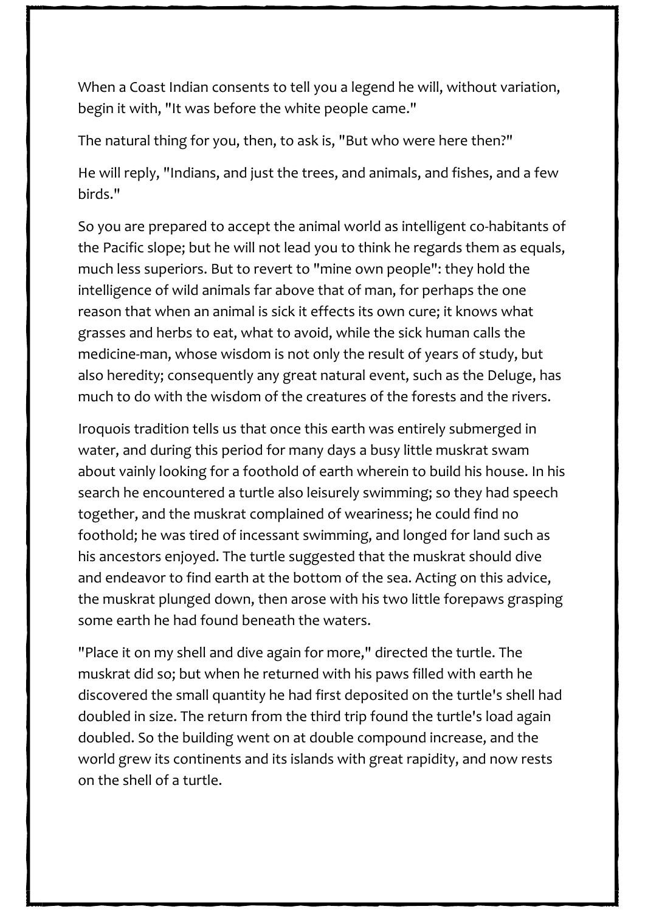When a Coast Indian consents to tell you a legend he will, without variation, begin it with, "It was before the white people came."

The natural thing for you, then, to ask is, "But who were here then?"

He will reply, "Indians, and just the trees, and animals, and fishes, and a few birds."

So you are prepared to accept the animal world as intelligent co-habitants of the Pacific slope; but he will not lead you to think he regards them as equals, much less superiors. But to revert to "mine own people": they hold the intelligence of wild animals far above that of man, for perhaps the one reason that when an animal is sick it effects its own cure; it knows what grasses and herbs to eat, what to avoid, while the sick human calls the medicine-man, whose wisdom is not only the result of years of study, but also heredity; consequently any great natural event, such as the Deluge, has much to do with the wisdom of the creatures of the forests and the rivers.

Iroquois tradition tells us that once this earth was entirely submerged in water, and during this period for many days a busy little muskrat swam about vainly looking for a foothold of earth wherein to build his house. In his search he encountered a turtle also leisurely swimming; so they had speech together, and the muskrat complained of weariness; he could find no foothold; he was tired of incessant swimming, and longed for land such as his ancestors enjoyed. The turtle suggested that the muskrat should dive and endeavor to find earth at the bottom of the sea. Acting on this advice, the muskrat plunged down, then arose with his two little forepaws grasping some earth he had found beneath the waters.

"Place it on my shell and dive again for more," directed the turtle. The muskrat did so; but when he returned with his paws filled with earth he discovered the small quantity he had first deposited on the turtle's shell had doubled in size. The return from the third trip found the turtle's load again doubled. So the building went on at double compound increase, and the world grew its continents and its islands with great rapidity, and now rests on the shell of a turtle.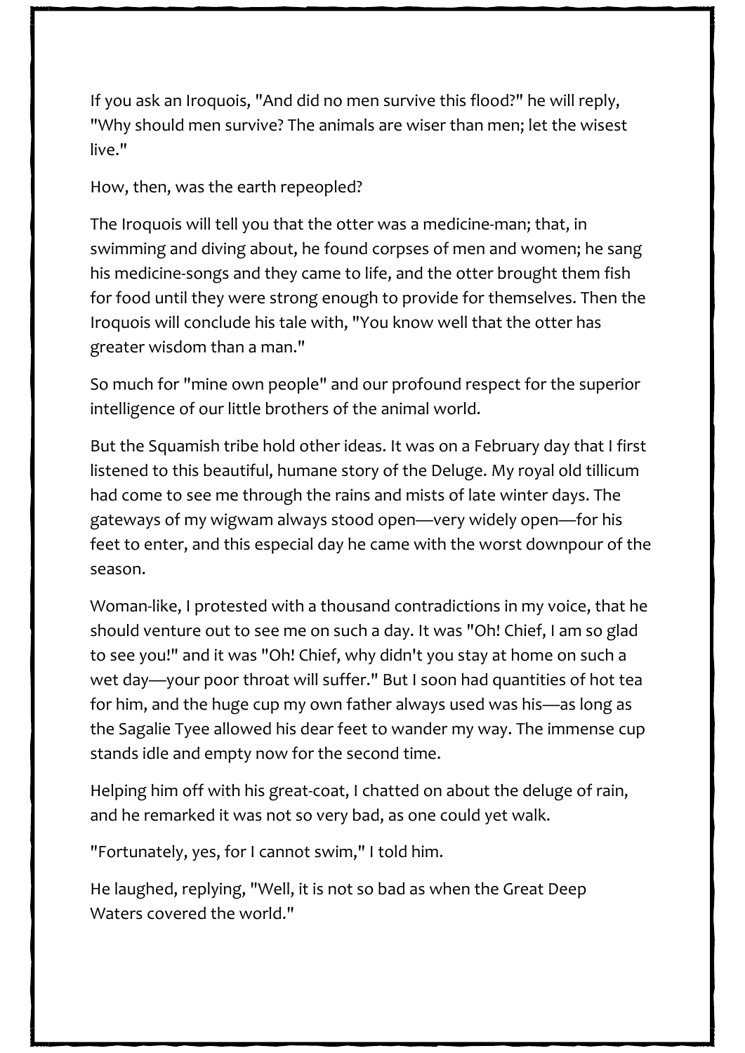If you ask an Iroquois, "And did no men survive this flood?" he will reply, "Why should men survive? The animals are wiser than men; let the wisest live."

How, then, was the earth repeopled?

The Iroquois will tell you that the otter was a medicine-man; that, in swimming and diving about, he found corpses of men and women; he sang his medicine-songs and they came to life, and the otter brought them fish for food until they were strong enough to provide for themselves. Then the Iroquois will conclude his tale with, "You know well that the otter has greater wisdom than a man."

So much for "mine own people" and our profound respect for the superior intelligence of our little brothers of the animal world.

But the Squamish tribe hold other ideas. It was on a February day that I first listened to this beautiful, humane story of the Deluge. My royal old tillicum had come to see me through the rains and mists of late winter days. The gateways of my wigwam always stood open—very widely open—for his feet to enter, and this especial day he came with the worst downpour of the season.

Woman-like, I protested with a thousand contradictions in my voice, that he should venture out to see me on such a day. It was "Oh! Chief, I am so glad to see you!" and it was "Oh! Chief, why didn't you stay at home on such a wet day—your poor throat will suffer." But I soon had quantities of hot tea for him, and the huge cup my own father always used was his—as long as the Sagalie Tyee allowed his dear feet to wander my way. The immense cup stands idle and empty now for the second time.

Helping him off with his great-coat, I chatted on about the deluge of rain, and he remarked it was not so very bad, as one could yet walk.

"Fortunately, yes, for I cannot swim," I told him.

He laughed, replying, "Well, it is not so bad as when the Great Deep Waters covered the world."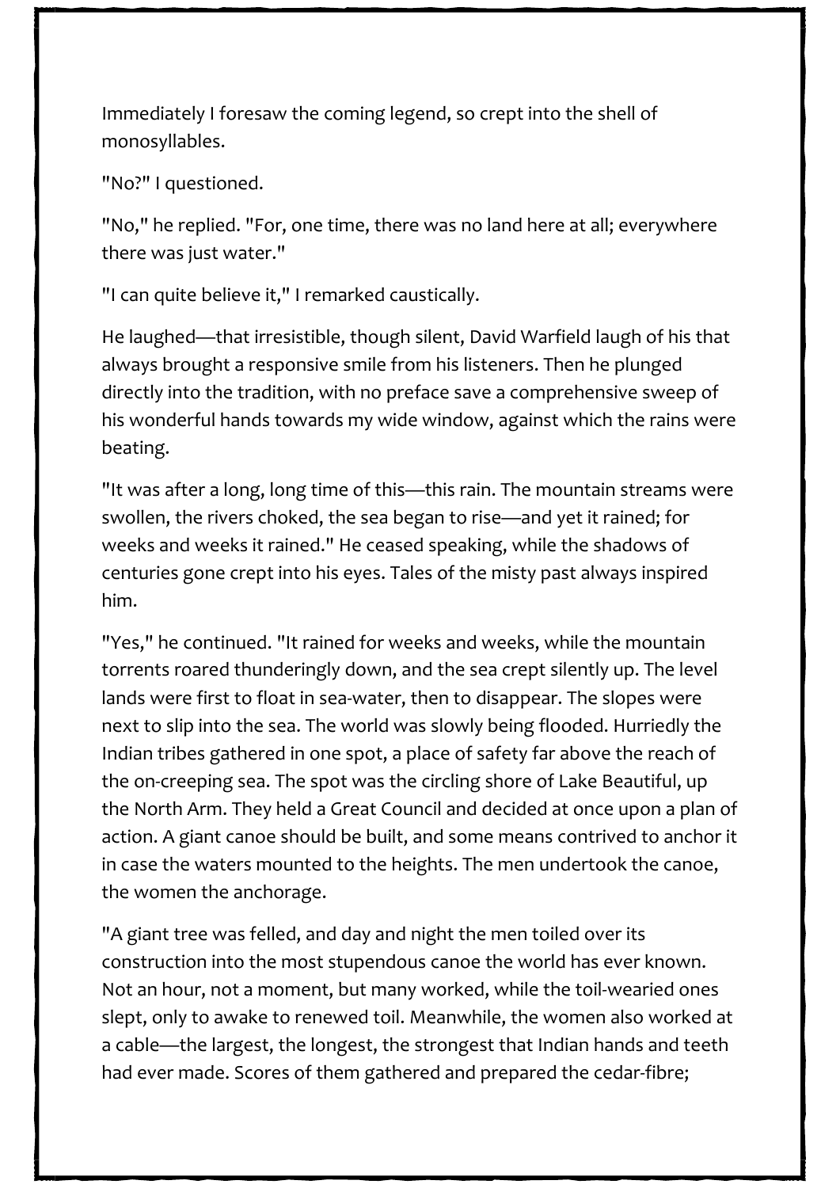Immediately I foresaw the coming legend, so crept into the shell of monosyllables.

"No?" I questioned.

"No," he replied. "For, one time, there was no land here at all; everywhere there was just water."

"I can quite believe it," I remarked caustically.

He laughed—that irresistible, though silent, David Warfield laugh of his that always brought a responsive smile from his listeners. Then he plunged directly into the tradition, with no preface save a comprehensive sweep of his wonderful hands towards my wide window, against which the rains were beating.

"It was after a long, long time of this—this rain. The mountain streams were swollen, the rivers choked, the sea began to rise—and yet it rained; for weeks and weeks it rained." He ceased speaking, while the shadows of centuries gone crept into his eyes. Tales of the misty past always inspired him.

"Yes," he continued. "It rained for weeks and weeks, while the mountain torrents roared thunderingly down, and the sea crept silently up. The level lands were first to float in sea-water, then to disappear. The slopes were next to slip into the sea. The world was slowly being flooded. Hurriedly the Indian tribes gathered in one spot, a place of safety far above the reach of the on-creeping sea. The spot was the circling shore of Lake Beautiful, up the North Arm. They held a Great Council and decided at once upon a plan of action. A giant canoe should be built, and some means contrived to anchor it in case the waters mounted to the heights. The men undertook the canoe, the women the anchorage.

"A giant tree was felled, and day and night the men toiled over its construction into the most stupendous canoe the world has ever known. Not an hour, not a moment, but many worked, while the toil-wearied ones slept, only to awake to renewed toil. Meanwhile, the women also worked at a cable—the largest, the longest, the strongest that Indian hands and teeth had ever made. Scores of them gathered and prepared the cedar-fibre;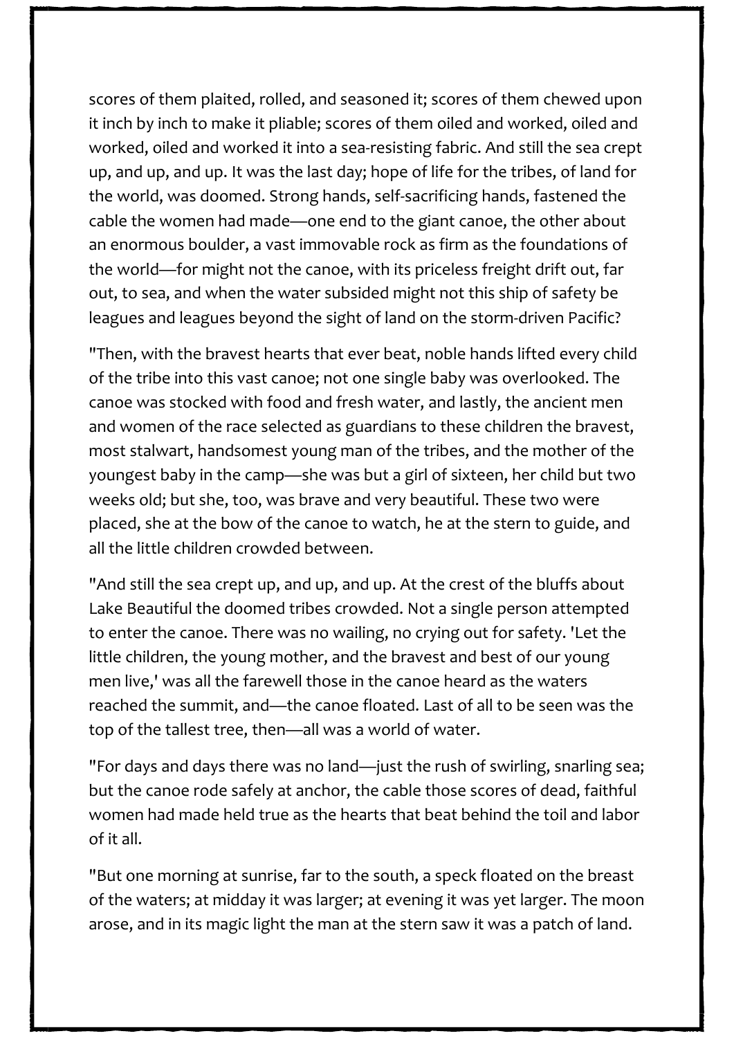scores of them plaited, rolled, and seasoned it; scores of them chewed upon it inch by inch to make it pliable; scores of them oiled and worked, oiled and worked, oiled and worked it into a sea-resisting fabric. And still the sea crept up, and up, and up. It was the last day; hope of life for the tribes, of land for the world, was doomed. Strong hands, self-sacrificing hands, fastened the cable the women had made—one end to the giant canoe, the other about an enormous boulder, a vast immovable rock as firm as the foundations of the world—for might not the canoe, with its priceless freight drift out, far out, to sea, and when the water subsided might not this ship of safety be leagues and leagues beyond the sight of land on the storm-driven Pacific?

"Then, with the bravest hearts that ever beat, noble hands lifted every child of the tribe into this vast canoe; not one single baby was overlooked. The canoe was stocked with food and fresh water, and lastly, the ancient men and women of the race selected as guardians to these children the bravest, most stalwart, handsomest young man of the tribes, and the mother of the youngest baby in the camp—she was but a girl of sixteen, her child but two weeks old; but she, too, was brave and very beautiful. These two were placed, she at the bow of the canoe to watch, he at the stern to guide, and all the little children crowded between.

"And still the sea crept up, and up, and up. At the crest of the bluffs about Lake Beautiful the doomed tribes crowded. Not a single person attempted to enter the canoe. There was no wailing, no crying out for safety. 'Let the little children, the young mother, and the bravest and best of our young men live,' was all the farewell those in the canoe heard as the waters reached the summit, and—the canoe floated. Last of all to be seen was the top of the tallest tree, then—all was a world of water.

"For days and days there was no land—just the rush of swirling, snarling sea; but the canoe rode safely at anchor, the cable those scores of dead, faithful women had made held true as the hearts that beat behind the toil and labor of it all.

"But one morning at sunrise, far to the south, a speck floated on the breast of the waters; at midday it was larger; at evening it was yet larger. The moon arose, and in its magic light the man at the stern saw it was a patch of land.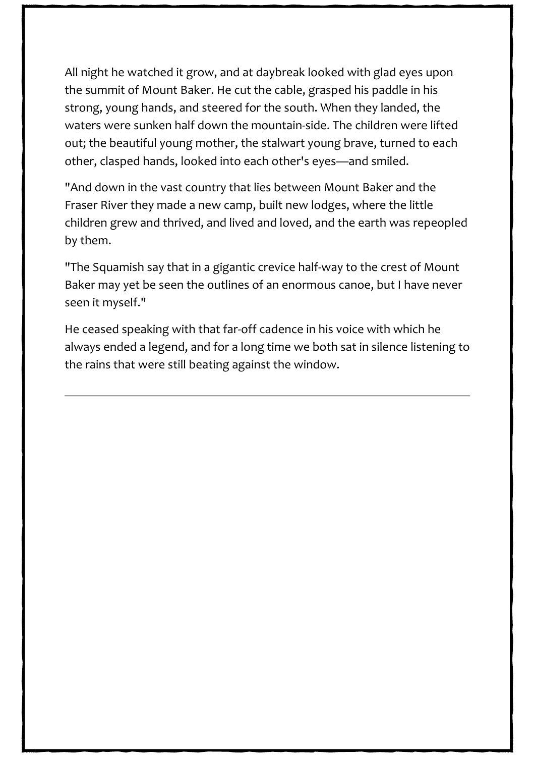All night he watched it grow, and at daybreak looked with glad eyes upon the summit of Mount Baker. He cut the cable, grasped his paddle in his strong, young hands, and steered for the south. When they landed, the waters were sunken half down the mountain-side. The children were lifted out; the beautiful young mother, the stalwart young brave, turned to each other, clasped hands, looked into each other's eyes—and smiled.

"And down in the vast country that lies between Mount Baker and the Fraser River they made a new camp, built new lodges, where the little children grew and thrived, and lived and loved, and the earth was repeopled by them.

"The Squamish say that in a gigantic crevice half-way to the crest of Mount Baker may yet be seen the outlines of an enormous canoe, but I have never seen it myself."

He ceased speaking with that far-off cadence in his voice with which he always ended a legend, and for a long time we both sat in silence listening to the rains that were still beating against the window.

---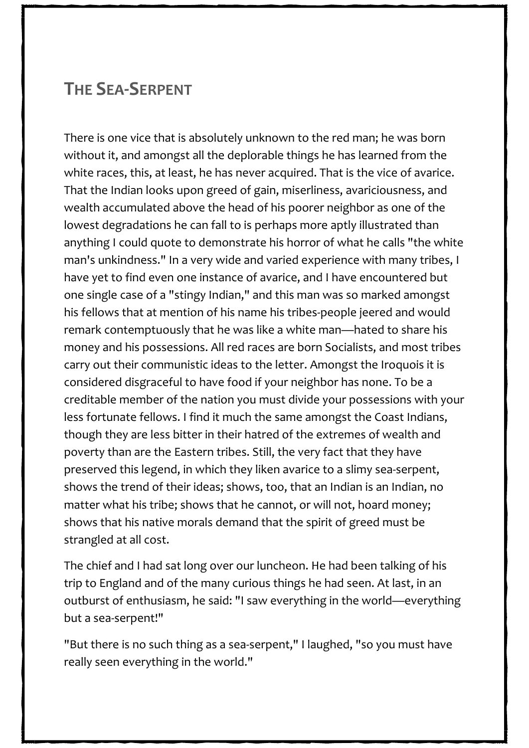## The Sea-Serpent

There is one vice that is absolutely unknown to the red man; he was born without it, and amongst all the deplorable things he has learned from the white races, this, at least, he has never acquired. That is the vice of avarice. That the Indian looks upon greed of gain, miserliness, avariciousness, and wealth accumulated above the head of his poorer neighbor as one of the lowest degradations he can fall to is perhaps more aptly illustrated than anything I could quote to demonstrate his horror of what he calls "the white man's unkindness." In a very wide and varied experience with many tribes, I have yet to find even one instance of avarice, and I have encountered but one single case of a "stingy Indian," and this man was so marked amongst his fellows that at mention of his name his tribes-people jeered and would remark contemptuously that he was like a white man—hated to share his money and his possessions. All red races are born Socialists, and most tribes carry out their communistic ideas to the letter. Amongst the Iroquois it is considered disgraceful to have food if your neighbor has none. To be a creditable member of the nation you must divide your possessions with your less fortunate fellows. I find it much the same amongst the Coast Indians, though they are less bitter in their hatred of the extremes of wealth and poverty than are the Eastern tribes. Still, the very fact that they have preserved this legend, in which they liken avarice to a slimy sea-serpent, shows the trend of their ideas; shows, too, that an Indian is an Indian, no matter what his tribe; shows that he cannot, or will not, hoard money; shows that his native morals demand that the spirit of greed must be strangled at all cost.

The chief and I had sat long over our luncheon. He had been talking of his trip to England and of the many curious things he had seen. At last, in an outburst of enthusiasm, he said: "I saw everything in the world—everything but a sea-serpent!"

"But there is no such thing as a sea-serpent," I laughed, "so you must have really seen everything in the world."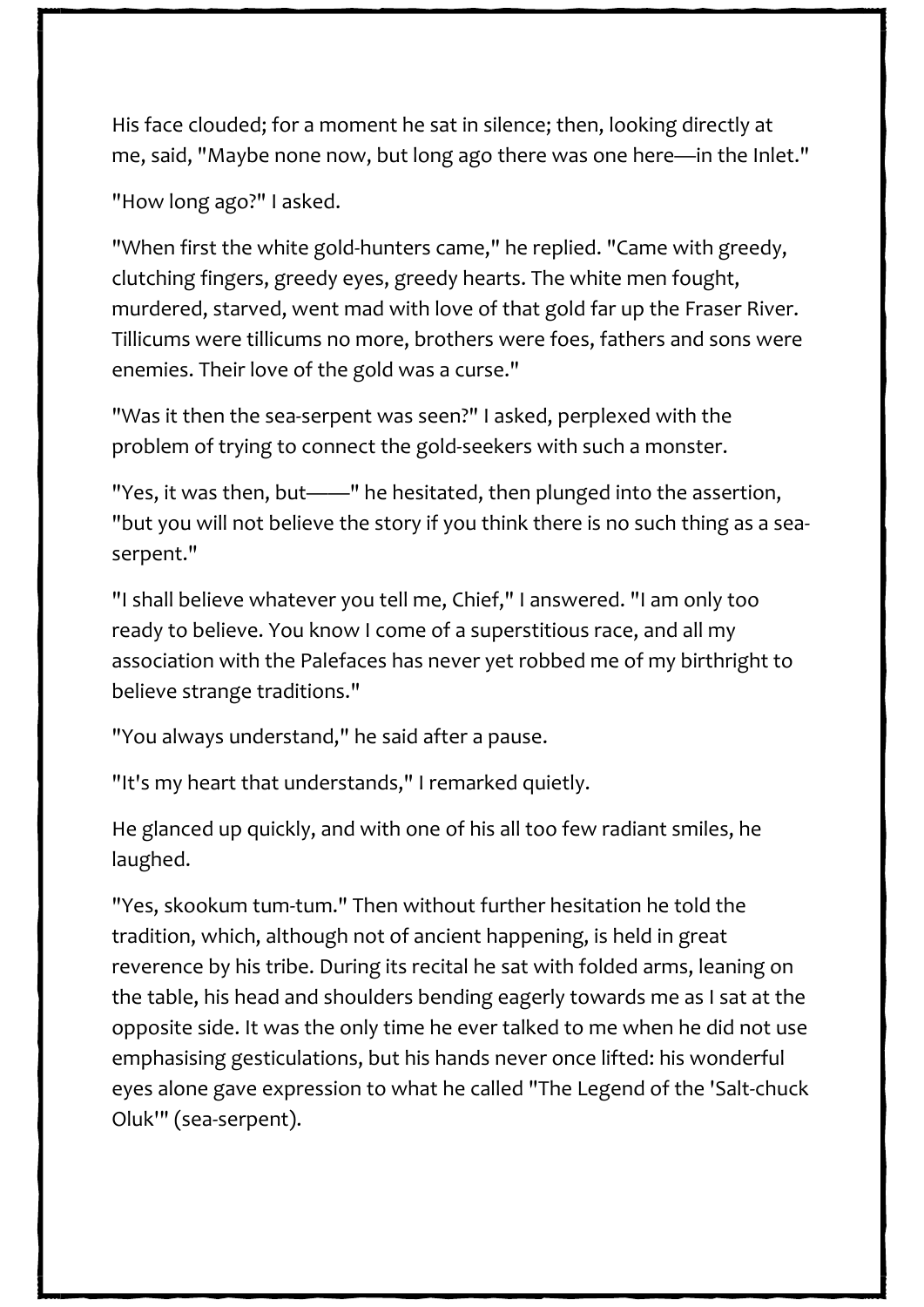His face clouded; for a moment he sat in silence; then, looking directly at me, said, "Maybe none now, but long ago there was one here—in the Inlet."

"How long ago?" I asked.

"When first the white gold-hunters came," he replied. "Came with greedy, clutching fingers, greedy eyes, greedy hearts. The white men fought, murdered, starved, went mad with love of that gold far up the Fraser River. Tillicums were tillicums no more, brothers were foes, fathers and sons were enemies. Their love of the gold was a curse."

"Was it then the sea-serpent was seen?" I asked, perplexed with the problem of trying to connect the gold-seekers with such a monster.

"Yes, it was then, but——" he hesitated, then plunged into the assertion, "but you will not believe the story if you think there is no such thing as a sea-serpent."

"I shall believe whatever you tell me, Chief," I answered. "I am only too ready to believe. You know I come of a superstitious race, and all my association with the Palefaces has never yet robbed me of my birthright to believe strange traditions."

"You always understand," he said after a pause.

"It's my heart that understands," I remarked quietly.

He glanced up quickly, and with one of his all too few radiant smiles, he laughed.

"Yes, skookum tum-tum." Then without further hesitation he told the tradition, which, although not of ancient happening, is held in great reverence by his tribe. During its recital he sat with folded arms, leaning on the table, his head and shoulders bending eagerly towards me as I sat at the opposite side. It was the only time he ever talked to me when he did not use emphasising gesticulations, but his hands never once lifted: his wonderful eyes alone gave expression to what he called "The Legend of the 'Salt-chuck Oluk'" (sea-serpent).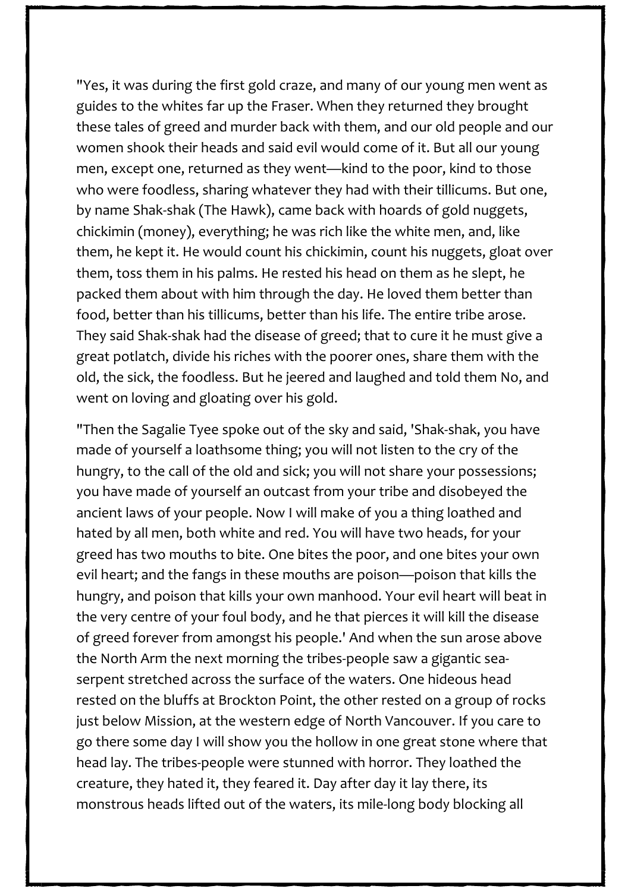"Yes, it was during the first gold craze, and many of our young men went as guides to the whites far up the Fraser. When they returned they brought these tales of greed and murder back with them, and our old people and our women shook their heads and said evil would come of it. But all our young men, except one, returned as they went—kind to the poor, kind to those who were foodless, sharing whatever they had with their tillicums. But one, by name Shak-shak (The Hawk), came back with hoards of gold nuggets, chickimin (money), everything; he was rich like the white men, and, like them, he kept it. He would count his chickimin, count his nuggets, gloat over them, toss them in his palms. He rested his head on them as he slept, he packed them about with him through the day. He loved them better than food, better than his tillicums, better than his life. The entire tribe arose. They said Shak-shak had the disease of greed; that to cure it he must give a great potlatch, divide his riches with the poorer ones, share them with the old, the sick, the foodless. But he jeered and laughed and told them No, and went on loving and gloating over his gold.

"Then the Sagalie Tyee spoke out of the sky and said, 'Shak-shak, you have made of yourself a loathsome thing; you will not listen to the cry of the hungry, to the call of the old and sick; you will not share your possessions; you have made of yourself an outcast from your tribe and disobeyed the ancient laws of your people. Now I will make of you a thing loathed and hated by all men, both white and red. You will have two heads, for your greed has two mouths to bite. One bites the poor, and one bites your own evil heart; and the fangs in these mouths are poison—poison that kills the hungry, and poison that kills your own manhood. Your evil heart will beat in the very centre of your foul body, and he that pierces it will kill the disease of greed forever from amongst his people.' And when the sun arose above the North Arm the next morning the tribes-people saw a gigantic sea-serpent stretched across the surface of the waters. One hideous head rested on the bluffs at Brockton Point, the other rested on a group of rocks just below Mission, at the western edge of North Vancouver. If you care to go there some day I will show you the hollow in one great stone where that head lay. The tribes-people were stunned with horror. They loathed the creature, they hated it, they feared it. Day after day it lay there, its monstrous heads lifted out of the waters, its mile-long body blocking all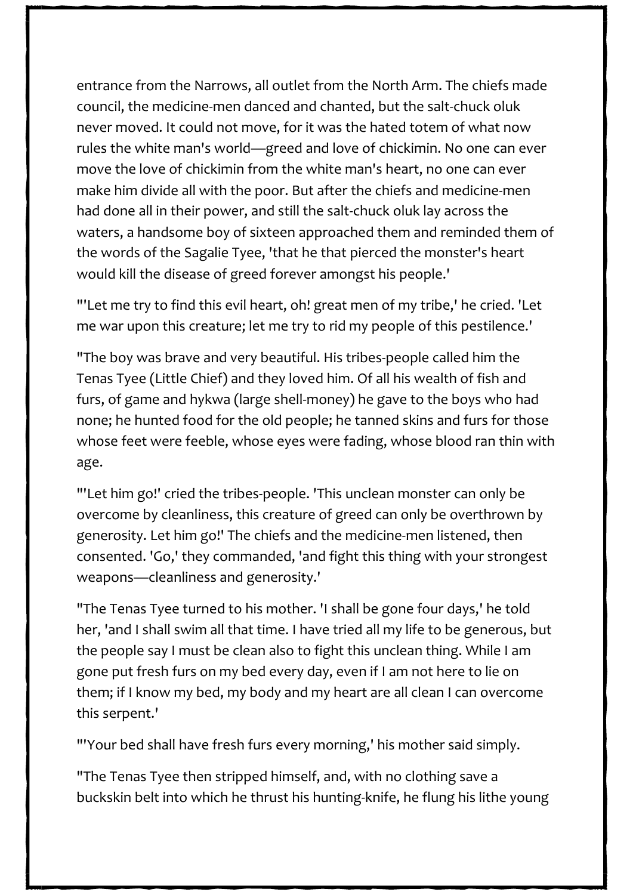entrance from the Narrows, all outlet from the North Arm. The chiefs made council, the medicine-men danced and chanted, but the salt-chuck oluk never moved. It could not move, for it was the hated totem of what now rules the white man's world—greed and love of chickimin. No one can ever move the love of chickimin from the white man's heart, no one can ever make him divide all with the poor. But after the chiefs and medicine-men had done all in their power, and still the salt-chuck oluk lay across the waters, a handsome boy of sixteen approached them and reminded them of the words of the Sagalie Tyee, 'that he that pierced the monster's heart would kill the disease of greed forever amongst his people.'

"'Let me try to find this evil heart, oh! great men of my tribe,' he cried. 'Let me war upon this creature; let me try to rid my people of this pestilence.'

"The boy was brave and very beautiful. His tribes-people called him the Tenas Tyee (Little Chief) and they loved him. Of all his wealth of fish and furs, of game and hykwa (large shell-money) he gave to the boys who had none; he hunted food for the old people; he tanned skins and furs for those whose feet were feeble, whose eyes were fading, whose blood ran thin with age.

"'Let him go!' cried the tribes-people. 'This unclean monster can only be overcome by cleanliness, this creature of greed can only be overthrown by generosity. Let him go!' The chiefs and the medicine-men listened, then consented. 'Go,' they commanded, 'and fight this thing with your strongest weapons—cleanliness and generosity.'

"The Tenas Tyee turned to his mother. 'I shall be gone four days,' he told her, 'and I shall swim all that time. I have tried all my life to be generous, but the people say I must be clean also to fight this unclean thing. While I am gone put fresh furs on my bed every day, even if I am not here to lie on them; if I know my bed, my body and my heart are all clean I can overcome this serpent.'

"'Your bed shall have fresh furs every morning,' his mother said simply.

"The Tenas Tyee then stripped himself, and, with no clothing save a buckskin belt into which he thrust his hunting-knife, he flung his lithe young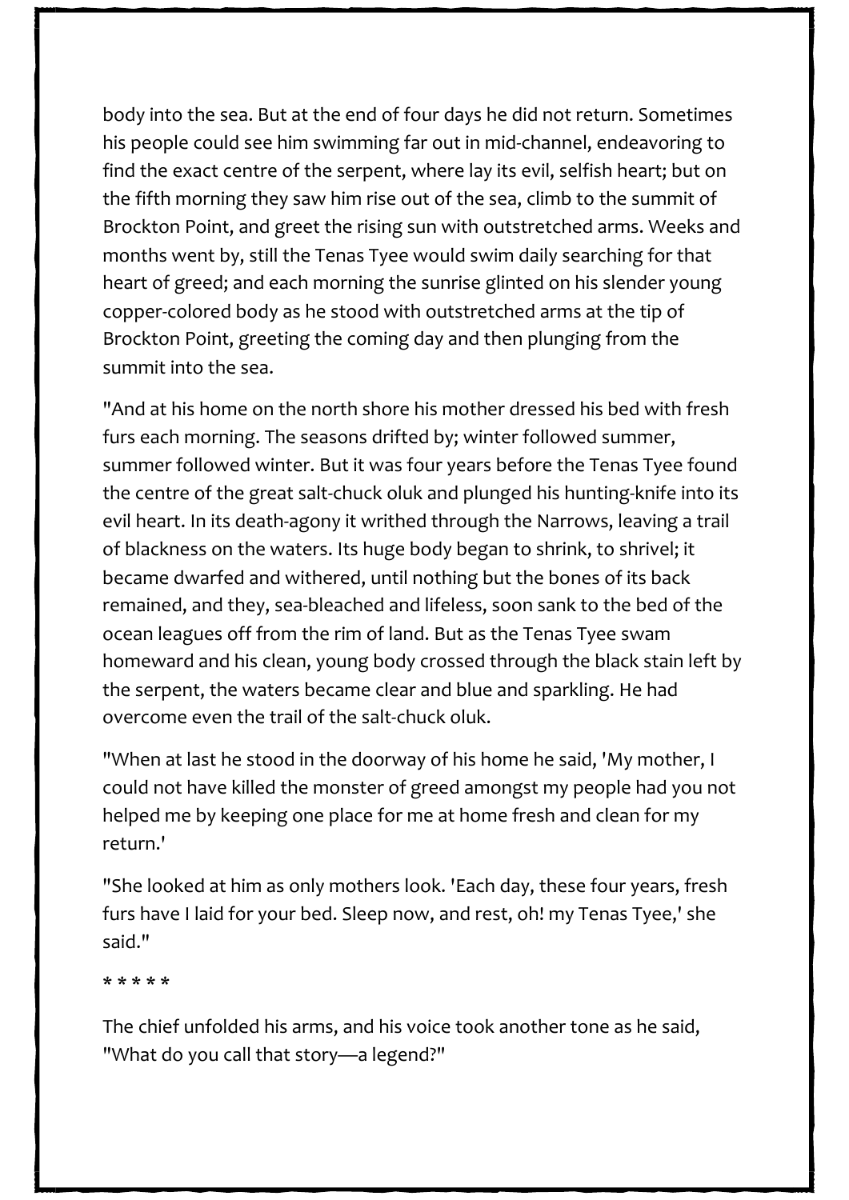body into the sea. But at the end of four days he did not return. Sometimes his people could see him swimming far out in mid-channel, endeavoring to find the exact centre of the serpent, where lay its evil, selfish heart; but on the fifth morning they saw him rise out of the sea, climb to the summit of Brockton Point, and greet the rising sun with outstretched arms. Weeks and months went by, still the Tenas Tyee would swim daily searching for that heart of greed; and each morning the sunrise glinted on his slender young copper-colored body as he stood with outstretched arms at the tip of Brockton Point, greeting the coming day and then plunging from the summit into the sea.

"And at his home on the north shore his mother dressed his bed with fresh furs each morning. The seasons drifted by; winter followed summer, summer followed winter. But it was four years before the Tenas Tyee found the centre of the great salt-chuck oluk and plunged his hunting-knife into its evil heart. In its death-agony it writhed through the Narrows, leaving a trail of blackness on the waters. Its huge body began to shrink, to shrivel; it became dwarfed and withered, until nothing but the bones of its back remained, and they, sea-bleached and lifeless, soon sank to the bed of the ocean leagues off from the rim of land. But as the Tenas Tyee swam homeward and his clean, young body crossed through the black stain left by the serpent, the waters became clear and blue and sparkling. He had overcome even the trail of the salt-chuck oluk.

"When at last he stood in the doorway of his home he said, 'My mother, I could not have killed the monster of greed amongst my people had you not helped me by keeping one place for me at home fresh and clean for my return.'

"She looked at him as only mothers look. 'Each day, these four years, fresh furs have I laid for your bed. Sleep now, and rest, oh! my Tenas Tyee,' she said."

* * * * *

The chief unfolded his arms, and his voice took another tone as he said, "What do you call that story—a legend?"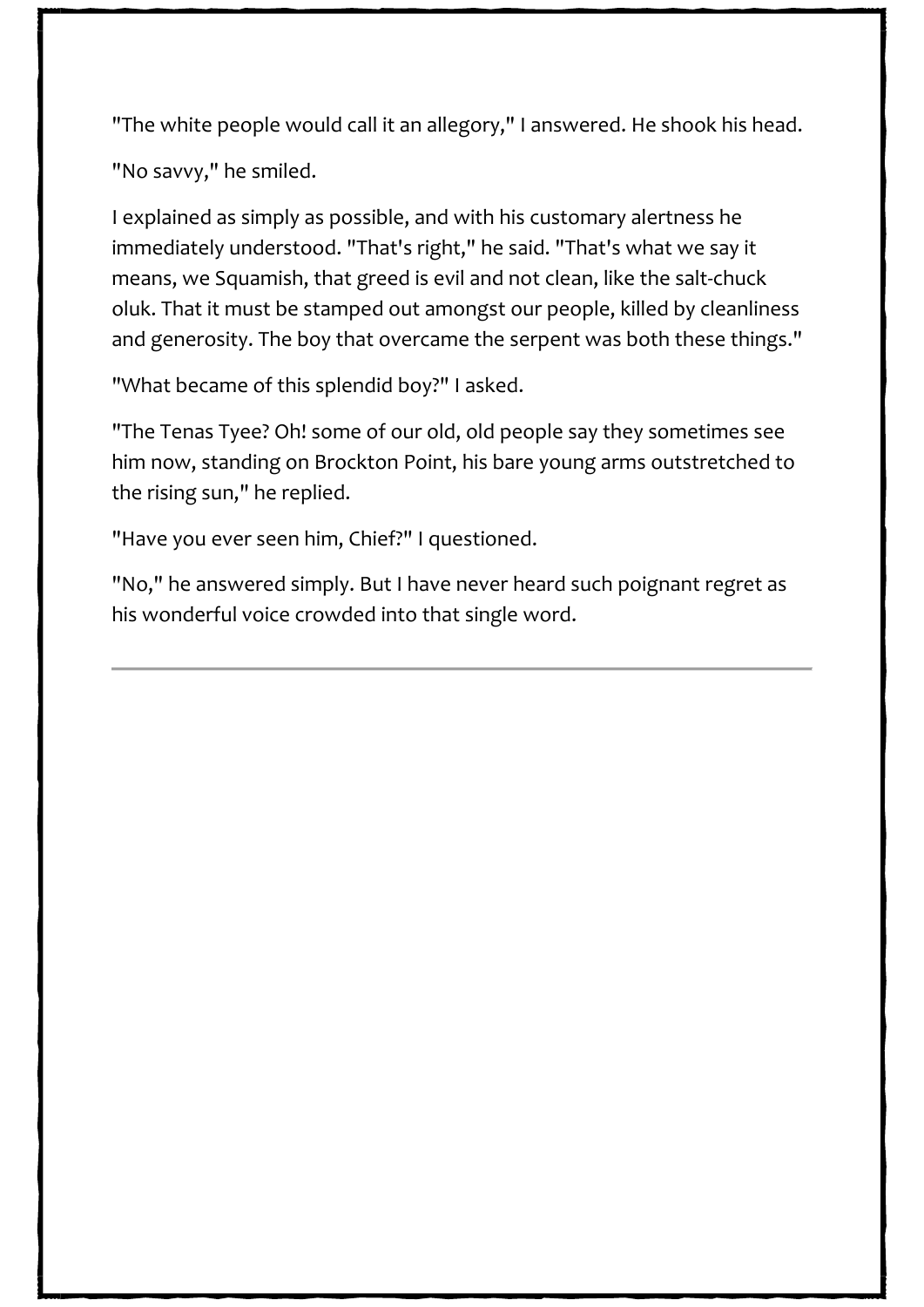"The white people would call it an allegory," I answered. He shook his head.

"No savvy," he smiled.

I explained as simply as possible, and with his customary alertness he immediately understood. "That's right," he said. "That's what we say it means, we Squamish, that greed is evil and not clean, like the salt-chuck oluk. That it must be stamped out amongst our people, killed by cleanliness and generosity. The boy that overcame the serpent was both these things."

"What became of this splendid boy?" I asked.

"The Tenas Tyee? Oh! some of our old, old people say they sometimes see him now, standing on Brockton Point, his bare young arms outstretched to the rising sun," he replied.

"Have you ever seen him, Chief?" I questioned.

"No," he answered simply. But I have never heard such poignant regret as his wonderful voice crowded into that single word.

---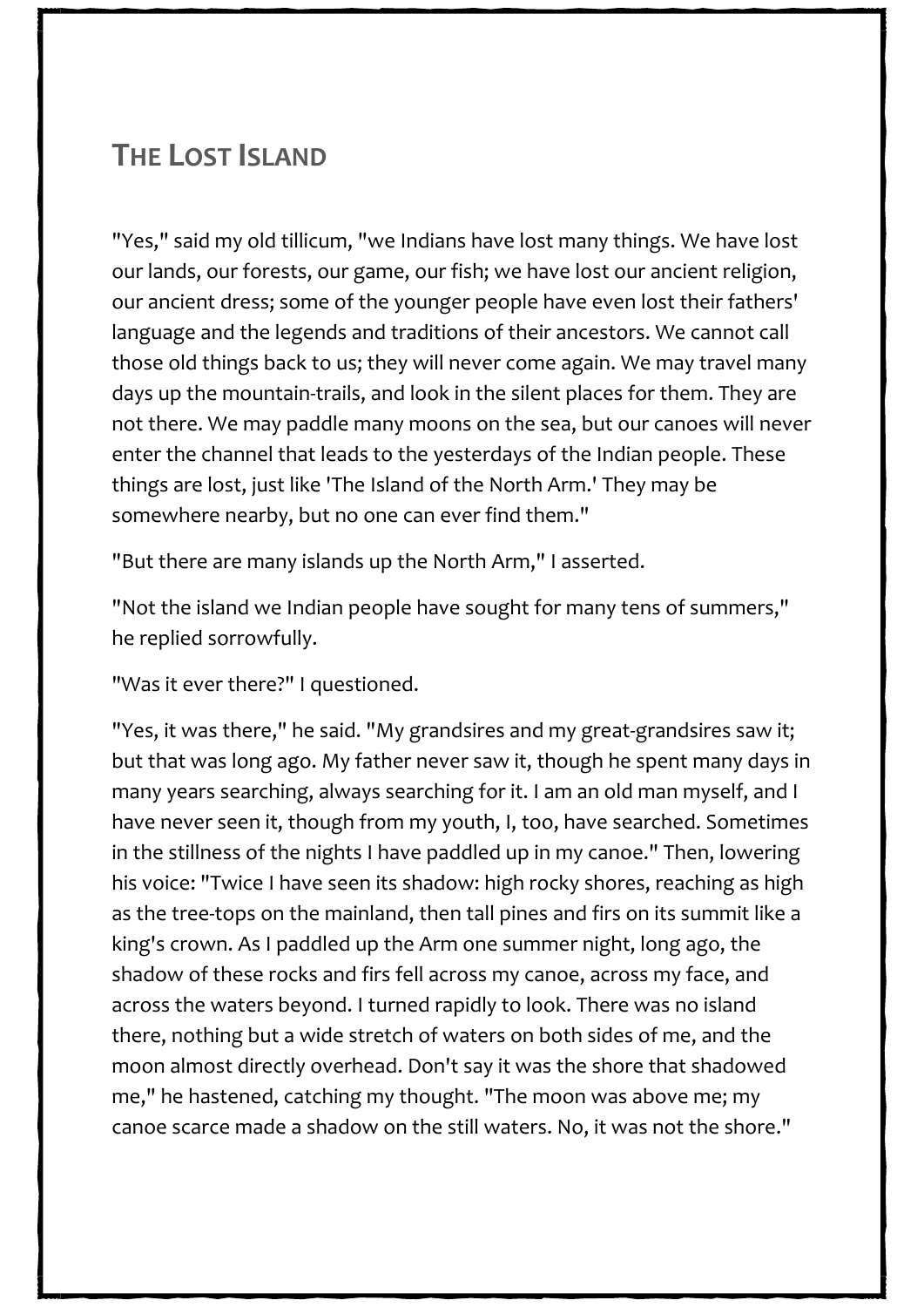## The Lost Island

"Yes," said my old tillicum, "we Indians have lost many things. We have lost our lands, our forests, our game, our fish; we have lost our ancient religion, our ancient dress; some of the younger people have even lost their fathers' language and the legends and traditions of their ancestors. We cannot call those old things back to us; they will never come again. We may travel many days up the mountain-trails, and look in the silent places for them. They are not there. We may paddle many moons on the sea, but our canoes will never enter the channel that leads to the yesterdays of the Indian people. These things are lost, just like 'The Island of the North Arm.' They may be somewhere nearby, but no one can ever find them."

"But there are many islands up the North Arm," I asserted.

"Not the island we Indian people have sought for many tens of summers," he replied sorrowfully.

"Was it ever there?" I questioned.

"Yes, it was there," he said. "My grandsires and my great-grandsires saw it; but that was long ago. My father never saw it, though he spent many days in many years searching, always searching for it. I am an old man myself, and I have never seen it, though from my youth, I, too, have searched. Sometimes in the stillness of the nights I have paddled up in my canoe." Then, lowering his voice: "Twice I have seen its shadow: high rocky shores, reaching as high as the tree-tops on the mainland, then tall pines and firs on its summit like a king's crown. As I paddled up the Arm one summer night, long ago, the shadow of these rocks and firs fell across my canoe, across my face, and across the waters beyond. I turned rapidly to look. There was no island there, nothing but a wide stretch of waters on both sides of me, and the moon almost directly overhead. Don't say it was the shore that shadowed me," he hastened, catching my thought. "The moon was above me; my canoe scarce made a shadow on the still waters. No, it was not the shore."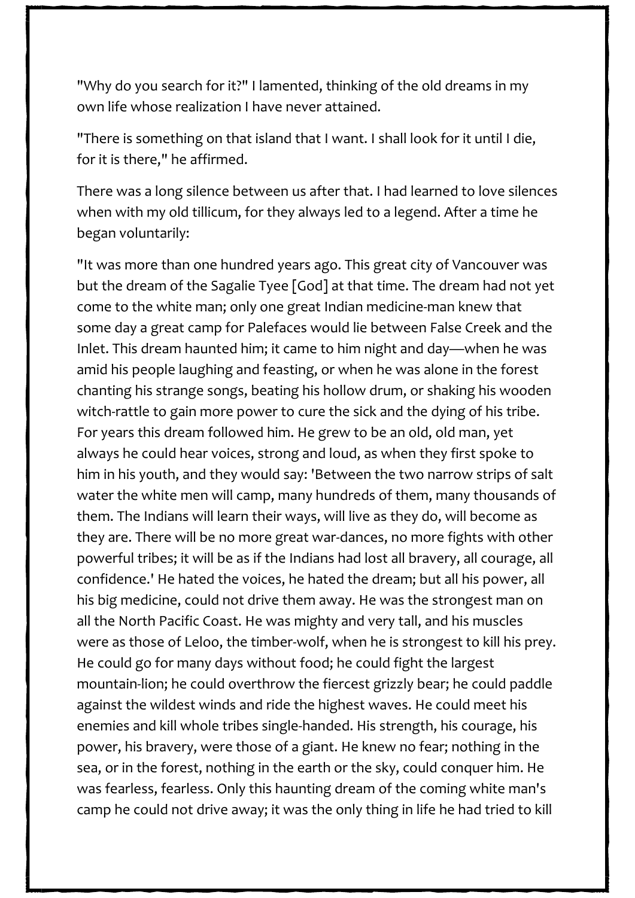"Why do you search for it?" I lamented, thinking of the old dreams in my own life whose realization I have never attained.

"There is something on that island that I want. I shall look for it until I die, for it is there," he affirmed.

There was a long silence between us after that. I had learned to love silences when with my old tillicum, for they always led to a legend. After a time he began voluntarily:

"It was more than one hundred years ago. This great city of Vancouver was but the dream of the Sagalie Tyee [God] at that time. The dream had not yet come to the white man; only one great Indian medicine-man knew that some day a great camp for Palefaces would lie between False Creek and the Inlet. This dream haunted him; it came to him night and day—when he was amid his people laughing and feasting, or when he was alone in the forest chanting his strange songs, beating his hollow drum, or shaking his wooden witch-rattle to gain more power to cure the sick and the dying of his tribe. For years this dream followed him. He grew to be an old, old man, yet always he could hear voices, strong and loud, as when they first spoke to him in his youth, and they would say: 'Between the two narrow strips of salt water the white men will camp, many hundreds of them, many thousands of them. The Indians will learn their ways, will live as they do, will become as they are. There will be no more great war-dances, no more fights with other powerful tribes; it will be as if the Indians had lost all bravery, all courage, all confidence.' He hated the voices, he hated the dream; but all his power, all his big medicine, could not drive them away. He was the strongest man on all the North Pacific Coast. He was mighty and very tall, and his muscles were as those of Leloo, the timber-wolf, when he is strongest to kill his prey. He could go for many days without food; he could fight the largest mountain-lion; he could overthrow the fiercest grizzly bear; he could paddle against the wildest winds and ride the highest waves. He could meet his enemies and kill whole tribes single-handed. His strength, his courage, his power, his bravery, were those of a giant. He knew no fear; nothing in the sea, or in the forest, nothing in the earth or the sky, could conquer him. He was fearless, fearless. Only this haunting dream of the coming white man's camp he could not drive away; it was the only thing in life he had tried to kill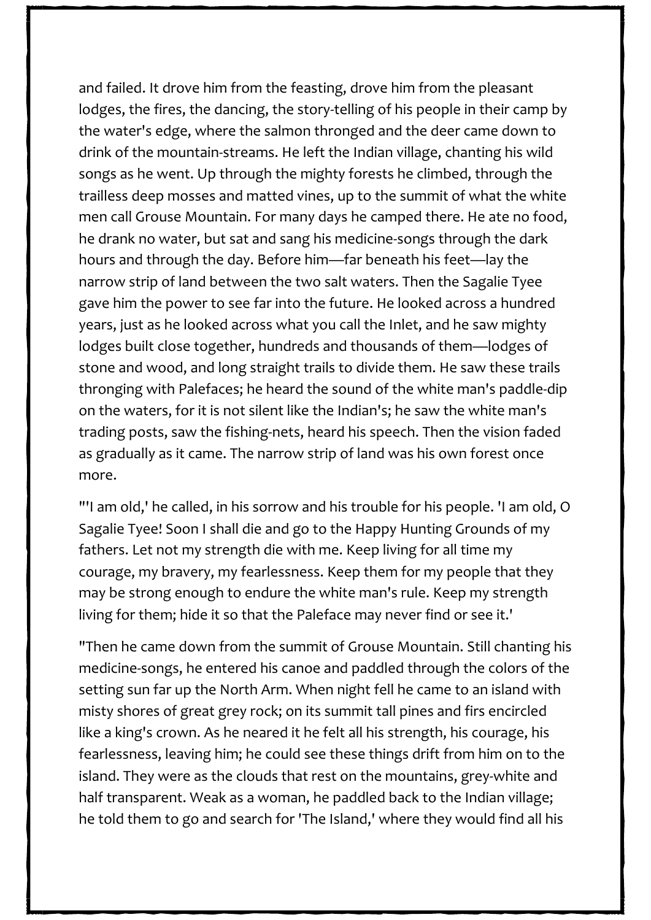and failed. It drove him from the feasting, drove him from the pleasant lodges, the fires, the dancing, the story-telling of his people in their camp by the water's edge, where the salmon thronged and the deer came down to drink of the mountain-streams. He left the Indian village, chanting his wild songs as he went. Up through the mighty forests he climbed, through the trailless deep mosses and matted vines, up to the summit of what the white men call Grouse Mountain. For many days he camped there. He ate no food, he drank no water, but sat and sang his medicine-songs through the dark hours and through the day. Before him—far beneath his feet—lay the narrow strip of land between the two salt waters. Then the Sagalie Tyee gave him the power to see far into the future. He looked across a hundred years, just as he looked across what you call the Inlet, and he saw mighty lodges built close together, hundreds and thousands of them—lodges of stone and wood, and long straight trails to divide them. He saw these trails thronging with Palefaces; he heard the sound of the white man's paddle-dip on the waters, for it is not silent like the Indian's; he saw the white man's trading posts, saw the fishing-nets, heard his speech. Then the vision faded as gradually as it came. The narrow strip of land was his own forest once more.

"'I am old,' he called, in his sorrow and his trouble for his people. 'I am old, O Sagalie Tyee! Soon I shall die and go to the Happy Hunting Grounds of my fathers. Let not my strength die with me. Keep living for all time my courage, my bravery, my fearlessness. Keep them for my people that they may be strong enough to endure the white man's rule. Keep my strength living for them; hide it so that the Paleface may never find or see it.'

"Then he came down from the summit of Grouse Mountain. Still chanting his medicine-songs, he entered his canoe and paddled through the colors of the setting sun far up the North Arm. When night fell he came to an island with misty shores of great grey rock; on its summit tall pines and firs encircled like a king's crown. As he neared it he felt all his strength, his courage, his fearlessness, leaving him; he could see these things drift from him on to the island. They were as the clouds that rest on the mountains, grey-white and half transparent. Weak as a woman, he paddled back to the Indian village; he told them to go and search for 'The Island,' where they would find all his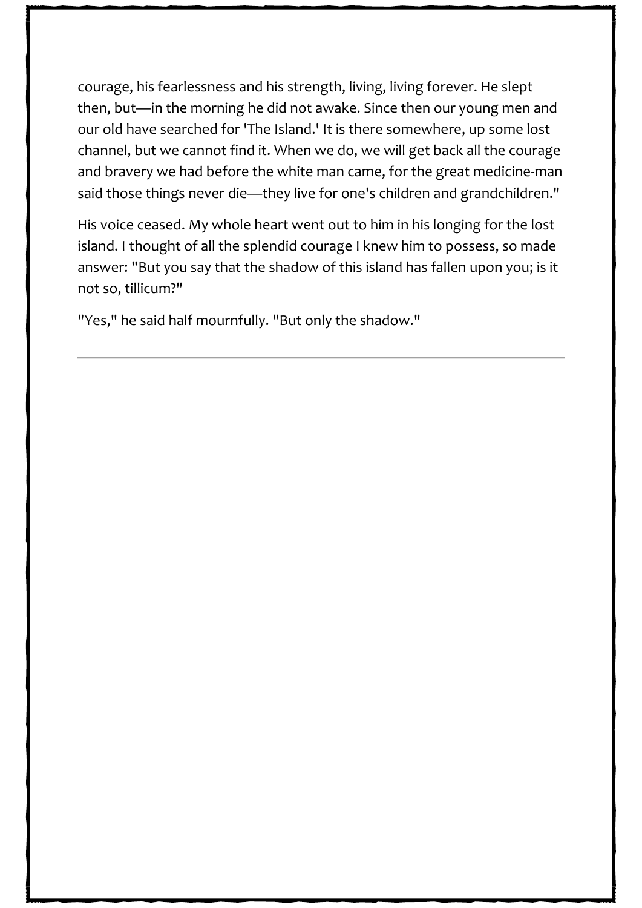courage, his fearlessness and his strength, living, living forever. He slept then, but—in the morning he did not awake. Since then our young men and our old have searched for 'The Island.' It is there somewhere, up some lost channel, but we cannot find it. When we do, we will get back all the courage and bravery we had before the white man came, for the great medicine-man said those things never die—they live for one's children and grandchildren."

His voice ceased. My whole heart went out to him in his longing for the lost island. I thought of all the splendid courage I knew him to possess, so made answer: "But you say that the shadow of this island has fallen upon you; is it not so, tillicum?"

"Yes," he said half mournfully. "But only the shadow."

---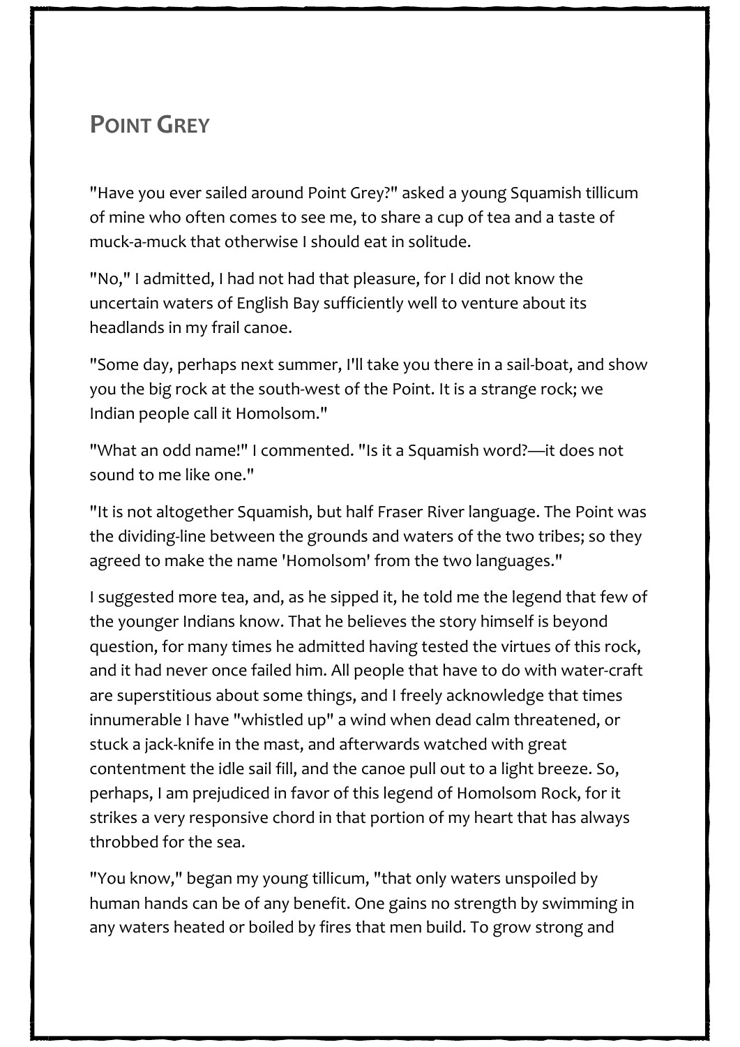## Point Grey

"Have you ever sailed around Point Grey?" asked a young Squamish tillicum of mine who often comes to see me, to share a cup of tea and a taste of muck-a-muck that otherwise I should eat in solitude.

"No," I admitted, I had not had that pleasure, for I did not know the uncertain waters of English Bay sufficiently well to venture about its headlands in my frail canoe.

"Some day, perhaps next summer, I'll take you there in a sail-boat, and show you the big rock at the south-west of the Point. It is a strange rock; we Indian people call it Homolsom."

"What an odd name!" I commented. "Is it a Squamish word?—it does not sound to me like one."

"It is not altogether Squamish, but half Fraser River language. The Point was the dividing-line between the grounds and waters of the two tribes; so they agreed to make the name 'Homolsom' from the two languages."

I suggested more tea, and, as he sipped it, he told me the legend that few of the younger Indians know. That he believes the story himself is beyond question, for many times he admitted having tested the virtues of this rock, and it had never once failed him. All people that have to do with water-craft are superstitious about some things, and I freely acknowledge that times innumerable I have "whistled up" a wind when dead calm threatened, or stuck a jack-knife in the mast, and afterwards watched with great contentment the idle sail fill, and the canoe pull out to a light breeze. So, perhaps, I am prejudiced in favor of this legend of Homolsom Rock, for it strikes a very responsive chord in that portion of my heart that has always throbbed for the sea.

"You know," began my young tillicum, "that only waters unspoiled by human hands can be of any benefit. One gains no strength by swimming in any waters heated or boiled by fires that men build. To grow strong and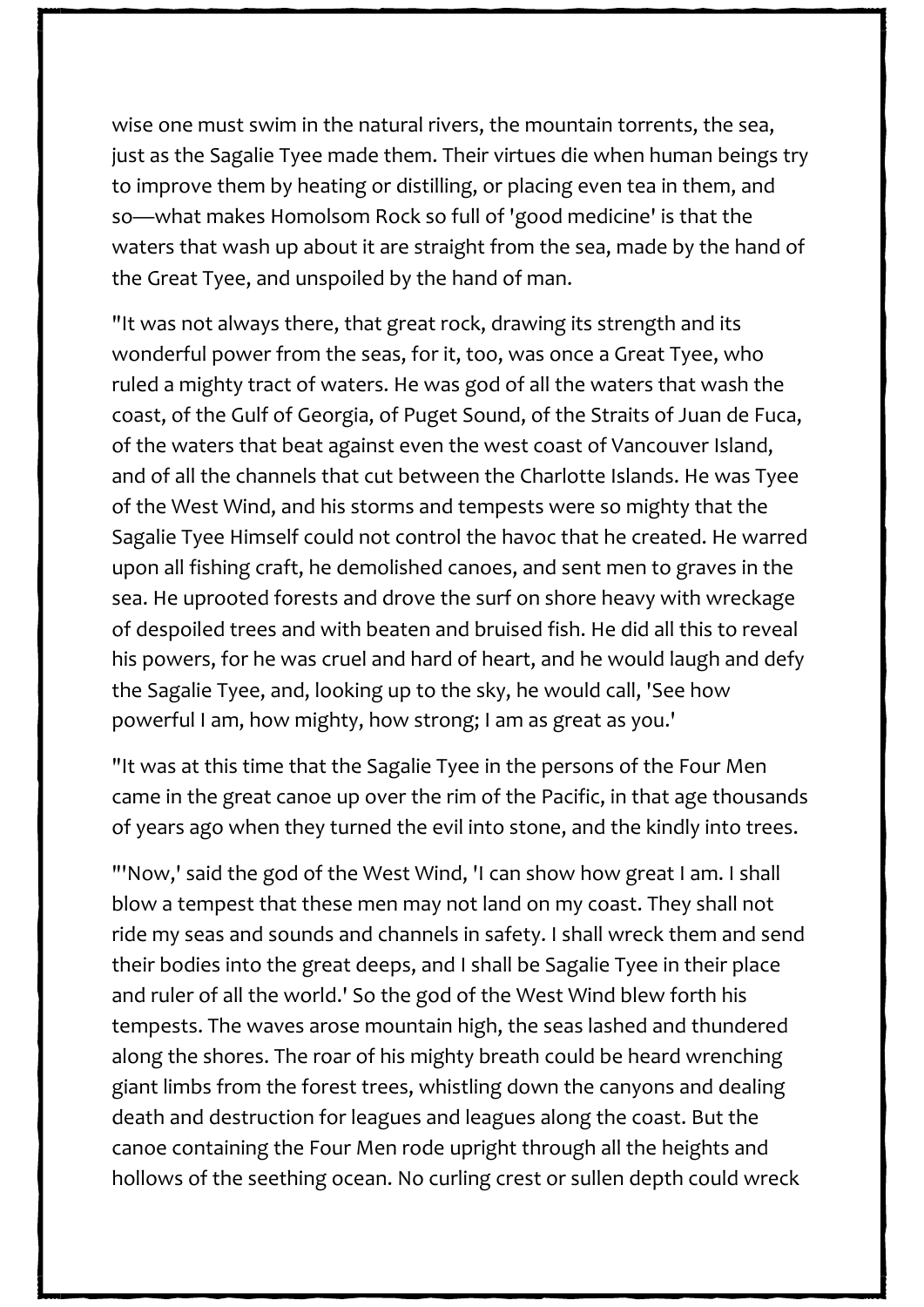wise one must swim in the natural rivers, the mountain torrents, the sea, just as the Sagalie Tyee made them. Their virtues die when human beings try to improve them by heating or distilling, or placing even tea in them, and so—what makes Homolsom Rock so full of 'good medicine' is that the waters that wash up about it are straight from the sea, made by the hand of the Great Tyee, and unspoiled by the hand of man.

"It was not always there, that great rock, drawing its strength and its wonderful power from the seas, for it, too, was once a Great Tyee, who ruled a mighty tract of waters. He was god of all the waters that wash the coast, of the Gulf of Georgia, of Puget Sound, of the Straits of Juan de Fuca, of the waters that beat against even the west coast of Vancouver Island, and of all the channels that cut between the Charlotte Islands. He was Tyee of the West Wind, and his storms and tempests were so mighty that the Sagalie Tyee Himself could not control the havoc that he created. He warred upon all fishing craft, he demolished canoes, and sent men to graves in the sea. He uprooted forests and drove the surf on shore heavy with wreckage of despoiled trees and with beaten and bruised fish. He did all this to reveal his powers, for he was cruel and hard of heart, and he would laugh and defy the Sagalie Tyee, and, looking up to the sky, he would call, 'See how powerful I am, how mighty, how strong; I am as great as you.'

"It was at this time that the Sagalie Tyee in the persons of the Four Men came in the great canoe up over the rim of the Pacific, in that age thousands of years ago when they turned the evil into stone, and the kindly into trees.

"'Now,' said the god of the West Wind, 'I can show how great I am. I shall blow a tempest that these men may not land on my coast. They shall not ride my seas and sounds and channels in safety. I shall wreck them and send their bodies into the great deeps, and I shall be Sagalie Tyee in their place and ruler of all the world.' So the god of the West Wind blew forth his tempests. The waves arose mountain high, the seas lashed and thundered along the shores. The roar of his mighty breath could be heard wrenching giant limbs from the forest trees, whistling down the canyons and dealing death and destruction for leagues and leagues along the coast. But the canoe containing the Four Men rode upright through all the heights and hollows of the seething ocean. No curling crest or sullen depth could wreck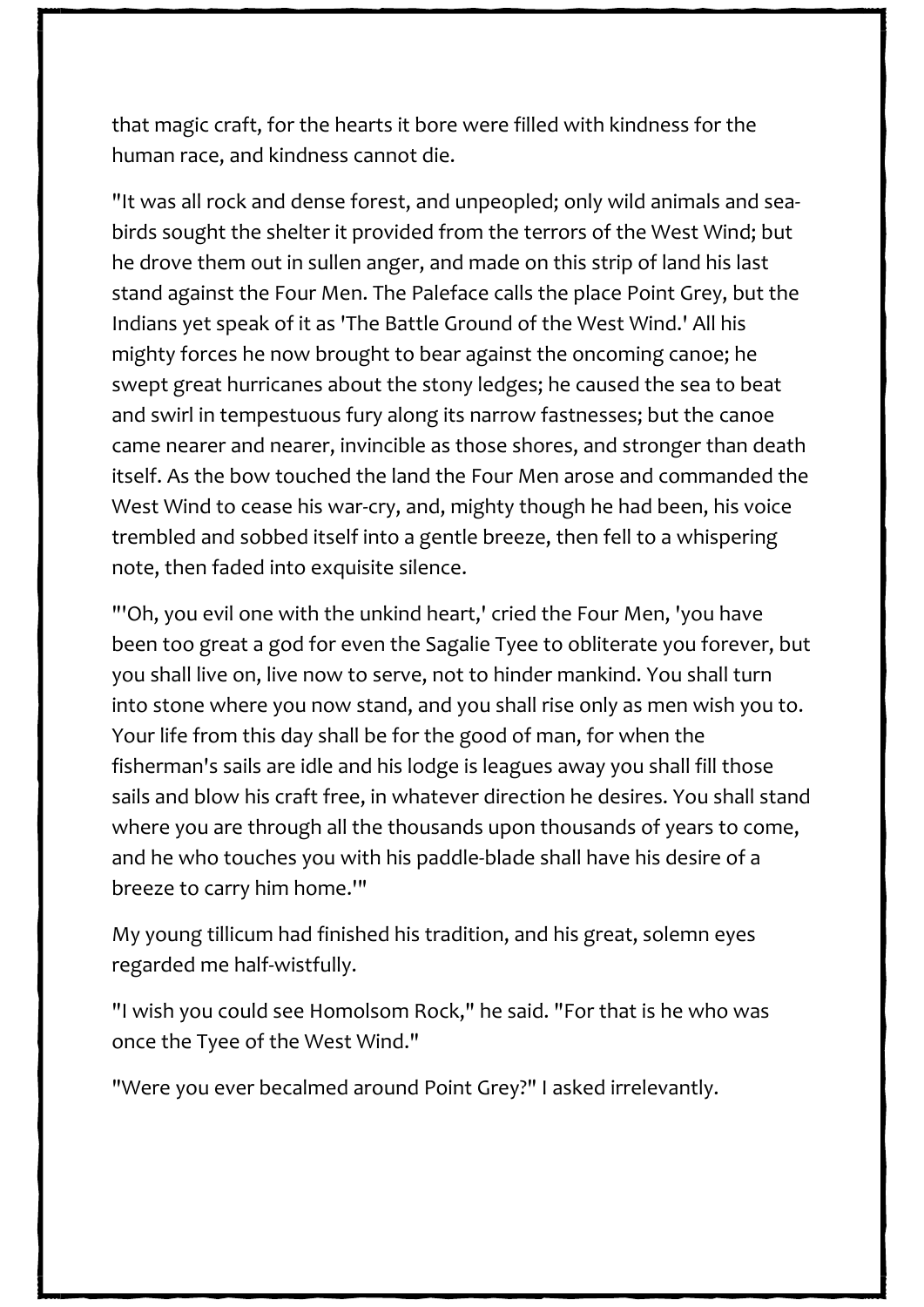that magic craft, for the hearts it bore were filled with kindness for the human race, and kindness cannot die.

"It was all rock and dense forest, and unpeopled; only wild animals and sea-birds sought the shelter it provided from the terrors of the West Wind; but he drove them out in sullen anger, and made on this strip of land his last stand against the Four Men. The Paleface calls the place Point Grey, but the Indians yet speak of it as 'The Battle Ground of the West Wind.' All his mighty forces he now brought to bear against the oncoming canoe; he swept great hurricanes about the stony ledges; he caused the sea to beat and swirl in tempestuous fury along its narrow fastnesses; but the canoe came nearer and nearer, invincible as those shores, and stronger than death itself. As the bow touched the land the Four Men arose and commanded the West Wind to cease his war-cry, and, mighty though he had been, his voice trembled and sobbed itself into a gentle breeze, then fell to a whispering note, then faded into exquisite silence.

"'Oh, you evil one with the unkind heart,' cried the Four Men, 'you have been too great a god for even the Sagalie Tyee to obliterate you forever, but you shall live on, live now to serve, not to hinder mankind. You shall turn into stone where you now stand, and you shall rise only as men wish you to. Your life from this day shall be for the good of man, for when the fisherman's sails are idle and his lodge is leagues away you shall fill those sails and blow his craft free, in whatever direction he desires. You shall stand where you are through all the thousands upon thousands of years to come, and he who touches you with his paddle-blade shall have his desire of a breeze to carry him home.'"

My young tillicum had finished his tradition, and his great, solemn eyes regarded me half-wistfully.

"I wish you could see Homolsom Rock," he said. "For that is he who was once the Tyee of the West Wind."

"Were you ever becalmed around Point Grey?" I asked irrelevantly.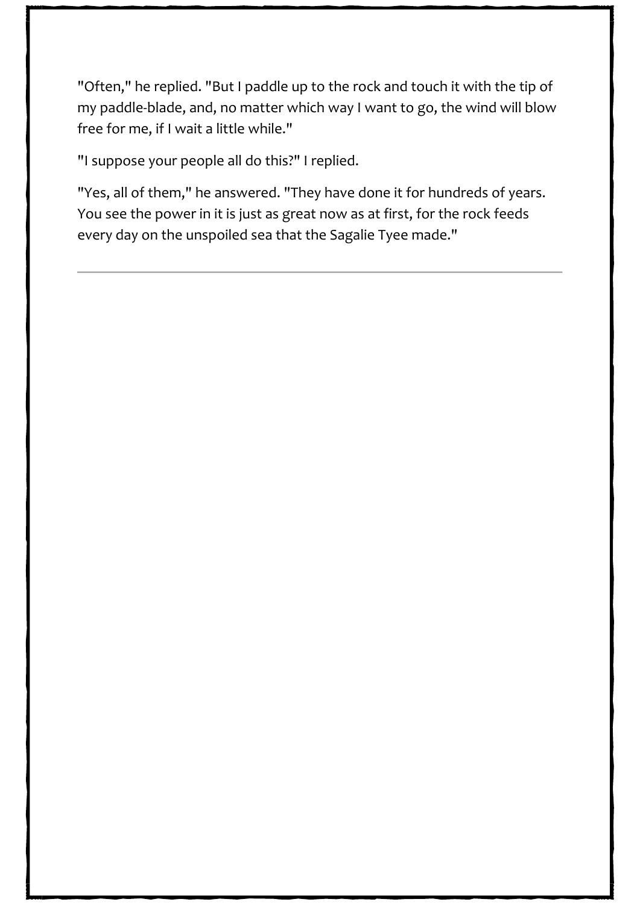"Often," he replied. "But I paddle up to the rock and touch it with the tip of my paddle-blade, and, no matter which way I want to go, the wind will blow free for me, if I wait a little while."

"I suppose your people all do this?" I replied.

"Yes, all of them," he answered. "They have done it for hundreds of years. You see the power in it is just as great now as at first, for the rock feeds every day on the unspoiled sea that the Sagalie Tyee made."

---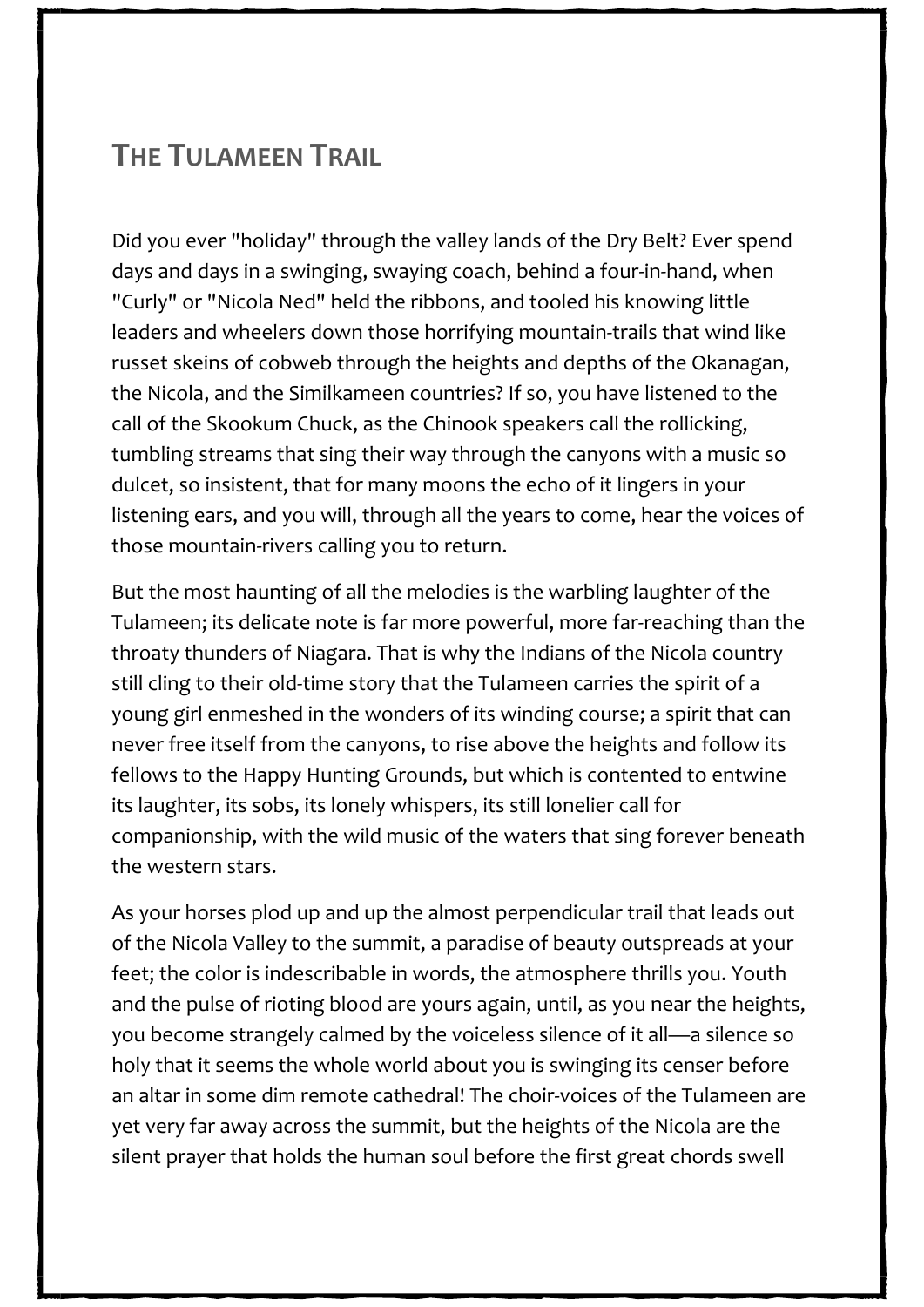## THE TULAMEEN TRAIL

Did you ever "holiday" through the valley lands of the Dry Belt? Ever spend days and days in a swinging, swaying coach, behind a four-in-hand, when "Curly" or "Nicola Ned" held the ribbons, and tooled his knowing little leaders and wheelers down those horrifying mountain-trails that wind like russet skeins of cobweb through the heights and depths of the Okanagan, the Nicola, and the Similkameen countries? If so, you have listened to the call of the Skookum Chuck, as the Chinook speakers call the rollicking, tumbling streams that sing their way through the canyons with a music so dulcet, so insistent, that for many moons the echo of it lingers in your listening ears, and you will, through all the years to come, hear the voices of those mountain-rivers calling you to return.

But the most haunting of all the melodies is the warbling laughter of the Tulameen; its delicate note is far more powerful, more far-reaching than the throaty thunders of Niagara. That is why the Indians of the Nicola country still cling to their old-time story that the Tulameen carries the spirit of a young girl enmeshed in the wonders of its winding course; a spirit that can never free itself from the canyons, to rise above the heights and follow its fellows to the Happy Hunting Grounds, but which is contented to entwine its laughter, its sobs, its lonely whispers, its still lonelier call for companionship, with the wild music of the waters that sing forever beneath the western stars.

As your horses plod up and up the almost perpendicular trail that leads out of the Nicola Valley to the summit, a paradise of beauty outspreads at your feet; the color is indescribable in words, the atmosphere thrills you. Youth and the pulse of rioting blood are yours again, until, as you near the heights, you become strangely calmed by the voiceless silence of it all—a silence so holy that it seems the whole world about you is swinging its censer before an altar in some dim remote cathedral! The choir-voices of the Tulameen are yet very far away across the summit, but the heights of the Nicola are the silent prayer that holds the human soul before the first great chords swell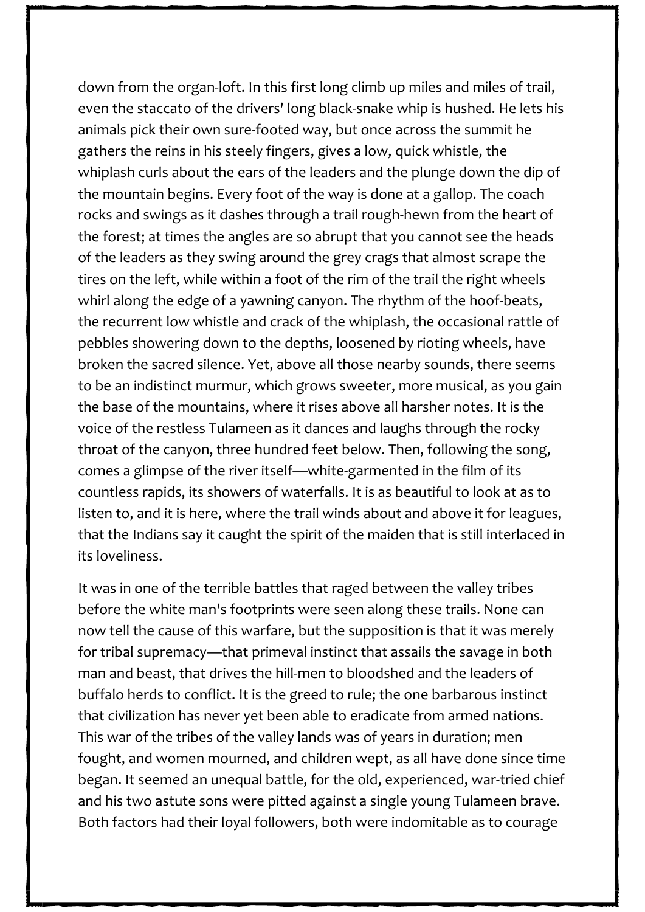down from the organ-loft. In this first long climb up miles and miles of trail, even the staccato of the drivers' long black-snake whip is hushed. He lets his animals pick their own sure-footed way, but once across the summit he gathers the reins in his steely fingers, gives a low, quick whistle, the whiplash curls about the ears of the leaders and the plunge down the dip of the mountain begins. Every foot of the way is done at a gallop. The coach rocks and swings as it dashes through a trail rough-hewn from the heart of the forest; at times the angles are so abrupt that you cannot see the heads of the leaders as they swing around the grey crags that almost scrape the tires on the left, while within a foot of the rim of the trail the right wheels whirl along the edge of a yawning canyon. The rhythm of the hoof-beats, the recurrent low whistle and crack of the whiplash, the occasional rattle of pebbles showering down to the depths, loosened by rioting wheels, have broken the sacred silence. Yet, above all those nearby sounds, there seems to be an indistinct murmur, which grows sweeter, more musical, as you gain the base of the mountains, where it rises above all harsher notes. It is the voice of the restless Tulameen as it dances and laughs through the rocky throat of the canyon, three hundred feet below. Then, following the song, comes a glimpse of the river itself—white-garmented in the film of its countless rapids, its showers of waterfalls. It is as beautiful to look at as to listen to, and it is here, where the trail winds about and above it for leagues, that the Indians say it caught the spirit of the maiden that is still interlaced in its loveliness.

It was in one of the terrible battles that raged between the valley tribes before the white man's footprints were seen along these trails. None can now tell the cause of this warfare, but the supposition is that it was merely for tribal supremacy—that primeval instinct that assails the savage in both man and beast, that drives the hill-men to bloodshed and the leaders of buffalo herds to conflict. It is the greed to rule; the one barbarous instinct that civilization has never yet been able to eradicate from armed nations. This war of the tribes of the valley lands was of years in duration; men fought, and women mourned, and children wept, as all have done since time began. It seemed an unequal battle, for the old, experienced, war-tried chief and his two astute sons were pitted against a single young Tulameen brave. Both factors had their loyal followers, both were indomitable as to courage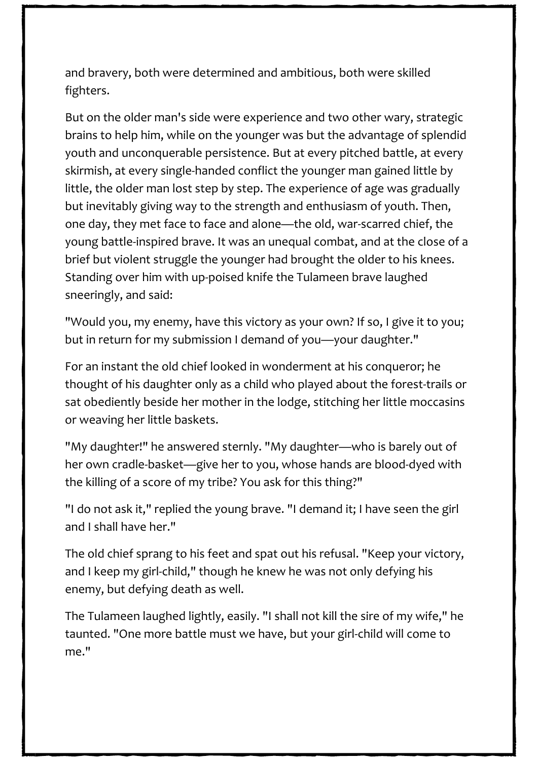and bravery, both were determined and ambitious, both were skilled fighters.

But on the older man's side were experience and two other wary, strategic brains to help him, while on the younger was but the advantage of splendid youth and unconquerable persistence. But at every pitched battle, at every skirmish, at every single-handed conflict the younger man gained little by little, the older man lost step by step. The experience of age was gradually but inevitably giving way to the strength and enthusiasm of youth. Then, one day, they met face to face and alone—the old, war-scarred chief, the young battle-inspired brave. It was an unequal combat, and at the close of a brief but violent struggle the younger had brought the older to his knees. Standing over him with up-poised knife the Tulameen brave laughed sneeringly, and said:

"Would you, my enemy, have this victory as your own? If so, I give it to you; but in return for my submission I demand of you—your daughter."

For an instant the old chief looked in wonderment at his conqueror; he thought of his daughter only as a child who played about the forest-trails or sat obediently beside her mother in the lodge, stitching her little moccasins or weaving her little baskets.

"My daughter!" he answered sternly. "My daughter—who is barely out of her own cradle-basket—give her to you, whose hands are blood-dyed with the killing of a score of my tribe? You ask for this thing?"

"I do not ask it," replied the young brave. "I demand it; I have seen the girl and I shall have her."

The old chief sprang to his feet and spat out his refusal. "Keep your victory, and I keep my girl-child," though he knew he was not only defying his enemy, but defying death as well.

The Tulameen laughed lightly, easily. "I shall not kill the sire of my wife," he taunted. "One more battle must we have, but your girl-child will come to me."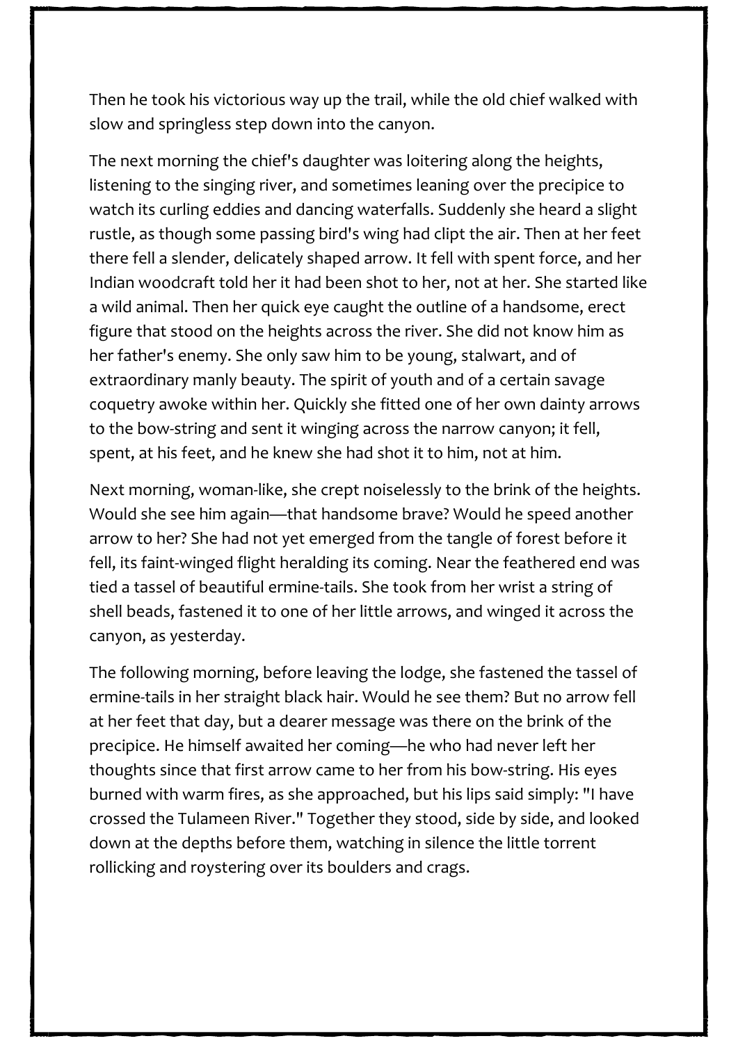Then he took his victorious way up the trail, while the old chief walked with slow and springless step down into the canyon.

The next morning the chief's daughter was loitering along the heights, listening to the singing river, and sometimes leaning over the precipice to watch its curling eddies and dancing waterfalls. Suddenly she heard a slight rustle, as though some passing bird's wing had clipt the air. Then at her feet there fell a slender, delicately shaped arrow. It fell with spent force, and her Indian woodcraft told her it had been shot to her, not at her. She started like a wild animal. Then her quick eye caught the outline of a handsome, erect figure that stood on the heights across the river. She did not know him as her father's enemy. She only saw him to be young, stalwart, and of extraordinary manly beauty. The spirit of youth and of a certain savage coquetry awoke within her. Quickly she fitted one of her own dainty arrows to the bow-string and sent it winging across the narrow canyon; it fell, spent, at his feet, and he knew she had shot it to him, not at him.

Next morning, woman-like, she crept noiselessly to the brink of the heights. Would she see him again—that handsome brave? Would he speed another arrow to her? She had not yet emerged from the tangle of forest before it fell, its faint-winged flight heralding its coming. Near the feathered end was tied a tassel of beautiful ermine-tails. She took from her wrist a string of shell beads, fastened it to one of her little arrows, and winged it across the canyon, as yesterday.

The following morning, before leaving the lodge, she fastened the tassel of ermine-tails in her straight black hair. Would he see them? But no arrow fell at her feet that day, but a dearer message was there on the brink of the precipice. He himself awaited her coming—he who had never left her thoughts since that first arrow came to her from his bow-string. His eyes burned with warm fires, as she approached, but his lips said simply: "I have crossed the Tulameen River." Together they stood, side by side, and looked down at the depths before them, watching in silence the little torrent rollicking and roystering over its boulders and crags.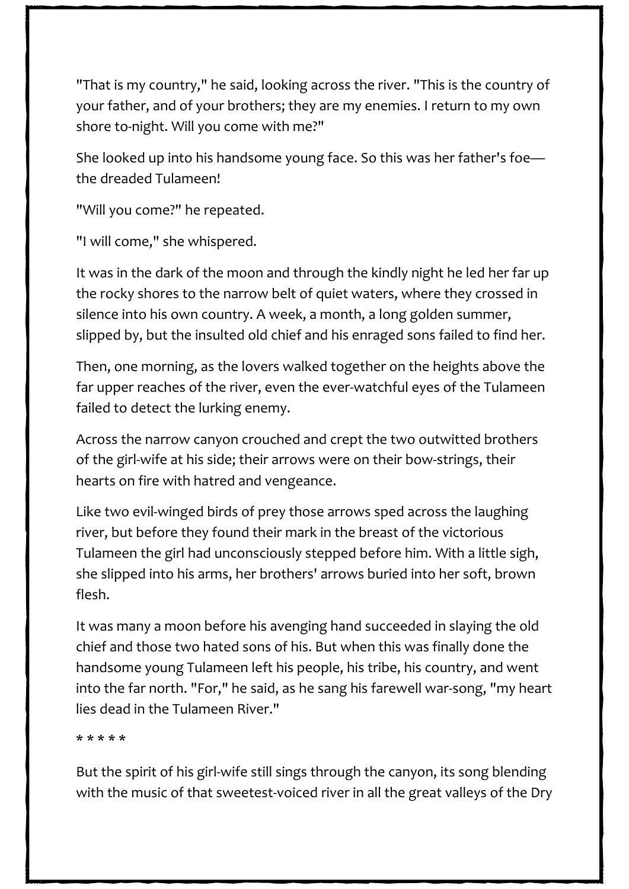"That is my country," he said, looking across the river. "This is the country of your father, and of your brothers; they are my enemies. I return to my own shore to-night. Will you come with me?"

She looked up into his handsome young face. So this was her father's foe—the dreaded Tulameen!

"Will you come?" he repeated.

"I will come," she whispered.

It was in the dark of the moon and through the kindly night he led her far up the rocky shores to the narrow belt of quiet waters, where they crossed in silence into his own country. A week, a month, a long golden summer, slipped by, but the insulted old chief and his enraged sons failed to find her.

Then, one morning, as the lovers walked together on the heights above the far upper reaches of the river, even the ever-watchful eyes of the Tulameen failed to detect the lurking enemy.

Across the narrow canyon crouched and crept the two outwitted brothers of the girl-wife at his side; their arrows were on their bow-strings, their hearts on fire with hatred and vengeance.

Like two evil-winged birds of prey those arrows sped across the laughing river, but before they found their mark in the breast of the victorious Tulameen the girl had unconsciously stepped before him. With a little sigh, she slipped into his arms, her brothers' arrows buried into her soft, brown flesh.

It was many a moon before his avenging hand succeeded in slaying the old chief and those two hated sons of his. But when this was finally done the handsome young Tulameen left his people, his tribe, his country, and went into the far north. "For," he said, as he sang his farewell war-song, "my heart lies dead in the Tulameen River."

* * * * *

But the spirit of his girl-wife still sings through the canyon, its song blending with the music of that sweetest-voiced river in all the great valleys of the Dry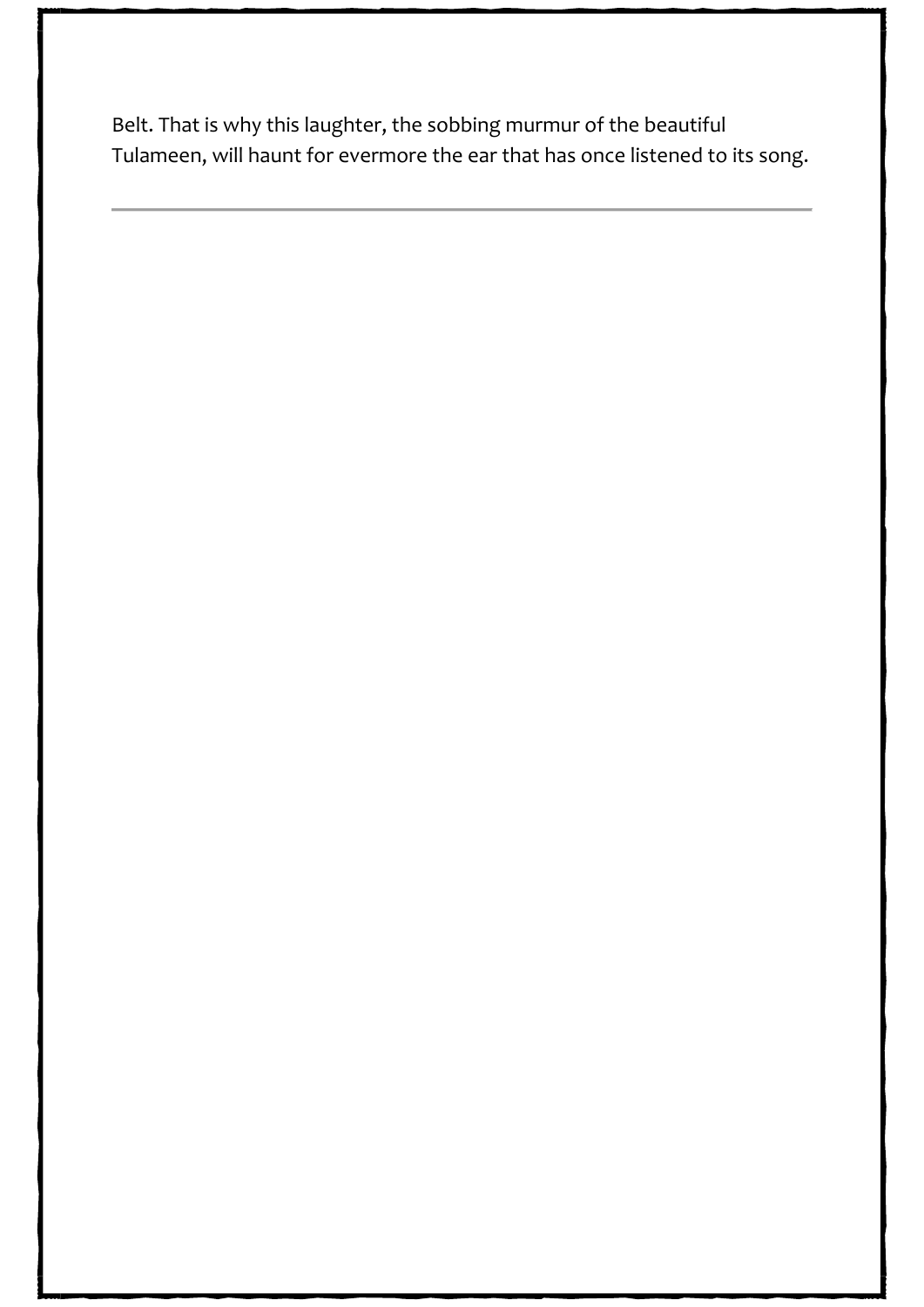Belt. That is why this laughter, the sobbing murmur of the beautiful Tulameen, will haunt for evermore the ear that has once listened to its song.

---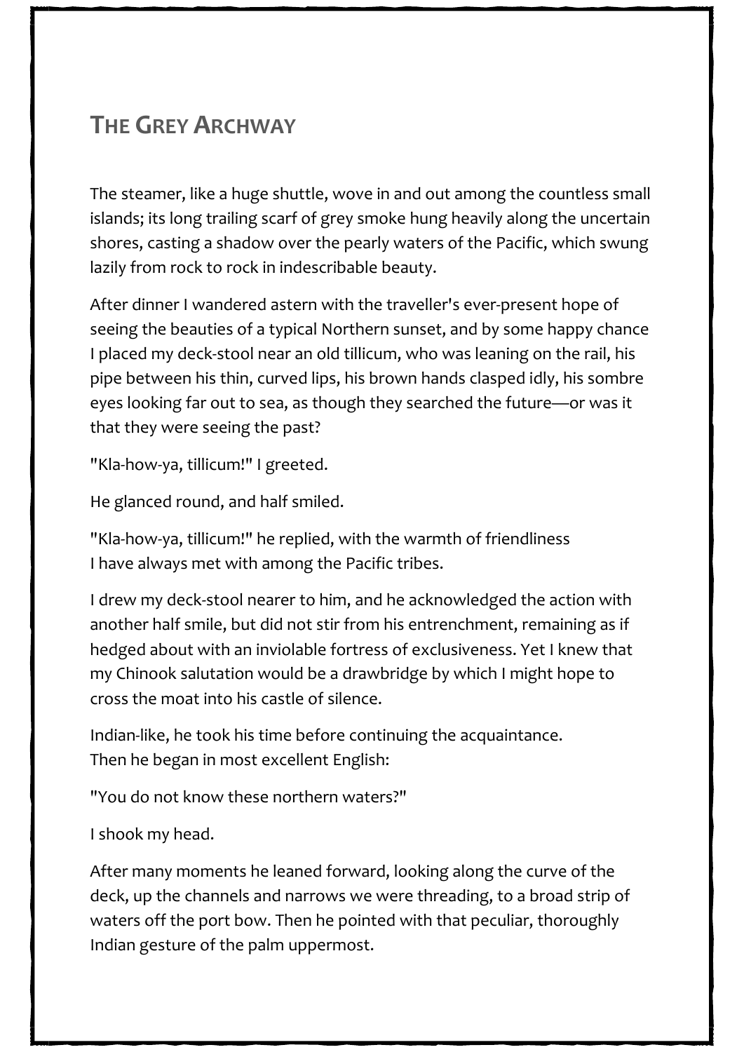# The Grey Archway

The steamer, like a huge shuttle, wove in and out among the countless small islands; its long trailing scarf of grey smoke hung heavily along the uncertain shores, casting a shadow over the pearly waters of the Pacific, which swung lazily from rock to rock in indescribable beauty.

After dinner I wandered astern with the traveller's ever-present hope of seeing the beauties of a typical Northern sunset, and by some happy chance I placed my deck-stool near an old tillicum, who was leaning on the rail, his pipe between his thin, curved lips, his brown hands clasped idly, his sombre eyes looking far out to sea, as though they searched the future—or was it that they were seeing the past?

"Kla-how-ya, tillicum!" I greeted.

He glanced round, and half smiled.

"Kla-how-ya, tillicum!" he replied, with the warmth of friendliness I have always met with among the Pacific tribes.

I drew my deck-stool nearer to him, and he acknowledged the action with another half smile, but did not stir from his entrenchment, remaining as if hedged about with an inviolable fortress of exclusiveness. Yet I knew that my Chinook salutation would be a drawbridge by which I might hope to cross the moat into his castle of silence.

Indian-like, he took his time before continuing the acquaintance. Then he began in most excellent English:

"You do not know these northern waters?"

I shook my head.

After many moments he leaned forward, looking along the curve of the deck, up the channels and narrows we were threading, to a broad strip of waters off the port bow. Then he pointed with that peculiar, thoroughly Indian gesture of the palm uppermost.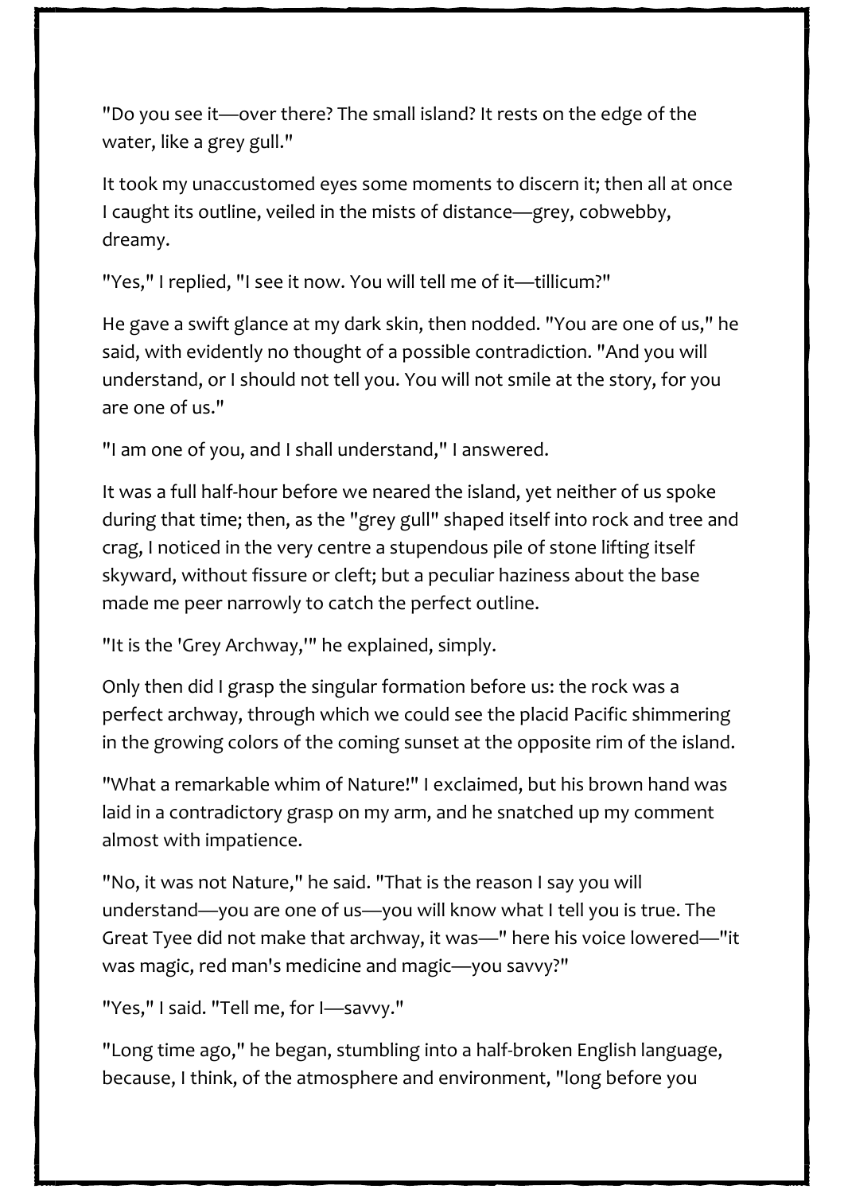"Do you see it—over there? The small island? It rests on the edge of the water, like a grey gull."

It took my unaccustomed eyes some moments to discern it; then all at once I caught its outline, veiled in the mists of distance—grey, cobwebby, dreamy.

"Yes," I replied, "I see it now. You will tell me of it—tillicum?"

He gave a swift glance at my dark skin, then nodded. "You are one of us," he said, with evidently no thought of a possible contradiction. "And you will understand, or I should not tell you. You will not smile at the story, for you are one of us."

"I am one of you, and I shall understand," I answered.

It was a full half-hour before we neared the island, yet neither of us spoke during that time; then, as the "grey gull" shaped itself into rock and tree and crag, I noticed in the very centre a stupendous pile of stone lifting itself skyward, without fissure or cleft; but a peculiar haziness about the base made me peer narrowly to catch the perfect outline.

"It is the 'Grey Archway,'" he explained, simply.

Only then did I grasp the singular formation before us: the rock was a perfect archway, through which we could see the placid Pacific shimmering in the growing colors of the coming sunset at the opposite rim of the island.

"What a remarkable whim of Nature!" I exclaimed, but his brown hand was laid in a contradictory grasp on my arm, and he snatched up my comment almost with impatience.

"No, it was not Nature," he said. "That is the reason I say you will understand—you are one of us—you will know what I tell you is true. The Great Tyee did not make that archway, it was—" here his voice lowered—"it was magic, red man's medicine and magic—you savvy?"

"Yes," I said. "Tell me, for I—savvy."

"Long time ago," he began, stumbling into a half-broken English language, because, I think, of the atmosphere and environment, "long before you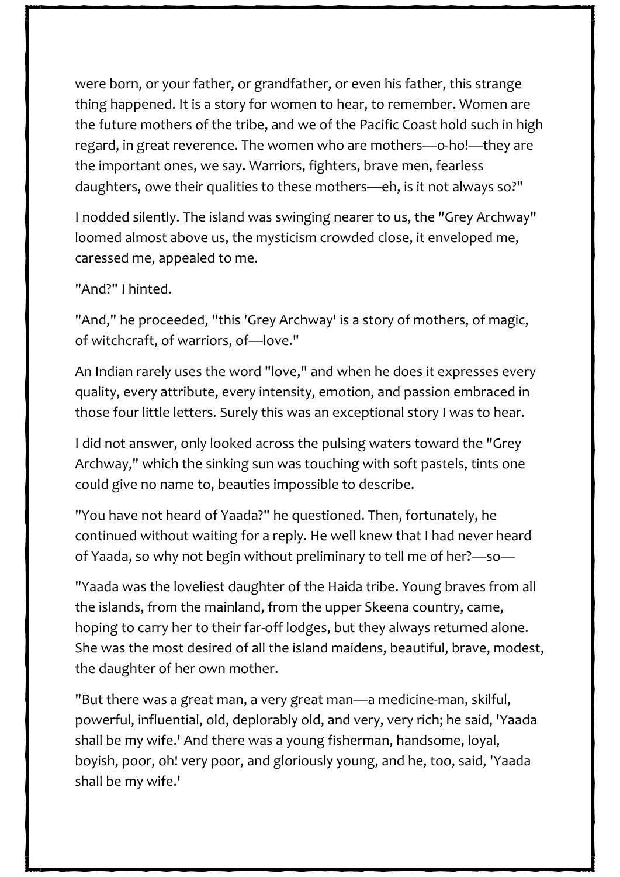were born, or your father, or grandfather, or even his father, this strange thing happened. It is a story for women to hear, to remember. Women are the future mothers of the tribe, and we of the Pacific Coast hold such in high regard, in great reverence. The women who are mothers—o-ho!—they are the important ones, we say. Warriors, fighters, brave men, fearless daughters, owe their qualities to these mothers—eh, is it not always so?"

I nodded silently. The island was swinging nearer to us, the "Grey Archway" loomed almost above us, the mysticism crowded close, it enveloped me, caressed me, appealed to me.

"And?" I hinted.

"And," he proceeded, "this 'Grey Archway' is a story of mothers, of magic, of witchcraft, of warriors, of—love."

An Indian rarely uses the word "love," and when he does it expresses every quality, every attribute, every intensity, emotion, and passion embraced in those four little letters. Surely this was an exceptional story I was to hear.

I did not answer, only looked across the pulsing waters toward the "Grey Archway," which the sinking sun was touching with soft pastels, tints one could give no name to, beauties impossible to describe.

"You have not heard of Yaada?" he questioned. Then, fortunately, he continued without waiting for a reply. He well knew that I had never heard of Yaada, so why not begin without preliminary to tell me of her?—so—

"Yaada was the loveliest daughter of the Haida tribe. Young braves from all the islands, from the mainland, from the upper Skeena country, came, hoping to carry her to their far-off lodges, but they always returned alone. She was the most desired of all the island maidens, beautiful, brave, modest, the daughter of her own mother.

"But there was a great man, a very great man—a medicine-man, skilful, powerful, influential, old, deplorably old, and very, very rich; he said, 'Yaada shall be my wife.' And there was a young fisherman, handsome, loyal, boyish, poor, oh! very poor, and gloriously young, and he, too, said, 'Yaada shall be my wife.'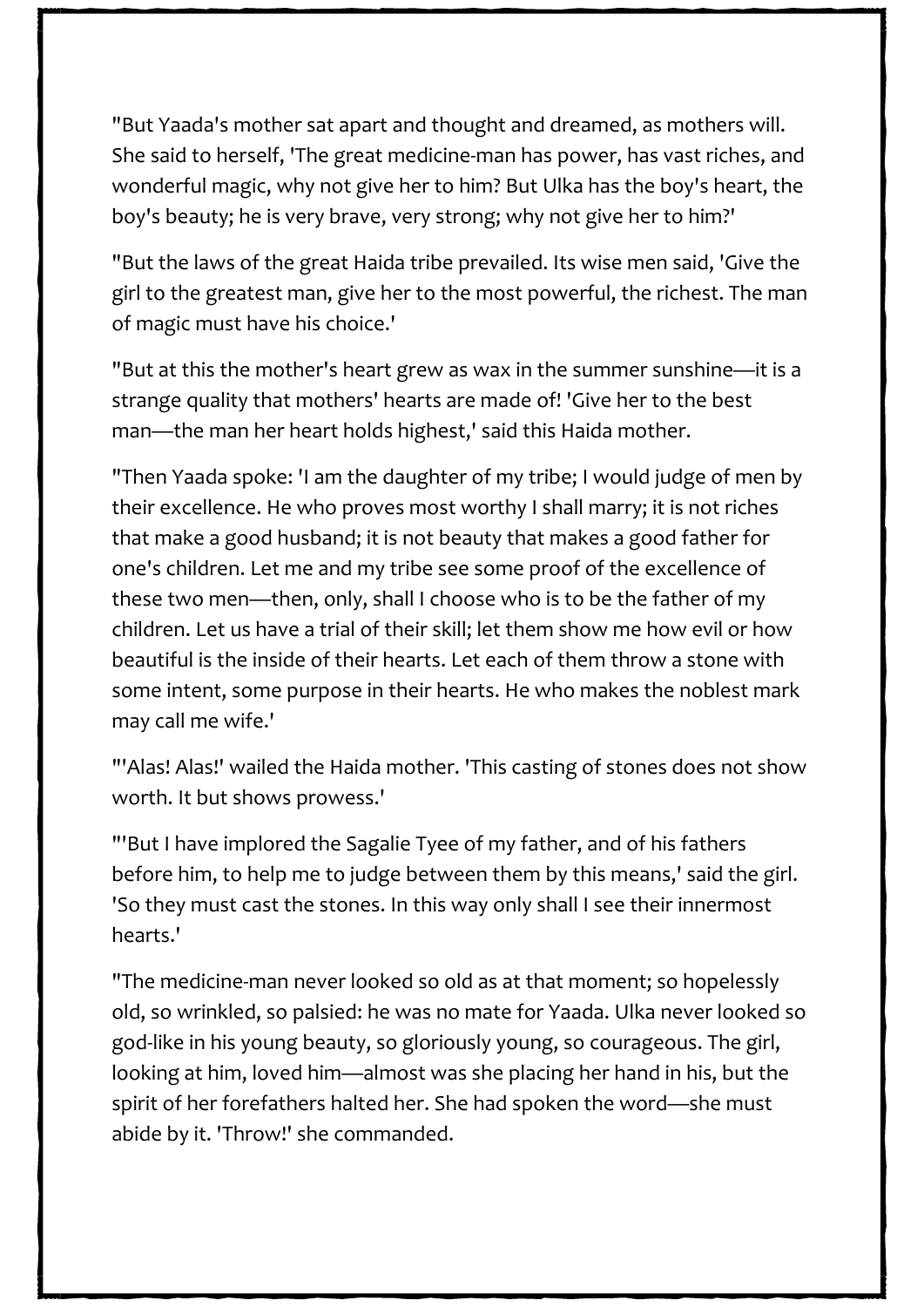"But Yaada's mother sat apart and thought and dreamed, as mothers will. She said to herself, 'The great medicine-man has power, has vast riches, and wonderful magic, why not give her to him? But Ulka has the boy's heart, the boy's beauty; he is very brave, very strong; why not give her to him?'

"But the laws of the great Haida tribe prevailed. Its wise men said, 'Give the girl to the greatest man, give her to the most powerful, the richest. The man of magic must have his choice.'

"But at this the mother's heart grew as wax in the summer sunshine—it is a strange quality that mothers' hearts are made of! 'Give her to the best man—the man her heart holds highest,' said this Haida mother.

"Then Yaada spoke: 'I am the daughter of my tribe; I would judge of men by their excellence. He who proves most worthy I shall marry; it is not riches that make a good husband; it is not beauty that makes a good father for one's children. Let me and my tribe see some proof of the excellence of these two men—then, only, shall I choose who is to be the father of my children. Let us have a trial of their skill; let them show me how evil or how beautiful is the inside of their hearts. Let each of them throw a stone with some intent, some purpose in their hearts. He who makes the noblest mark may call me wife.'

"'Alas! Alas!' wailed the Haida mother. 'This casting of stones does not show worth. It but shows prowess.'

"'But I have implored the Sagalie Tyee of my father, and of his fathers before him, to help me to judge between them by this means,' said the girl. 'So they must cast the stones. In this way only shall I see their innermost hearts.'

"The medicine-man never looked so old as at that moment; so hopelessly old, so wrinkled, so palsied: he was no mate for Yaada. Ulka never looked so god-like in his young beauty, so gloriously young, so courageous. The girl, looking at him, loved him—almost was she placing her hand in his, but the spirit of her forefathers halted her. She had spoken the word—she must abide by it. 'Throw!' she commanded.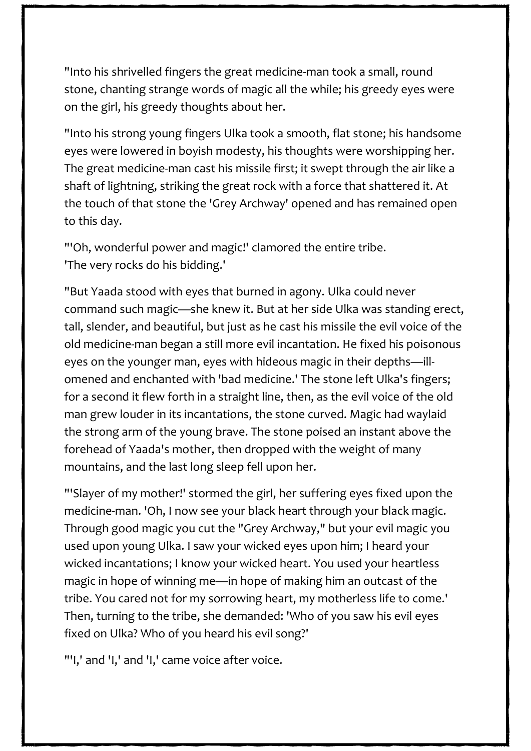"Into his shrivelled fingers the great medicine-man took a small, round stone, chanting strange words of magic all the while; his greedy eyes were on the girl, his greedy thoughts about her.

"Into his strong young fingers Ulka took a smooth, flat stone; his handsome eyes were lowered in boyish modesty, his thoughts were worshipping her. The great medicine-man cast his missile first; it swept through the air like a shaft of lightning, striking the great rock with a force that shattered it. At the touch of that stone the 'Grey Archway' opened and has remained open to this day.

"'Oh, wonderful power and magic!' clamored the entire tribe. 'The very rocks do his bidding.'

"But Yaada stood with eyes that burned in agony. Ulka could never command such magic—she knew it. But at her side Ulka was standing erect, tall, slender, and beautiful, but just as he cast his missile the evil voice of the old medicine-man began a still more evil incantation. He fixed his poisonous eyes on the younger man, eyes with hideous magic in their depths—ill-omened and enchanted with 'bad medicine.' The stone left Ulka's fingers; for a second it flew forth in a straight line, then, as the evil voice of the old man grew louder in its incantations, the stone curved. Magic had waylaid the strong arm of the young brave. The stone poised an instant above the forehead of Yaada's mother, then dropped with the weight of many mountains, and the last long sleep fell upon her.

"'Slayer of my mother!' stormed the girl, her suffering eyes fixed upon the medicine-man. 'Oh, I now see your black heart through your black magic. Through good magic you cut the "Grey Archway," but your evil magic you used upon young Ulka. I saw your wicked eyes upon him; I heard your wicked incantations; I know your wicked heart. You used your heartless magic in hope of winning me—in hope of making him an outcast of the tribe. You cared not for my sorrowing heart, my motherless life to come.' Then, turning to the tribe, she demanded: 'Who of you saw his evil eyes fixed on Ulka? Who of you heard his evil song?'

"'I,' and 'I,' and 'I,' came voice after voice.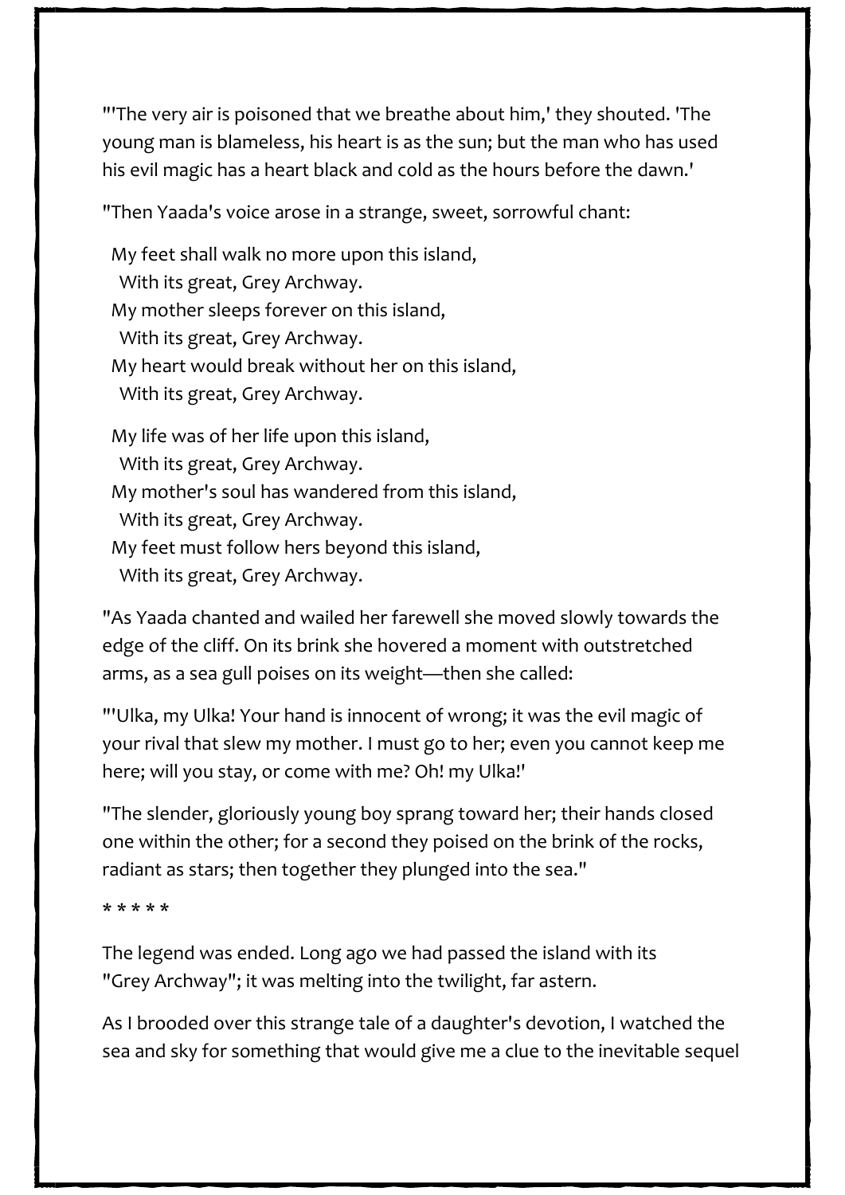"'The very air is poisoned that we breathe about him,' they shouted. 'The young man is blameless, his heart is as the sun; but the man who has used his evil magic has a heart black and cold as the hours before the dawn.'

"Then Yaada's voice arose in a strange, sweet, sorrowful chant:

> My feet shall walk no more upon this island,  
> With its great, Grey Archway.  
> My mother sleeps forever on this island,  
> With its great, Grey Archway.  
> My heart would break without her on this island,  
> With its great, Grey Archway.
>
> My life was of her life upon this island,  
> With its great, Grey Archway.  
> My mother's soul has wandered from this island,  
> With its great, Grey Archway.  
> My feet must follow hers beyond this island,  
> With its great, Grey Archway.

"As Yaada chanted and wailed her farewell she moved slowly towards the edge of the cliff. On its brink she hovered a moment with outstretched arms, as a sea gull poises on its weight—then she called:

"'Ulka, my Ulka! Your hand is innocent of wrong; it was the evil magic of your rival that slew my mother. I must go to her; even you cannot keep me here; will you stay, or come with me? Oh! my Ulka!'

"The slender, gloriously young boy sprang toward her; their hands closed one within the other; for a second they poised on the brink of the rocks, radiant as stars; then together they plunged into the sea."

* * * * *

The legend was ended. Long ago we had passed the island with its "Grey Archway"; it was melting into the twilight, far astern.

As I brooded over this strange tale of a daughter's devotion, I watched the sea and sky for something that would give me a clue to the inevitable sequel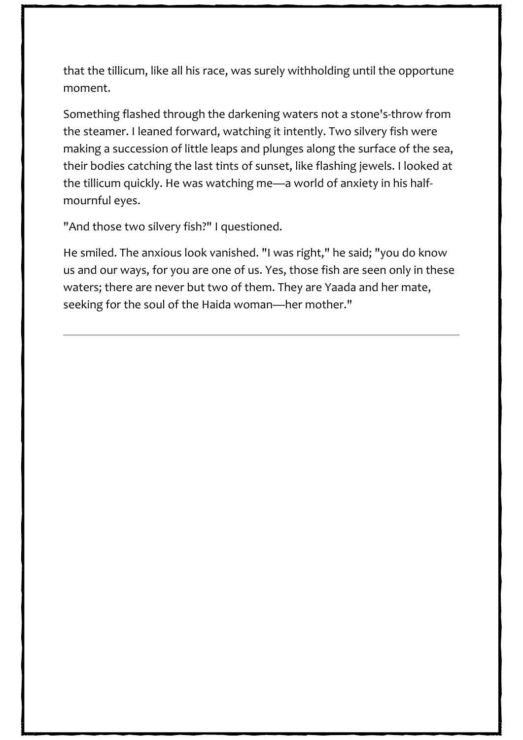that the tillicum, like all his race, was surely withholding until the opportune moment.

Something flashed through the darkening waters not a stone's-throw from the steamer. I leaned forward, watching it intently. Two silvery fish were making a succession of little leaps and plunges along the surface of the sea, their bodies catching the last tints of sunset, like flashing jewels. I looked at the tillicum quickly. He was watching me—a world of anxiety in his half-mournful eyes.

"And those two silvery fish?" I questioned.

He smiled. The anxious look vanished. "I was right," he said; "you do know us and our ways, for you are one of us. Yes, those fish are seen only in these waters; there are never but two of them. They are Yaada and her mate, seeking for the soul of the Haida woman—her mother."

---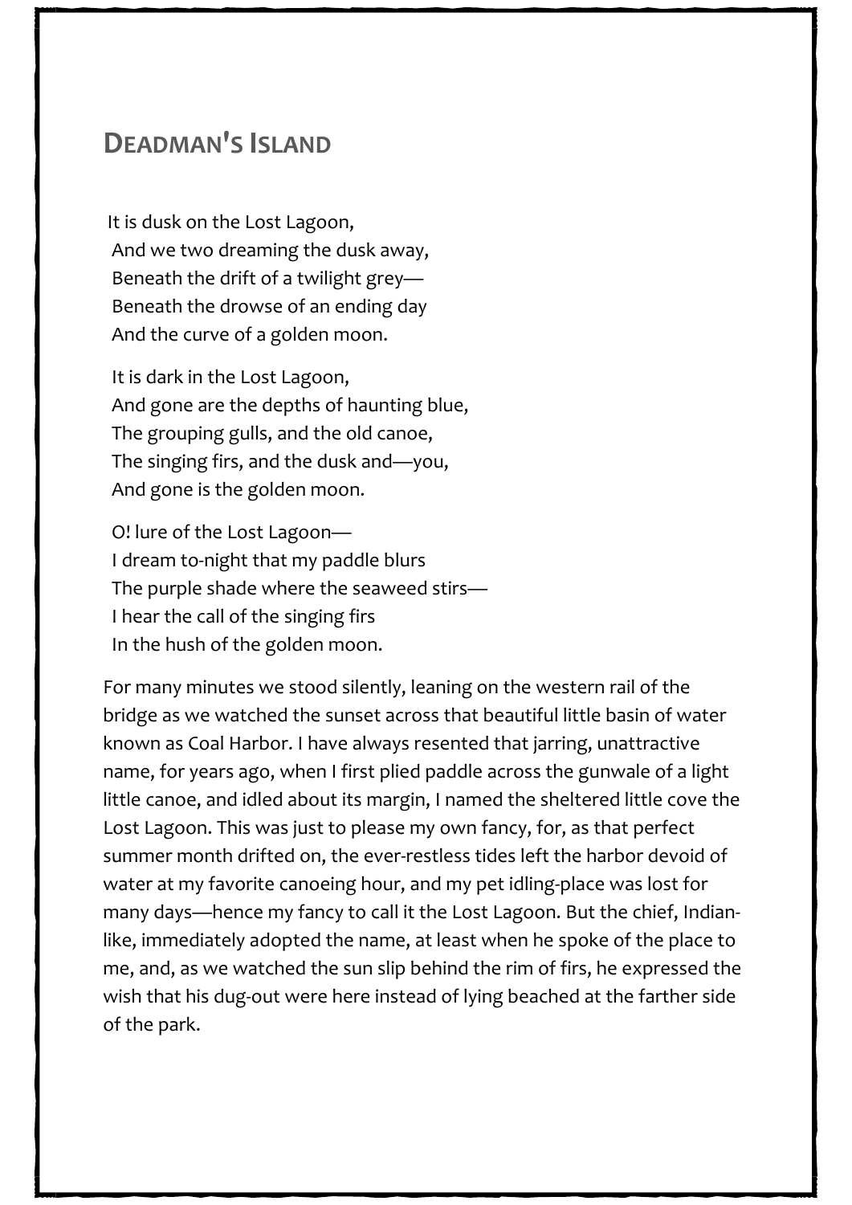## Deadman's Island

It is dusk on the Lost Lagoon,  
And we two dreaming the dusk away,  
Beneath the drift of a twilight grey—  
Beneath the drowse of an ending day  
And the curve of a golden moon.

It is dark in the Lost Lagoon,  
And gone are the depths of haunting blue,  
The grouping gulls, and the old canoe,  
The singing firs, and the dusk and—you,  
And gone is the golden moon.

O! lure of the Lost Lagoon—  
I dream to-night that my paddle blurs  
The purple shade where the seaweed stirs—  
I hear the call of the singing firs  
In the hush of the golden moon.

For many minutes we stood silently, leaning on the western rail of the bridge as we watched the sunset across that beautiful little basin of water known as Coal Harbor. I have always resented that jarring, unattractive name, for years ago, when I first plied paddle across the gunwale of a light little canoe, and idled about its margin, I named the sheltered little cove the Lost Lagoon. This was just to please my own fancy, for, as that perfect summer month drifted on, the ever-restless tides left the harbor devoid of water at my favorite canoeing hour, and my pet idling-place was lost for many days—hence my fancy to call it the Lost Lagoon. But the chief, Indian-like, immediately adopted the name, at least when he spoke of the place to me, and, as we watched the sun slip behind the rim of firs, he expressed the wish that his dug-out were here instead of lying beached at the farther side of the park.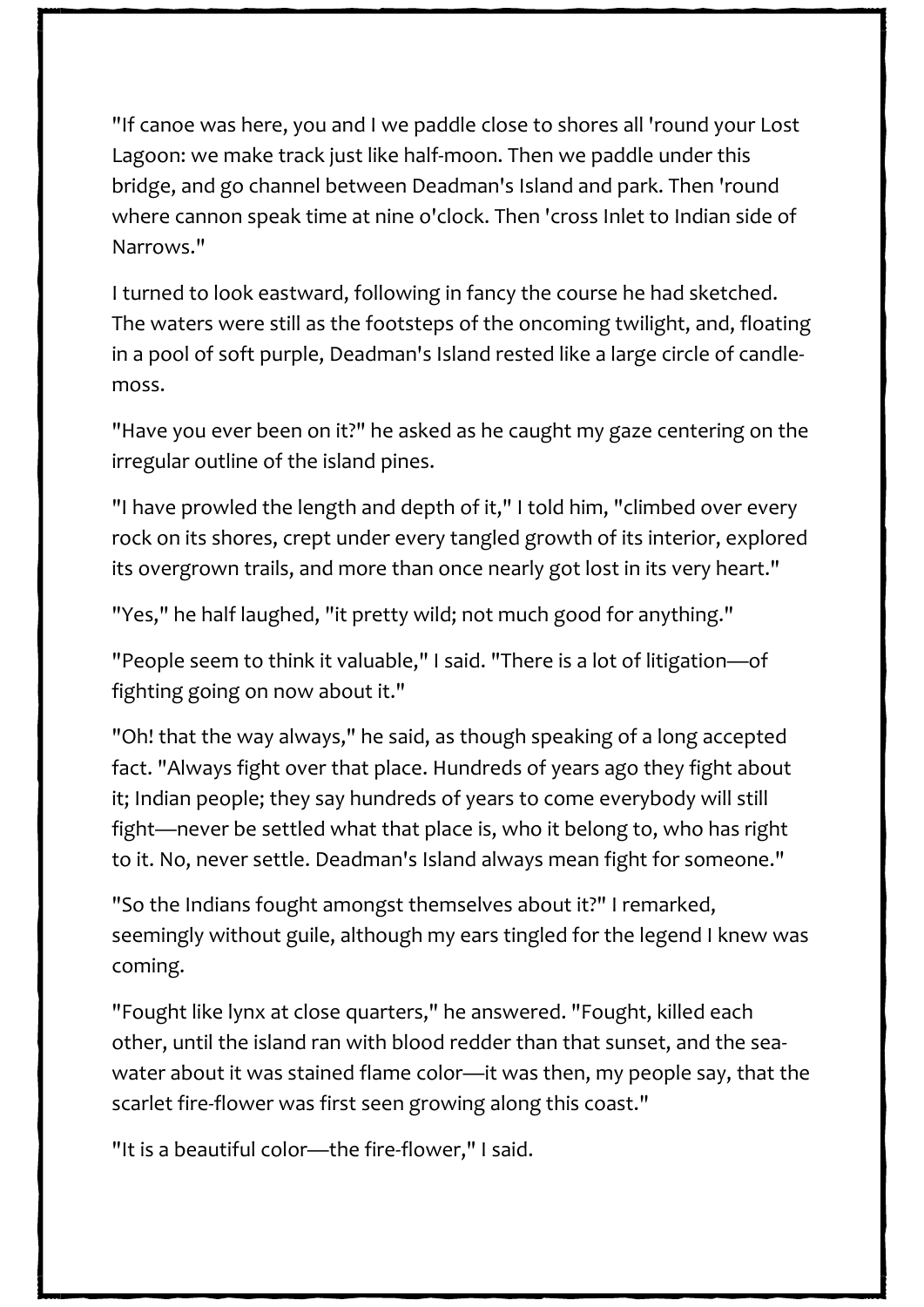"If canoe was here, you and I we paddle close to shores all 'round your Lost Lagoon: we make track just like half-moon. Then we paddle under this bridge, and go channel between Deadman's Island and park. Then 'round where cannon speak time at nine o'clock. Then 'cross Inlet to Indian side of Narrows."

I turned to look eastward, following in fancy the course he had sketched. The waters were still as the footsteps of the oncoming twilight, and, floating in a pool of soft purple, Deadman's Island rested like a large circle of candle-moss.

"Have you ever been on it?" he asked as he caught my gaze centering on the irregular outline of the island pines.

"I have prowled the length and depth of it," I told him, "climbed over every rock on its shores, crept under every tangled growth of its interior, explored its overgrown trails, and more than once nearly got lost in its very heart."

"Yes," he half laughed, "it pretty wild; not much good for anything."

"People seem to think it valuable," I said. "There is a lot of litigation—of fighting going on now about it."

"Oh! that the way always," he said, as though speaking of a long accepted fact. "Always fight over that place. Hundreds of years ago they fight about it; Indian people; they say hundreds of years to come everybody will still fight—never be settled what that place is, who it belong to, who has right to it. No, never settle. Deadman's Island always mean fight for someone."

"So the Indians fought amongst themselves about it?" I remarked, seemingly without guile, although my ears tingled for the legend I knew was coming.

"Fought like lynx at close quarters," he answered. "Fought, killed each other, until the island ran with blood redder than that sunset, and the sea-water about it was stained flame color—it was then, my people say, that the scarlet fire-flower was first seen growing along this coast."

"It is a beautiful color—the fire-flower," I said.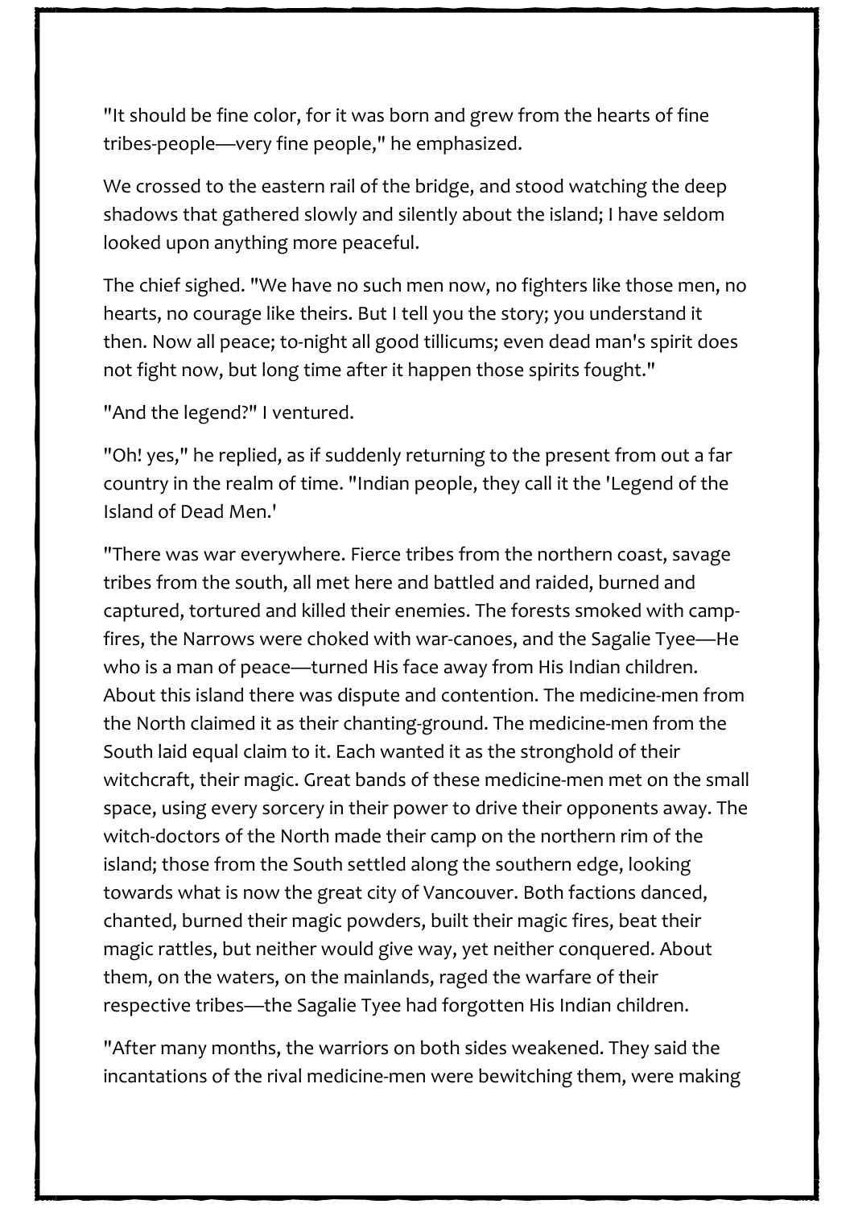"It should be fine color, for it was born and grew from the hearts of fine tribes-people—very fine people," he emphasized.

We crossed to the eastern rail of the bridge, and stood watching the deep shadows that gathered slowly and silently about the island; I have seldom looked upon anything more peaceful.

The chief sighed. "We have no such men now, no fighters like those men, no hearts, no courage like theirs. But I tell you the story; you understand it then. Now all peace; to-night all good tillicums; even dead man's spirit does not fight now, but long time after it happen those spirits fought."

"And the legend?" I ventured.

"Oh! yes," he replied, as if suddenly returning to the present from out a far country in the realm of time. "Indian people, they call it the 'Legend of the Island of Dead Men.'

"There was war everywhere. Fierce tribes from the northern coast, savage tribes from the south, all met here and battled and raided, burned and captured, tortured and killed their enemies. The forests smoked with camp-fires, the Narrows were choked with war-canoes, and the Sagalie Tyee—He who is a man of peace—turned His face away from His Indian children. About this island there was dispute and contention. The medicine-men from the North claimed it as their chanting-ground. The medicine-men from the South laid equal claim to it. Each wanted it as the stronghold of their witchcraft, their magic. Great bands of these medicine-men met on the small space, using every sorcery in their power to drive their opponents away. The witch-doctors of the North made their camp on the northern rim of the island; those from the South settled along the southern edge, looking towards what is now the great city of Vancouver. Both factions danced, chanted, burned their magic powders, built their magic fires, beat their magic rattles, but neither would give way, yet neither conquered. About them, on the waters, on the mainlands, raged the warfare of their respective tribes—the Sagalie Tyee had forgotten His Indian children.

"After many months, the warriors on both sides weakened. They said the incantations of the rival medicine-men were bewitching them, were making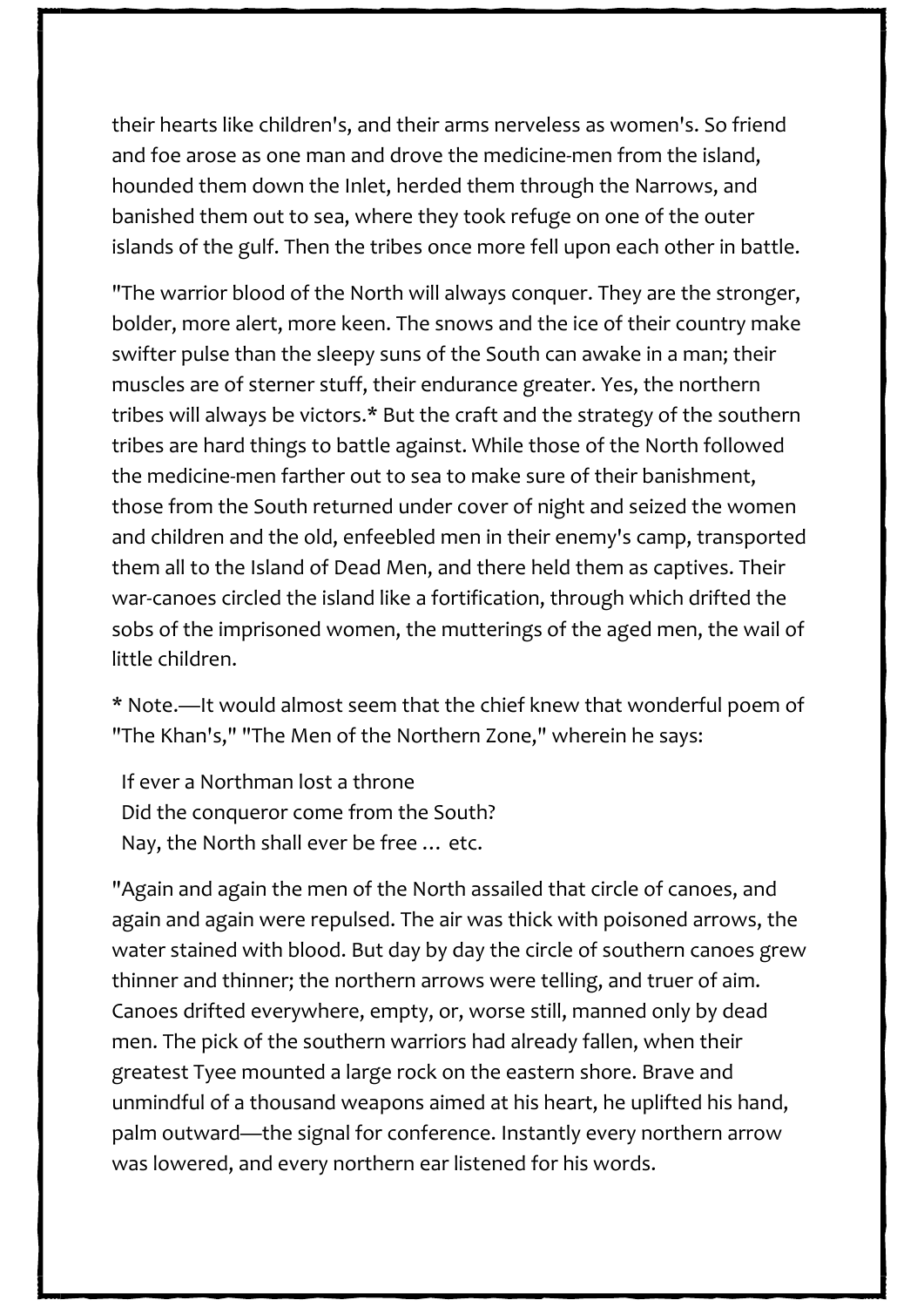their hearts like children's, and their arms nerveless as women's. So friend and foe arose as one man and drove the medicine-men from the island, hounded them down the Inlet, herded them through the Narrows, and banished them out to sea, where they took refuge on one of the outer islands of the gulf. Then the tribes once more fell upon each other in battle.

"The warrior blood of the North will always conquer. They are the stronger, bolder, more alert, more keen. The snows and the ice of their country make swifter pulse than the sleepy suns of the South can awake in a man; their muscles are of sterner stuff, their endurance greater. Yes, the northern tribes will always be victors.* But the craft and the strategy of the southern tribes are hard things to battle against. While those of the North followed the medicine-men farther out to sea to make sure of their banishment, those from the South returned under cover of night and seized the women and children and the old, enfeebled men in their enemy's camp, transported them all to the Island of Dead Men, and there held them as captives. Their war-canoes circled the island like a fortification, through which drifted the sobs of the imprisoned women, the mutterings of the aged men, the wail of little children.

* Note.—It would almost seem that the chief knew that wonderful poem of "The Khan's," "The Men of the Northern Zone," wherein he says:

> If ever a Northman lost a throne
> Did the conqueror come from the South?
> Nay, the North shall ever be free … etc.

"Again and again the men of the North assailed that circle of canoes, and again and again were repulsed. The air was thick with poisoned arrows, the water stained with blood. But day by day the circle of southern canoes grew thinner and thinner; the northern arrows were telling, and truer of aim. Canoes drifted everywhere, empty, or, worse still, manned only by dead men. The pick of the southern warriors had already fallen, when their greatest Tyee mounted a large rock on the eastern shore. Brave and unmindful of a thousand weapons aimed at his heart, he uplifted his hand, palm outward—the signal for conference. Instantly every northern arrow was lowered, and every northern ear listened for his words.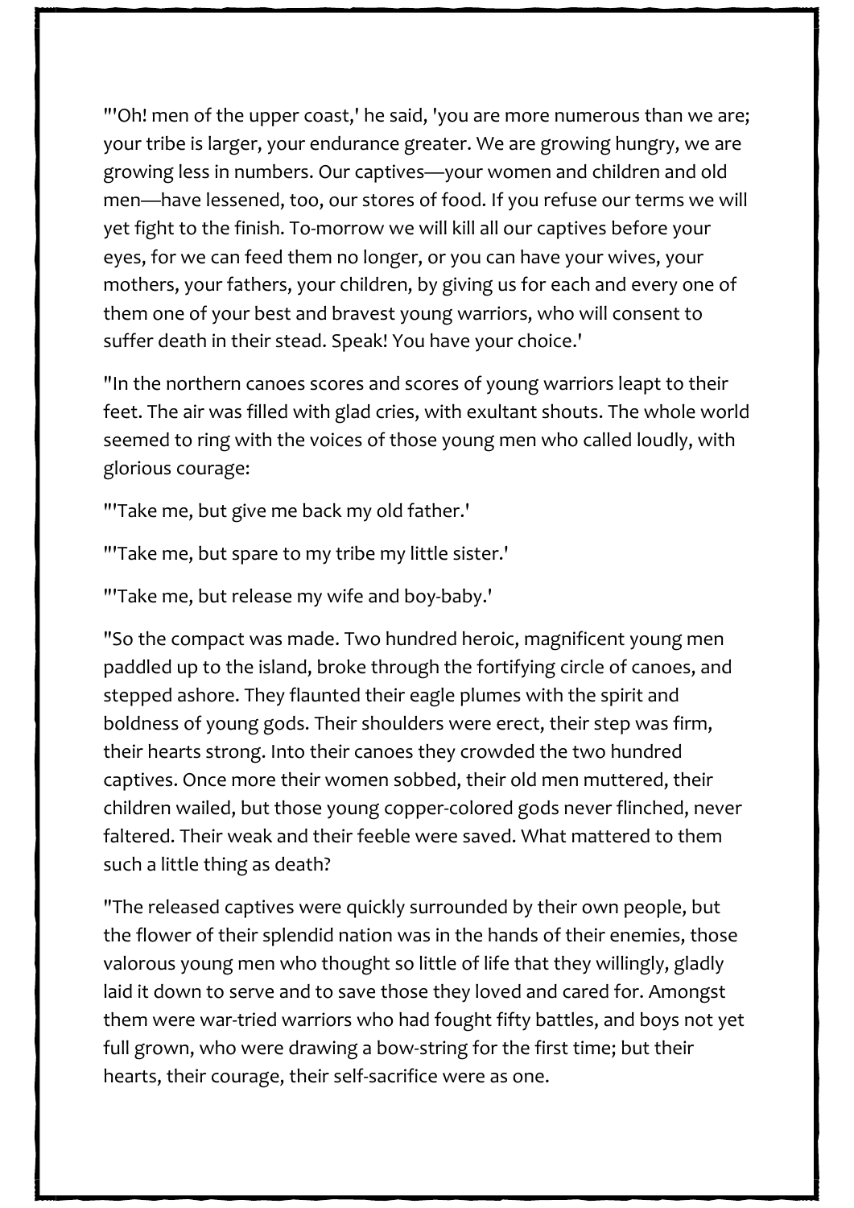"'Oh! men of the upper coast,' he said, 'you are more numerous than we are; your tribe is larger, your endurance greater. We are growing hungry, we are growing less in numbers. Our captives—your women and children and old men—have lessened, too, our stores of food. If you refuse our terms we will yet fight to the finish. To-morrow we will kill all our captives before your eyes, for we can feed them no longer, or you can have your wives, your mothers, your fathers, your children, by giving us for each and every one of them one of your best and bravest young warriors, who will consent to suffer death in their stead. Speak! You have your choice.'

"In the northern canoes scores and scores of young warriors leapt to their feet. The air was filled with glad cries, with exultant shouts. The whole world seemed to ring with the voices of those young men who called loudly, with glorious courage:

"'Take me, but give me back my old father.'

"'Take me, but spare to my tribe my little sister.'

"'Take me, but release my wife and boy-baby.'

"So the compact was made. Two hundred heroic, magnificent young men paddled up to the island, broke through the fortifying circle of canoes, and stepped ashore. They flaunted their eagle plumes with the spirit and boldness of young gods. Their shoulders were erect, their step was firm, their hearts strong. Into their canoes they crowded the two hundred captives. Once more their women sobbed, their old men muttered, their children wailed, but those young copper-colored gods never flinched, never faltered. Their weak and their feeble were saved. What mattered to them such a little thing as death?

"The released captives were quickly surrounded by their own people, but the flower of their splendid nation was in the hands of their enemies, those valorous young men who thought so little of life that they willingly, gladly laid it down to serve and to save those they loved and cared for. Amongst them were war-tried warriors who had fought fifty battles, and boys not yet full grown, who were drawing a bow-string for the first time; but their hearts, their courage, their self-sacrifice were as one.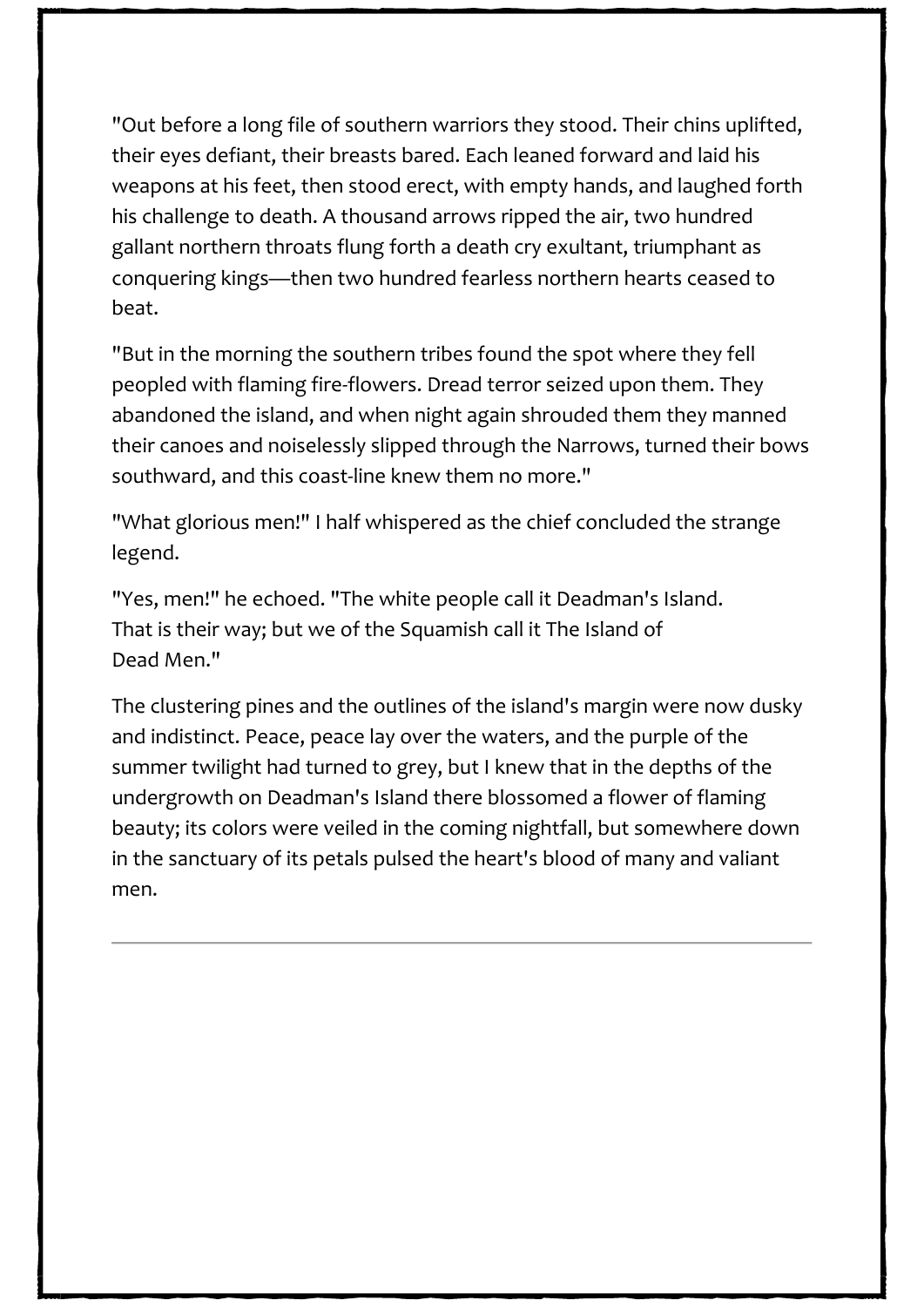"Out before a long file of southern warriors they stood. Their chins uplifted, their eyes defiant, their breasts bared. Each leaned forward and laid his weapons at his feet, then stood erect, with empty hands, and laughed forth his challenge to death. A thousand arrows ripped the air, two hundred gallant northern throats flung forth a death cry exultant, triumphant as conquering kings—then two hundred fearless northern hearts ceased to beat.

"But in the morning the southern tribes found the spot where they fell peopled with flaming fire-flowers. Dread terror seized upon them. They abandoned the island, and when night again shrouded them they manned their canoes and noiselessly slipped through the Narrows, turned their bows southward, and this coast-line knew them no more."

"What glorious men!" I half whispered as the chief concluded the strange legend.

"Yes, men!" he echoed. "The white people call it Deadman's Island. That is their way; but we of the Squamish call it The Island of Dead Men."

The clustering pines and the outlines of the island's margin were now dusky and indistinct. Peace, peace lay over the waters, and the purple of the summer twilight had turned to grey, but I knew that in the depths of the undergrowth on Deadman's Island there blossomed a flower of flaming beauty; its colors were veiled in the coming nightfall, but somewhere down in the sanctuary of its petals pulsed the heart's blood of many and valiant men.

---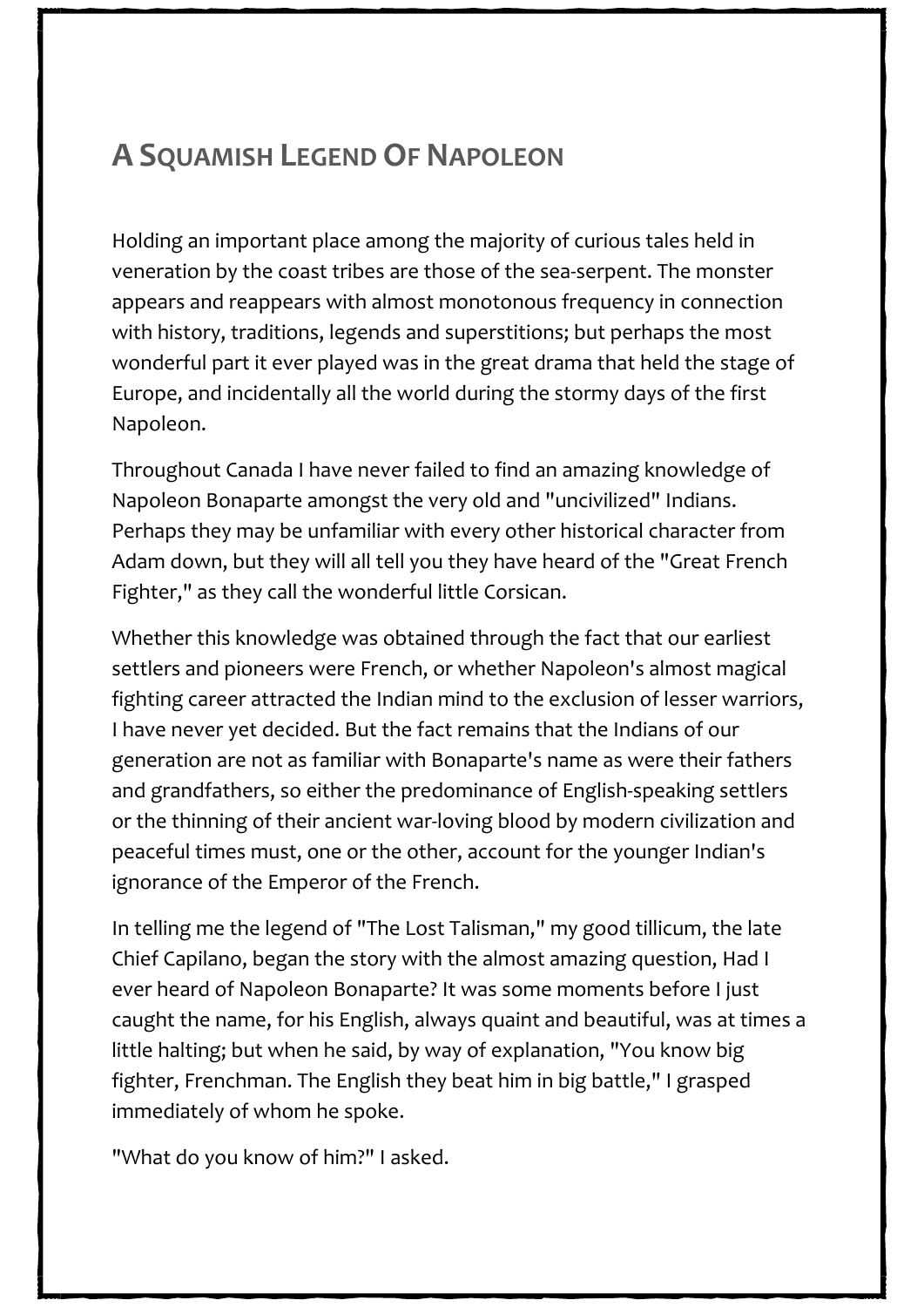## A Squamish Legend Of Napoleon

Holding an important place among the majority of curious tales held in veneration by the coast tribes are those of the sea-serpent. The monster appears and reappears with almost monotonous frequency in connection with history, traditions, legends and superstitions; but perhaps the most wonderful part it ever played was in the great drama that held the stage of Europe, and incidentally all the world during the stormy days of the first Napoleon.

Throughout Canada I have never failed to find an amazing knowledge of Napoleon Bonaparte amongst the very old and "uncivilized" Indians. Perhaps they may be unfamiliar with every other historical character from Adam down, but they will all tell you they have heard of the "Great French Fighter," as they call the wonderful little Corsican.

Whether this knowledge was obtained through the fact that our earliest settlers and pioneers were French, or whether Napoleon's almost magical fighting career attracted the Indian mind to the exclusion of lesser warriors, I have never yet decided. But the fact remains that the Indians of our generation are not as familiar with Bonaparte's name as were their fathers and grandfathers, so either the predominance of English-speaking settlers or the thinning of their ancient war-loving blood by modern civilization and peaceful times must, one or the other, account for the younger Indian's ignorance of the Emperor of the French.

In telling me the legend of "The Lost Talisman," my good tillicum, the late Chief Capilano, began the story with the almost amazing question, Had I ever heard of Napoleon Bonaparte? It was some moments before I just caught the name, for his English, always quaint and beautiful, was at times a little halting; but when he said, by way of explanation, "You know big fighter, Frenchman. The English they beat him in big battle," I grasped immediately of whom he spoke.

"What do you know of him?" I asked.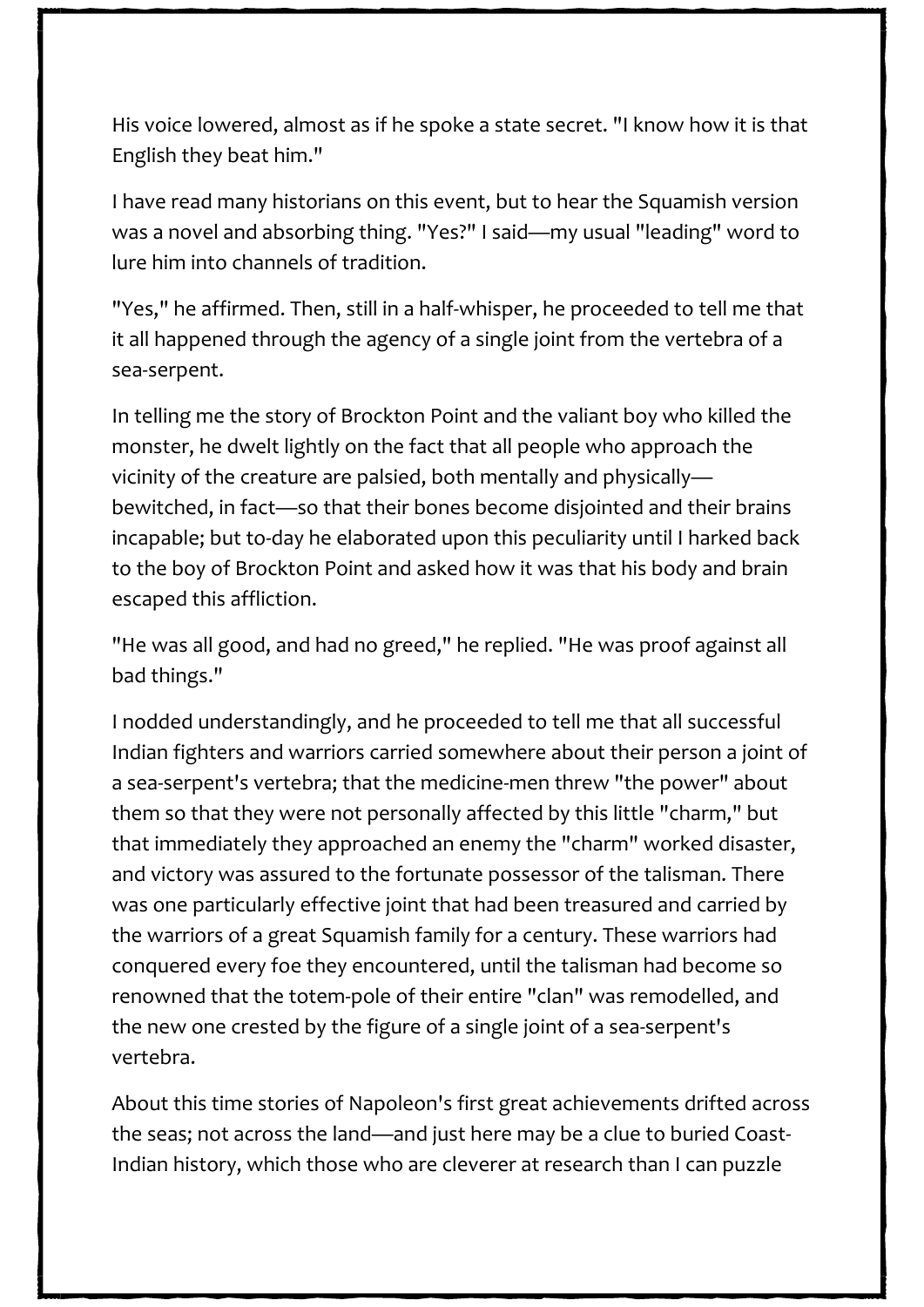His voice lowered, almost as if he spoke a state secret. "I know how it is that English they beat him."

I have read many historians on this event, but to hear the Squamish version was a novel and absorbing thing. "Yes?" I said—my usual "leading" word to lure him into channels of tradition.

"Yes," he affirmed. Then, still in a half-whisper, he proceeded to tell me that it all happened through the agency of a single joint from the vertebra of a sea-serpent.

In telling me the story of Brockton Point and the valiant boy who killed the monster, he dwelt lightly on the fact that all people who approach the vicinity of the creature are palsied, both mentally and physically—bewitched, in fact—so that their bones become disjointed and their brains incapable; but to-day he elaborated upon this peculiarity until I harked back to the boy of Brockton Point and asked how it was that his body and brain escaped this affliction.

"He was all good, and had no greed," he replied. "He was proof against all bad things."

I nodded understandingly, and he proceeded to tell me that all successful Indian fighters and warriors carried somewhere about their person a joint of a sea-serpent's vertebra; that the medicine-men threw "the power" about them so that they were not personally affected by this little "charm," but that immediately they approached an enemy the "charm" worked disaster, and victory was assured to the fortunate possessor of the talisman. There was one particularly effective joint that had been treasured and carried by the warriors of a great Squamish family for a century. These warriors had conquered every foe they encountered, until the talisman had become so renowned that the totem-pole of their entire "clan" was remodelled, and the new one crested by the figure of a single joint of a sea-serpent's vertebra.

About this time stories of Napoleon's first great achievements drifted across the seas; not across the land—and just here may be a clue to buried Coast-Indian history, which those who are cleverer at research than I can puzzle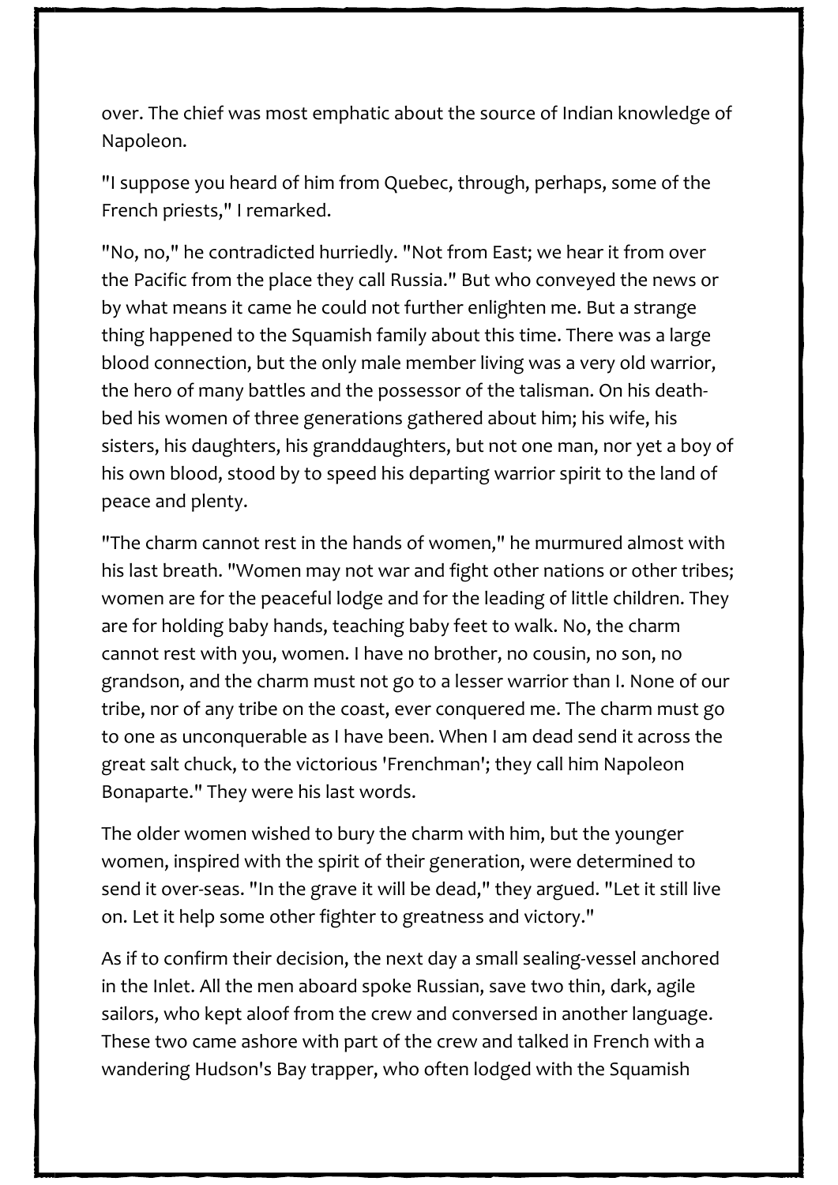over. The chief was most emphatic about the source of Indian knowledge of Napoleon.

"I suppose you heard of him from Quebec, through, perhaps, some of the French priests," I remarked.

"No, no," he contradicted hurriedly. "Not from East; we hear it from over the Pacific from the place they call Russia." But who conveyed the news or by what means it came he could not further enlighten me. But a strange thing happened to the Squamish family about this time. There was a large blood connection, but the only male member living was a very old warrior, the hero of many battles and the possessor of the talisman. On his death-bed his women of three generations gathered about him; his wife, his sisters, his daughters, his granddaughters, but not one man, nor yet a boy of his own blood, stood by to speed his departing warrior spirit to the land of peace and plenty.

"The charm cannot rest in the hands of women," he murmured almost with his last breath. "Women may not war and fight other nations or other tribes; women are for the peaceful lodge and for the leading of little children. They are for holding baby hands, teaching baby feet to walk. No, the charm cannot rest with you, women. I have no brother, no cousin, no son, no grandson, and the charm must not go to a lesser warrior than I. None of our tribe, nor of any tribe on the coast, ever conquered me. The charm must go to one as unconquerable as I have been. When I am dead send it across the great salt chuck, to the victorious 'Frenchman'; they call him Napoleon Bonaparte." They were his last words.

The older women wished to bury the charm with him, but the younger women, inspired with the spirit of their generation, were determined to send it over-seas. "In the grave it will be dead," they argued. "Let it still live on. Let it help some other fighter to greatness and victory."

As if to confirm their decision, the next day a small sealing-vessel anchored in the Inlet. All the men aboard spoke Russian, save two thin, dark, agile sailors, who kept aloof from the crew and conversed in another language. These two came ashore with part of the crew and talked in French with a wandering Hudson's Bay trapper, who often lodged with the Squamish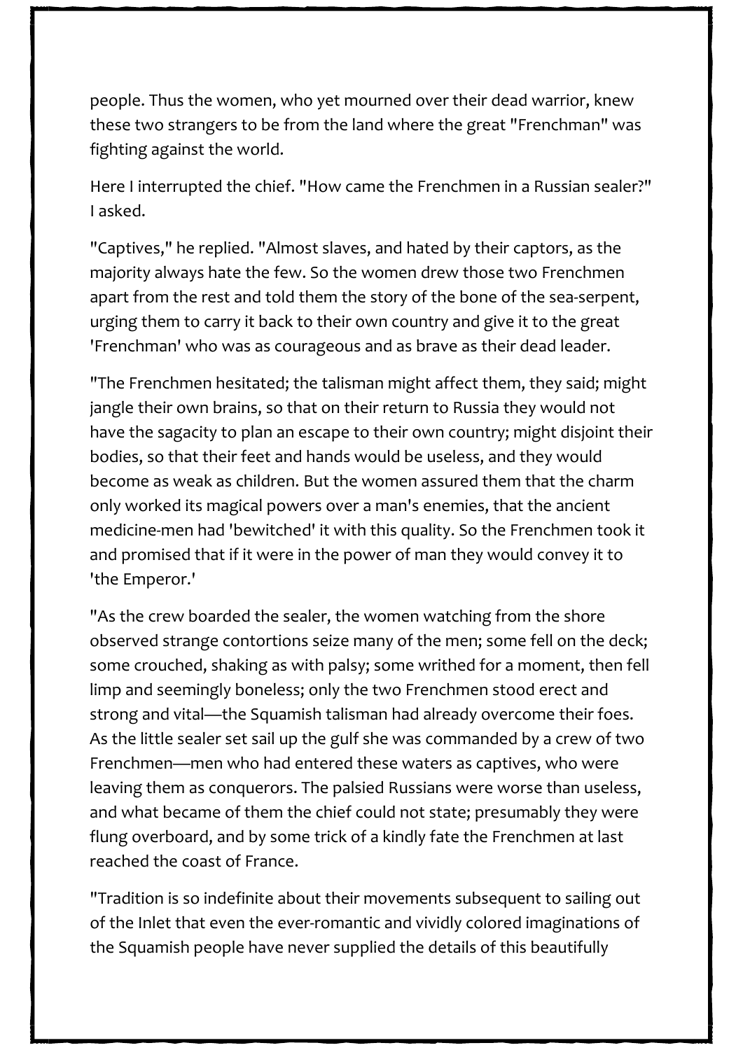people. Thus the women, who yet mourned over their dead warrior, knew these two strangers to be from the land where the great "Frenchman" was fighting against the world.

Here I interrupted the chief. "How came the Frenchmen in a Russian sealer?" I asked.

"Captives," he replied. "Almost slaves, and hated by their captors, as the majority always hate the few. So the women drew those two Frenchmen apart from the rest and told them the story of the bone of the sea-serpent, urging them to carry it back to their own country and give it to the great 'Frenchman' who was as courageous and as brave as their dead leader.

"The Frenchmen hesitated; the talisman might affect them, they said; might jangle their own brains, so that on their return to Russia they would not have the sagacity to plan an escape to their own country; might disjoint their bodies, so that their feet and hands would be useless, and they would become as weak as children. But the women assured them that the charm only worked its magical powers over a man's enemies, that the ancient medicine-men had 'bewitched' it with this quality. So the Frenchmen took it and promised that if it were in the power of man they would convey it to 'the Emperor.'

"As the crew boarded the sealer, the women watching from the shore observed strange contortions seize many of the men; some fell on the deck; some crouched, shaking as with palsy; some writhed for a moment, then fell limp and seemingly boneless; only the two Frenchmen stood erect and strong and vital—the Squamish talisman had already overcome their foes. As the little sealer set sail up the gulf she was commanded by a crew of two Frenchmen—men who had entered these waters as captives, who were leaving them as conquerors. The palsied Russians were worse than useless, and what became of them the chief could not state; presumably they were flung overboard, and by some trick of a kindly fate the Frenchmen at last reached the coast of France.

"Tradition is so indefinite about their movements subsequent to sailing out of the Inlet that even the ever-romantic and vividly colored imaginations of the Squamish people have never supplied the details of this beautifully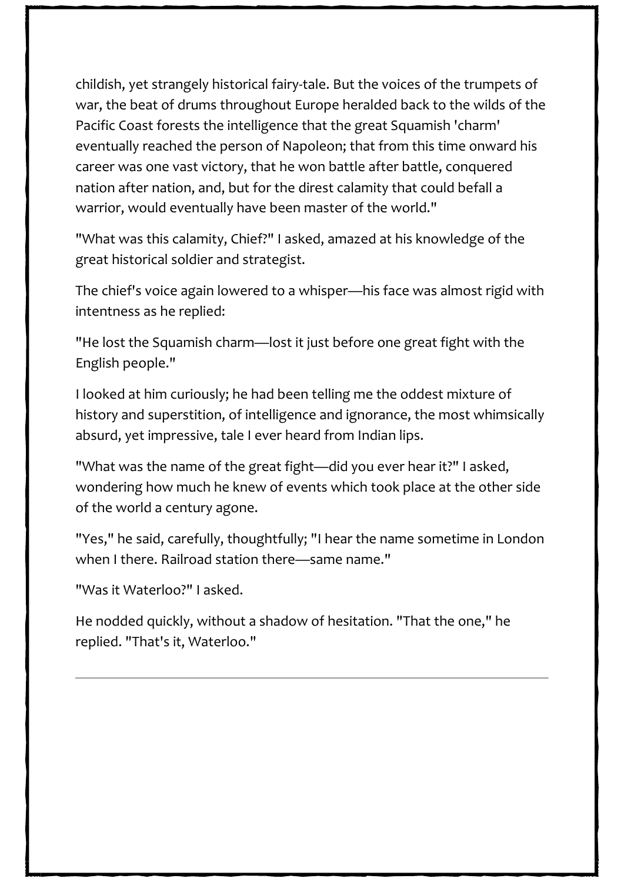childish, yet strangely historical fairy-tale. But the voices of the trumpets of war, the beat of drums throughout Europe heralded back to the wilds of the Pacific Coast forests the intelligence that the great Squamish 'charm' eventually reached the person of Napoleon; that from this time onward his career was one vast victory, that he won battle after battle, conquered nation after nation, and, but for the direst calamity that could befall a warrior, would eventually have been master of the world."

"What was this calamity, Chief?" I asked, amazed at his knowledge of the great historical soldier and strategist.

The chief's voice again lowered to a whisper—his face was almost rigid with intentness as he replied:

"He lost the Squamish charm—lost it just before one great fight with the English people."

I looked at him curiously; he had been telling me the oddest mixture of history and superstition, of intelligence and ignorance, the most whimsically absurd, yet impressive, tale I ever heard from Indian lips.

"What was the name of the great fight—did you ever hear it?" I asked, wondering how much he knew of events which took place at the other side of the world a century agone.

"Yes," he said, carefully, thoughtfully; "I hear the name sometime in London when I there. Railroad station there—same name."

"Was it Waterloo?" I asked.

He nodded quickly, without a shadow of hesitation. "That the one," he replied. "That's it, Waterloo."

---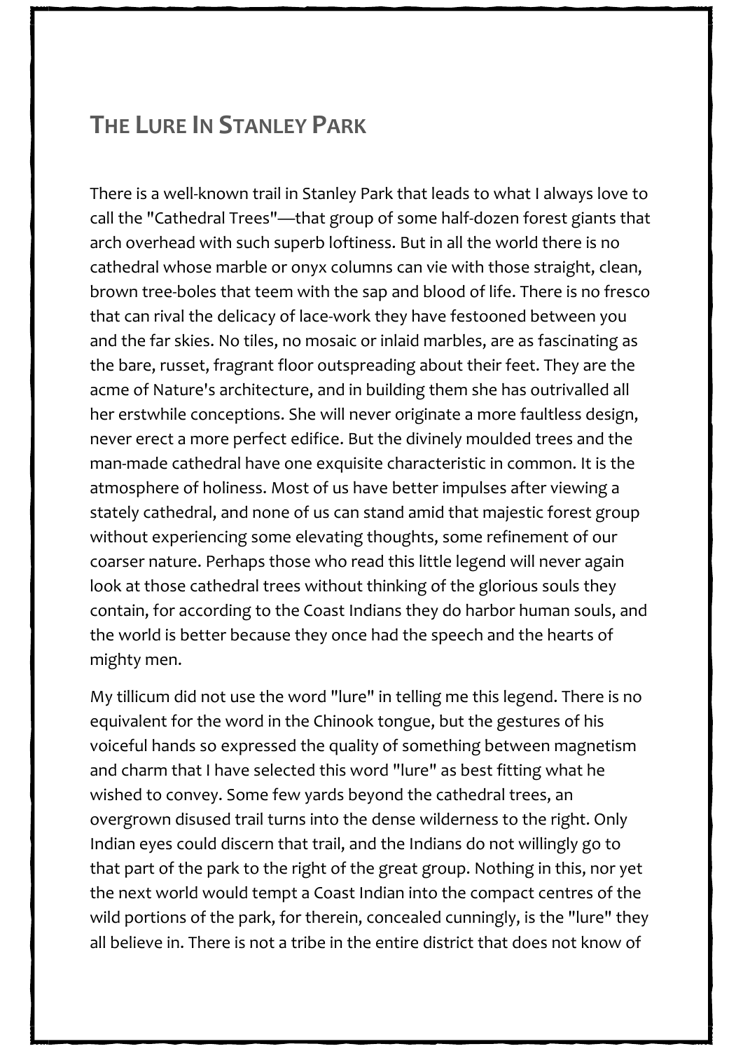## THE LURE IN STANLEY PARK

There is a well-known trail in Stanley Park that leads to what I always love to call the "Cathedral Trees"—that group of some half-dozen forest giants that arch overhead with such superb loftiness. But in all the world there is no cathedral whose marble or onyx columns can vie with those straight, clean, brown tree-boles that teem with the sap and blood of life. There is no fresco that can rival the delicacy of lace-work they have festooned between you and the far skies. No tiles, no mosaic or inlaid marbles, are as fascinating as the bare, russet, fragrant floor outspreading about their feet. They are the acme of Nature's architecture, and in building them she has outrivalled all her erstwhile conceptions. She will never originate a more faultless design, never erect a more perfect edifice. But the divinely moulded trees and the man-made cathedral have one exquisite characteristic in common. It is the atmosphere of holiness. Most of us have better impulses after viewing a stately cathedral, and none of us can stand amid that majestic forest group without experiencing some elevating thoughts, some refinement of our coarser nature. Perhaps those who read this little legend will never again look at those cathedral trees without thinking of the glorious souls they contain, for according to the Coast Indians they do harbor human souls, and the world is better because they once had the speech and the hearts of mighty men.

My tillicum did not use the word "lure" in telling me this legend. There is no equivalent for the word in the Chinook tongue, but the gestures of his voiceful hands so expressed the quality of something between magnetism and charm that I have selected this word "lure" as best fitting what he wished to convey. Some few yards beyond the cathedral trees, an overgrown disused trail turns into the dense wilderness to the right. Only Indian eyes could discern that trail, and the Indians do not willingly go to that part of the park to the right of the great group. Nothing in this, nor yet the next world would tempt a Coast Indian into the compact centres of the wild portions of the park, for therein, concealed cunningly, is the "lure" they all believe in. There is not a tribe in the entire district that does not know of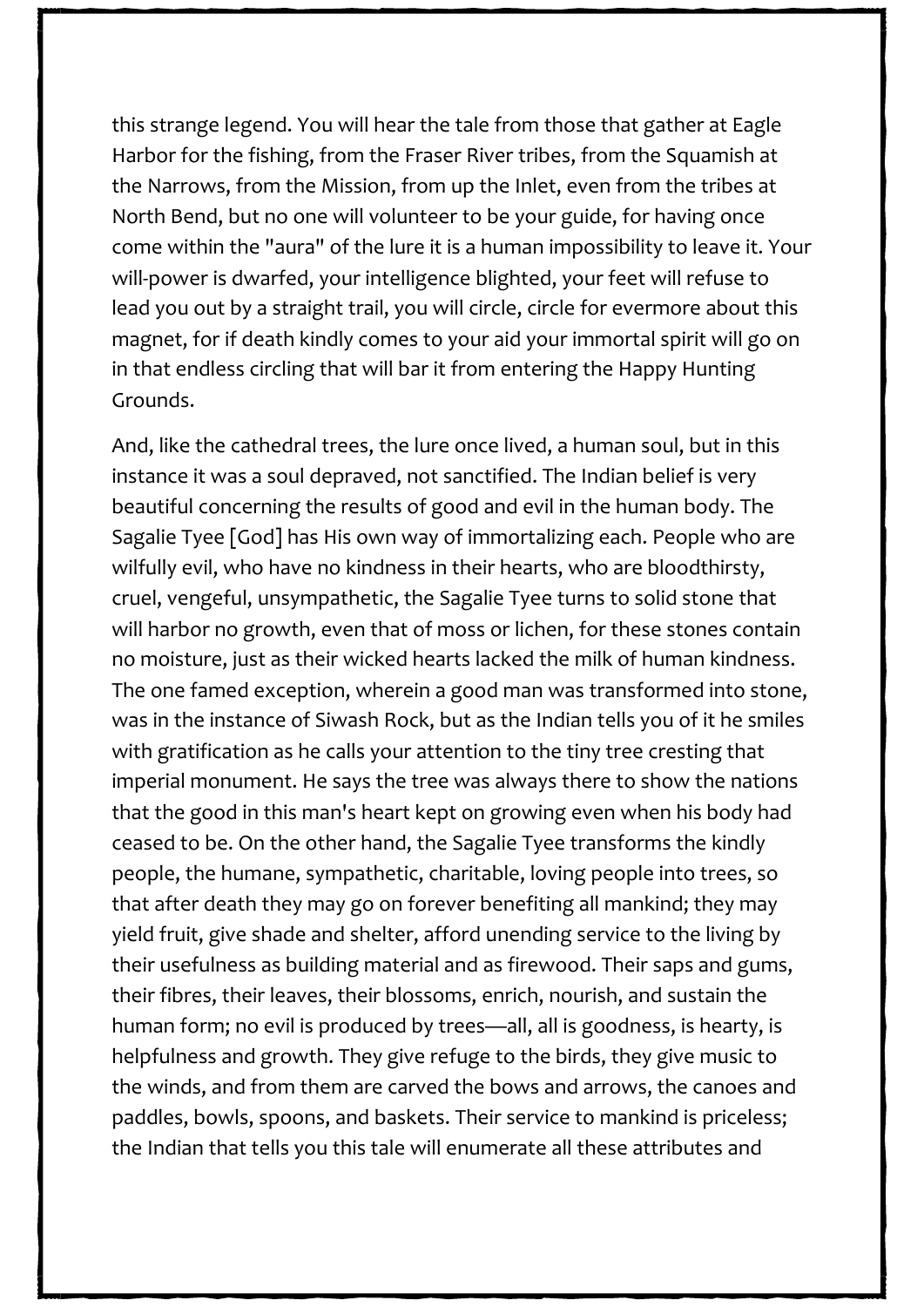this strange legend. You will hear the tale from those that gather at Eagle Harbor for the fishing, from the Fraser River tribes, from the Squamish at the Narrows, from the Mission, from up the Inlet, even from the tribes at North Bend, but no one will volunteer to be your guide, for having once come within the "aura" of the lure it is a human impossibility to leave it. Your will-power is dwarfed, your intelligence blighted, your feet will refuse to lead you out by a straight trail, you will circle, circle for evermore about this magnet, for if death kindly comes to your aid your immortal spirit will go on in that endless circling that will bar it from entering the Happy Hunting Grounds.

And, like the cathedral trees, the lure once lived, a human soul, but in this instance it was a soul depraved, not sanctified. The Indian belief is very beautiful concerning the results of good and evil in the human body. The Sagalie Tyee [God] has His own way of immortalizing each. People who are wilfully evil, who have no kindness in their hearts, who are bloodthirsty, cruel, vengeful, unsympathetic, the Sagalie Tyee turns to solid stone that will harbor no growth, even that of moss or lichen, for these stones contain no moisture, just as their wicked hearts lacked the milk of human kindness. The one famed exception, wherein a good man was transformed into stone, was in the instance of Siwash Rock, but as the Indian tells you of it he smiles with gratification as he calls your attention to the tiny tree cresting that imperial monument. He says the tree was always there to show the nations that the good in this man's heart kept on growing even when his body had ceased to be. On the other hand, the Sagalie Tyee transforms the kindly people, the humane, sympathetic, charitable, loving people into trees, so that after death they may go on forever benefiting all mankind; they may yield fruit, give shade and shelter, afford unending service to the living by their usefulness as building material and as firewood. Their saps and gums, their fibres, their leaves, their blossoms, enrich, nourish, and sustain the human form; no evil is produced by trees—all, all is goodness, is hearty, is helpfulness and growth. They give refuge to the birds, they give music to the winds, and from them are carved the bows and arrows, the canoes and paddles, bowls, spoons, and baskets. Their service to mankind is priceless; the Indian that tells you this tale will enumerate all these attributes and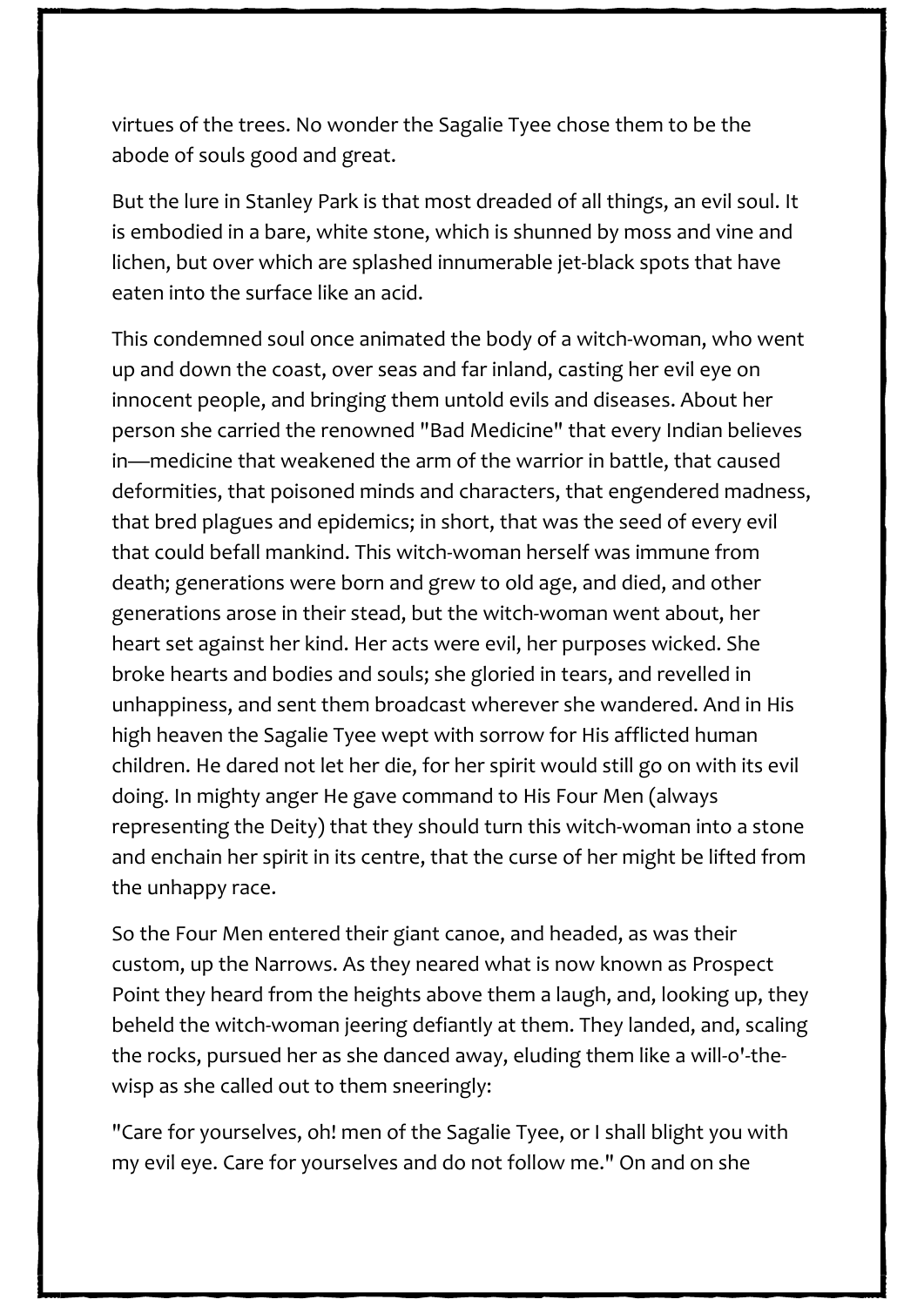virtues of the trees. No wonder the Sagalie Tyee chose them to be the abode of souls good and great.

But the lure in Stanley Park is that most dreaded of all things, an evil soul. It is embodied in a bare, white stone, which is shunned by moss and vine and lichen, but over which are splashed innumerable jet-black spots that have eaten into the surface like an acid.

This condemned soul once animated the body of a witch-woman, who went up and down the coast, over seas and far inland, casting her evil eye on innocent people, and bringing them untold evils and diseases. About her person she carried the renowned "Bad Medicine" that every Indian believes in—medicine that weakened the arm of the warrior in battle, that caused deformities, that poisoned minds and characters, that engendered madness, that bred plagues and epidemics; in short, that was the seed of every evil that could befall mankind. This witch-woman herself was immune from death; generations were born and grew to old age, and died, and other generations arose in their stead, but the witch-woman went about, her heart set against her kind. Her acts were evil, her purposes wicked. She broke hearts and bodies and souls; she gloried in tears, and revelled in unhappiness, and sent them broadcast wherever she wandered. And in His high heaven the Sagalie Tyee wept with sorrow for His afflicted human children. He dared not let her die, for her spirit would still go on with its evil doing. In mighty anger He gave command to His Four Men (always representing the Deity) that they should turn this witch-woman into a stone and enchain her spirit in its centre, that the curse of her might be lifted from the unhappy race.

So the Four Men entered their giant canoe, and headed, as was their custom, up the Narrows. As they neared what is now known as Prospect Point they heard from the heights above them a laugh, and, looking up, they beheld the witch-woman jeering defiantly at them. They landed, and, scaling the rocks, pursued her as she danced away, eluding them like a will-o'-the-wisp as she called out to them sneeringly:

"Care for yourselves, oh! men of the Sagalie Tyee, or I shall blight you with my evil eye. Care for yourselves and do not follow me." On and on she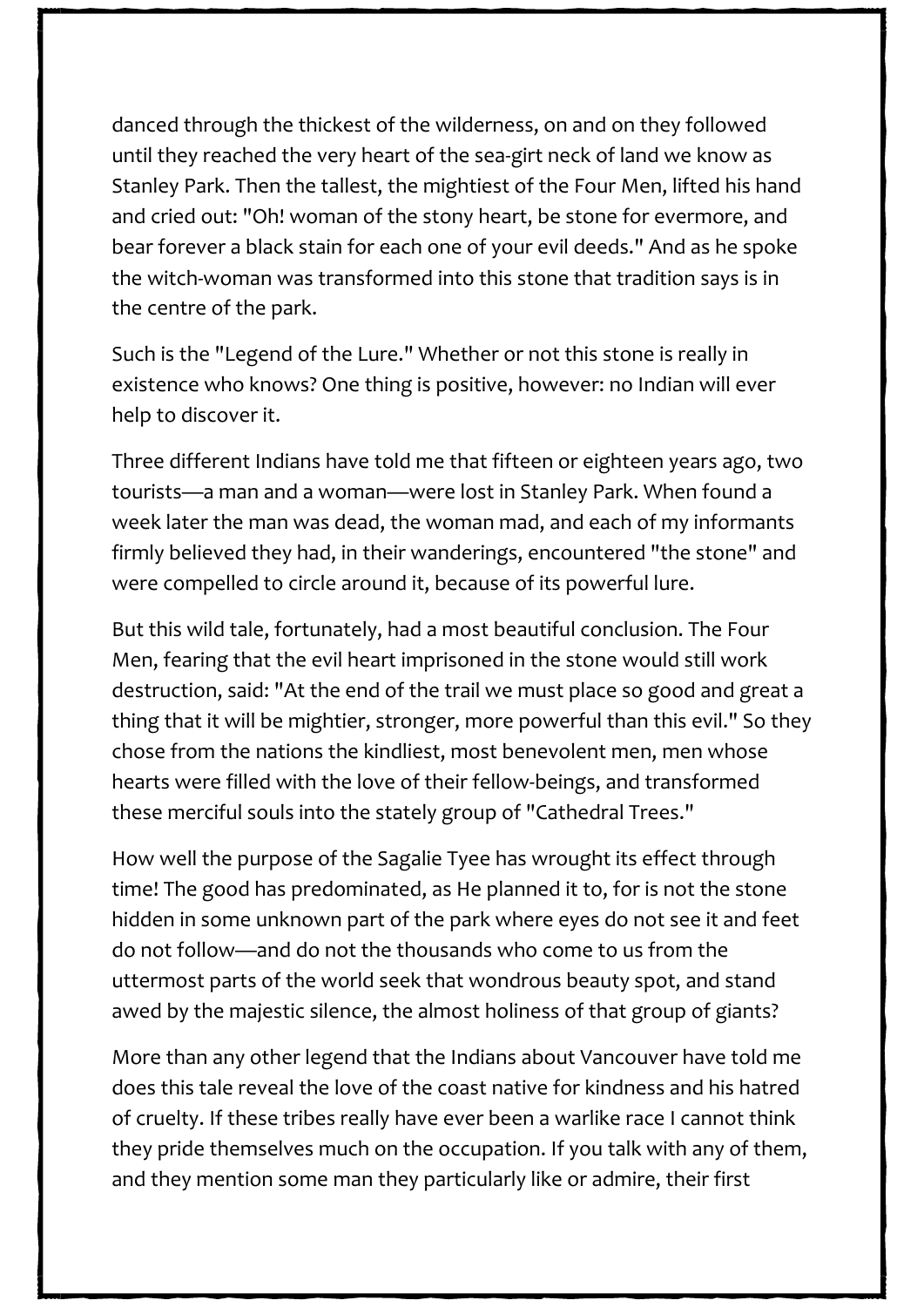danced through the thickest of the wilderness, on and on they followed until they reached the very heart of the sea-girt neck of land we know as Stanley Park. Then the tallest, the mightiest of the Four Men, lifted his hand and cried out: "Oh! woman of the stony heart, be stone for evermore, and bear forever a black stain for each one of your evil deeds." And as he spoke the witch-woman was transformed into this stone that tradition says is in the centre of the park.

Such is the "Legend of the Lure." Whether or not this stone is really in existence who knows? One thing is positive, however: no Indian will ever help to discover it.

Three different Indians have told me that fifteen or eighteen years ago, two tourists—a man and a woman—were lost in Stanley Park. When found a week later the man was dead, the woman mad, and each of my informants firmly believed they had, in their wanderings, encountered "the stone" and were compelled to circle around it, because of its powerful lure.

But this wild tale, fortunately, had a most beautiful conclusion. The Four Men, fearing that the evil heart imprisoned in the stone would still work destruction, said: "At the end of the trail we must place so good and great a thing that it will be mightier, stronger, more powerful than this evil." So they chose from the nations the kindliest, most benevolent men, men whose hearts were filled with the love of their fellow-beings, and transformed these merciful souls into the stately group of "Cathedral Trees."

How well the purpose of the Sagalie Tyee has wrought its effect through time! The good has predominated, as He planned it to, for is not the stone hidden in some unknown part of the park where eyes do not see it and feet do not follow—and do not the thousands who come to us from the uttermost parts of the world seek that wondrous beauty spot, and stand awed by the majestic silence, the almost holiness of that group of giants?

More than any other legend that the Indians about Vancouver have told me does this tale reveal the love of the coast native for kindness and his hatred of cruelty. If these tribes really have ever been a warlike race I cannot think they pride themselves much on the occupation. If you talk with any of them, and they mention some man they particularly like or admire, their first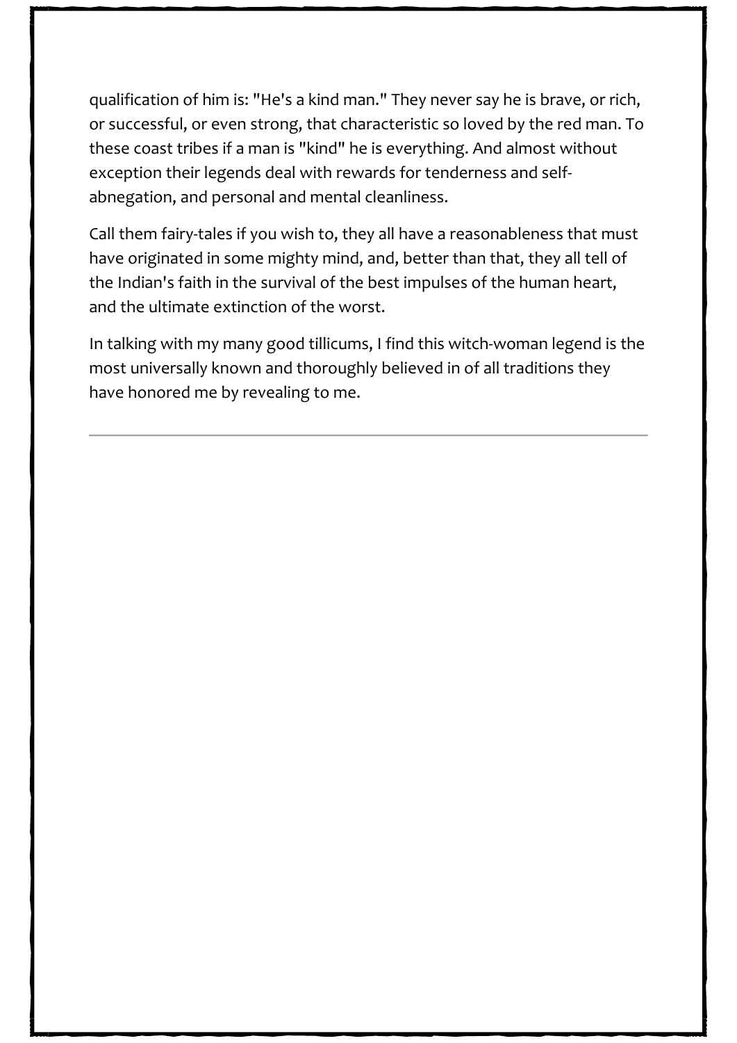qualification of him is: "He's a kind man." They never say he is brave, or rich, or successful, or even strong, that characteristic so loved by the red man. To these coast tribes if a man is "kind" he is everything. And almost without exception their legends deal with rewards for tenderness and self-abnegation, and personal and mental cleanliness.

Call them fairy-tales if you wish to, they all have a reasonableness that must have originated in some mighty mind, and, better than that, they all tell of the Indian's faith in the survival of the best impulses of the human heart, and the ultimate extinction of the worst.

In talking with my many good tillicums, I find this witch-woman legend is the most universally known and thoroughly believed in of all traditions they have honored me by revealing to me.

---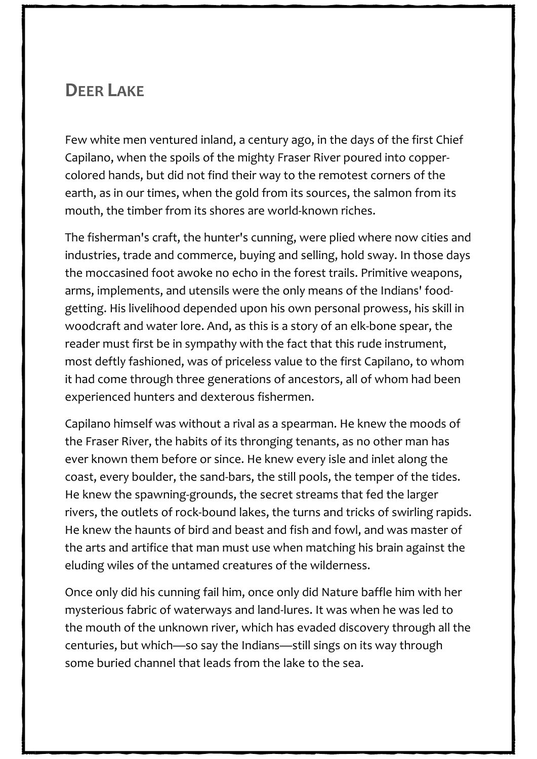## Deer Lake

Few white men ventured inland, a century ago, in the days of the first Chief Capilano, when the spoils of the mighty Fraser River poured into copper-colored hands, but did not find their way to the remotest corners of the earth, as in our times, when the gold from its sources, the salmon from its mouth, the timber from its shores are world-known riches.

The fisherman's craft, the hunter's cunning, were plied where now cities and industries, trade and commerce, buying and selling, hold sway. In those days the moccasined foot awoke no echo in the forest trails. Primitive weapons, arms, implements, and utensils were the only means of the Indians' food-getting. His livelihood depended upon his own personal prowess, his skill in woodcraft and water lore. And, as this is a story of an elk-bone spear, the reader must first be in sympathy with the fact that this rude instrument, most deftly fashioned, was of priceless value to the first Capilano, to whom it had come through three generations of ancestors, all of whom had been experienced hunters and dexterous fishermen.

Capilano himself was without a rival as a spearman. He knew the moods of the Fraser River, the habits of its thronging tenants, as no other man has ever known them before or since. He knew every isle and inlet along the coast, every boulder, the sand-bars, the still pools, the temper of the tides. He knew the spawning-grounds, the secret streams that fed the larger rivers, the outlets of rock-bound lakes, the turns and tricks of swirling rapids. He knew the haunts of bird and beast and fish and fowl, and was master of the arts and artifice that man must use when matching his brain against the eluding wiles of the untamed creatures of the wilderness.

Once only did his cunning fail him, once only did Nature baffle him with her mysterious fabric of waterways and land-lures. It was when he was led to the mouth of the unknown river, which has evaded discovery through all the centuries, but which—so say the Indians—still sings on its way through some buried channel that leads from the lake to the sea.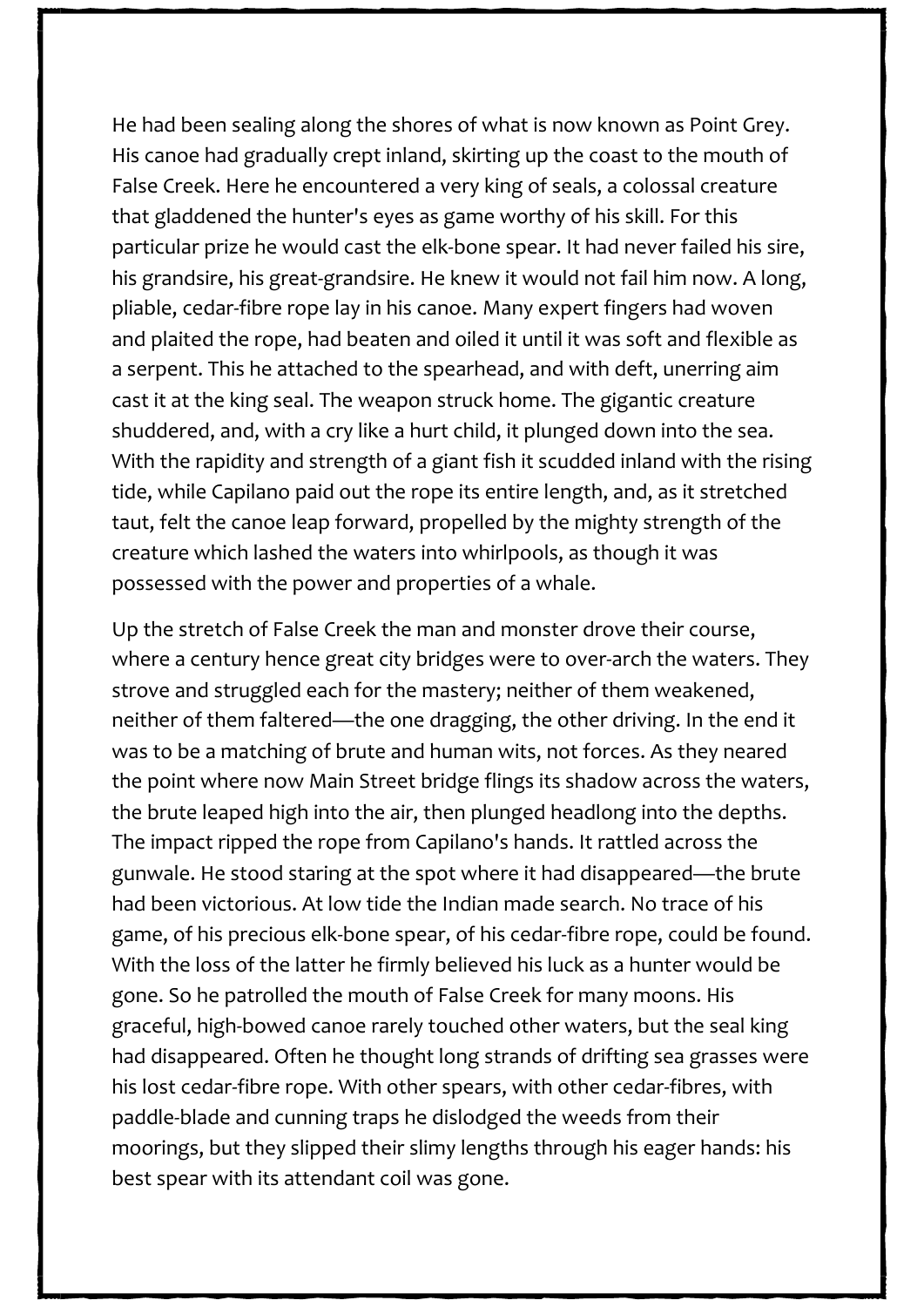He had been sealing along the shores of what is now known as Point Grey. His canoe had gradually crept inland, skirting up the coast to the mouth of False Creek. Here he encountered a very king of seals, a colossal creature that gladdened the hunter's eyes as game worthy of his skill. For this particular prize he would cast the elk-bone spear. It had never failed his sire, his grandsire, his great-grandsire. He knew it would not fail him now. A long, pliable, cedar-fibre rope lay in his canoe. Many expert fingers had woven and plaited the rope, had beaten and oiled it until it was soft and flexible as a serpent. This he attached to the spearhead, and with deft, unerring aim cast it at the king seal. The weapon struck home. The gigantic creature shuddered, and, with a cry like a hurt child, it plunged down into the sea. With the rapidity and strength of a giant fish it scudded inland with the rising tide, while Capilano paid out the rope its entire length, and, as it stretched taut, felt the canoe leap forward, propelled by the mighty strength of the creature which lashed the waters into whirlpools, as though it was possessed with the power and properties of a whale.

Up the stretch of False Creek the man and monster drove their course, where a century hence great city bridges were to over-arch the waters. They strove and struggled each for the mastery; neither of them weakened, neither of them faltered—the one dragging, the other driving. In the end it was to be a matching of brute and human wits, not forces. As they neared the point where now Main Street bridge flings its shadow across the waters, the brute leaped high into the air, then plunged headlong into the depths. The impact ripped the rope from Capilano's hands. It rattled across the gunwale. He stood staring at the spot where it had disappeared—the brute had been victorious. At low tide the Indian made search. No trace of his game, of his precious elk-bone spear, of his cedar-fibre rope, could be found. With the loss of the latter he firmly believed his luck as a hunter would be gone. So he patrolled the mouth of False Creek for many moons. His graceful, high-bowed canoe rarely touched other waters, but the seal king had disappeared. Often he thought long strands of drifting sea grasses were his lost cedar-fibre rope. With other spears, with other cedar-fibres, with paddle-blade and cunning traps he dislodged the weeds from their moorings, but they slipped their slimy lengths through his eager hands: his best spear with its attendant coil was gone.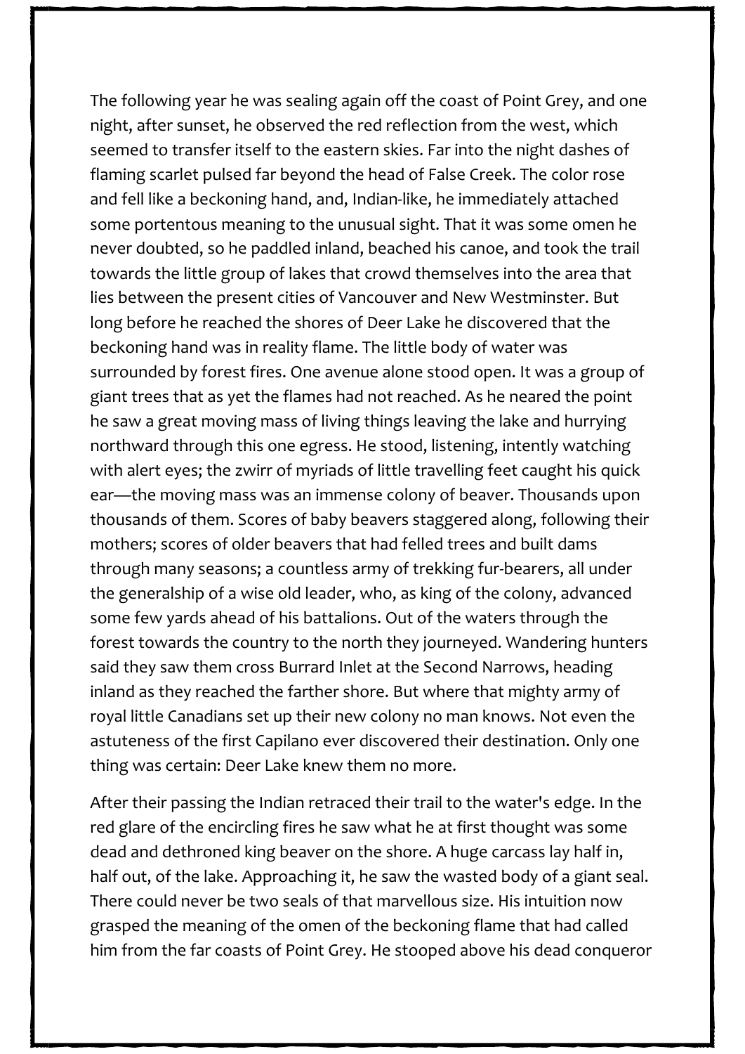The following year he was sealing again off the coast of Point Grey, and one night, after sunset, he observed the red reflection from the west, which seemed to transfer itself to the eastern skies. Far into the night dashes of flaming scarlet pulsed far beyond the head of False Creek. The color rose and fell like a beckoning hand, and, Indian-like, he immediately attached some portentous meaning to the unusual sight. That it was some omen he never doubted, so he paddled inland, beached his canoe, and took the trail towards the little group of lakes that crowd themselves into the area that lies between the present cities of Vancouver and New Westminster. But long before he reached the shores of Deer Lake he discovered that the beckoning hand was in reality flame. The little body of water was surrounded by forest fires. One avenue alone stood open. It was a group of giant trees that as yet the flames had not reached. As he neared the point he saw a great moving mass of living things leaving the lake and hurrying northward through this one egress. He stood, listening, intently watching with alert eyes; the zwirr of myriads of little travelling feet caught his quick ear—the moving mass was an immense colony of beaver. Thousands upon thousands of them. Scores of baby beavers staggered along, following their mothers; scores of older beavers that had felled trees and built dams through many seasons; a countless army of trekking fur-bearers, all under the generalship of a wise old leader, who, as king of the colony, advanced some few yards ahead of his battalions. Out of the waters through the forest towards the country to the north they journeyed. Wandering hunters said they saw them cross Burrard Inlet at the Second Narrows, heading inland as they reached the farther shore. But where that mighty army of royal little Canadians set up their new colony no man knows. Not even the astuteness of the first Capilano ever discovered their destination. Only one thing was certain: Deer Lake knew them no more.

After their passing the Indian retraced their trail to the water's edge. In the red glare of the encircling fires he saw what he at first thought was some dead and dethroned king beaver on the shore. A huge carcass lay half in, half out, of the lake. Approaching it, he saw the wasted body of a giant seal. There could never be two seals of that marvellous size. His intuition now grasped the meaning of the omen of the beckoning flame that had called him from the far coasts of Point Grey. He stooped above his dead conqueror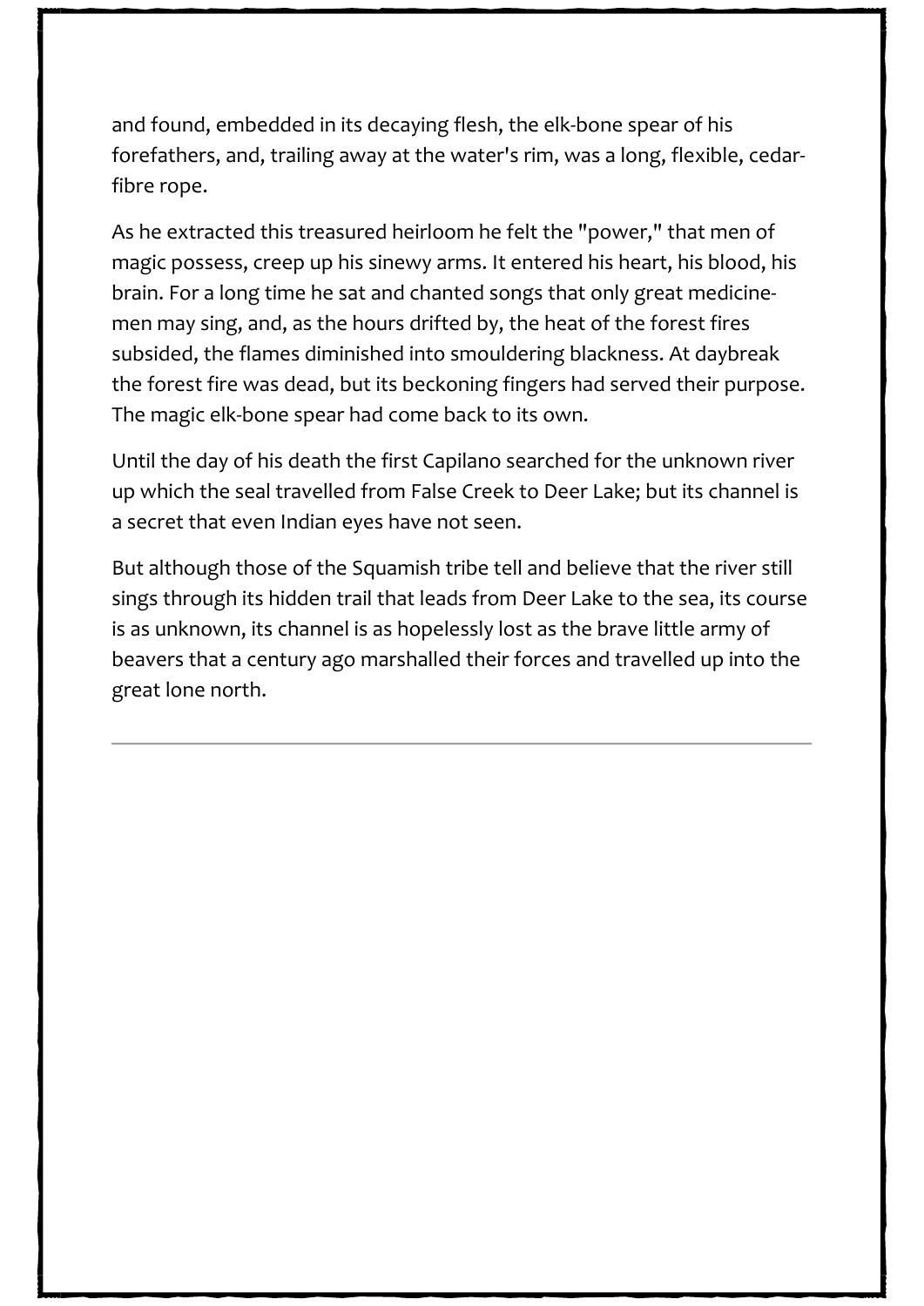and found, embedded in its decaying flesh, the elk-bone spear of his forefathers, and, trailing away at the water's rim, was a long, flexible, cedar-fibre rope.

As he extracted this treasured heirloom he felt the "power," that men of magic possess, creep up his sinewy arms. It entered his heart, his blood, his brain. For a long time he sat and chanted songs that only great medicine-men may sing, and, as the hours drifted by, the heat of the forest fires subsided, the flames diminished into smouldering blackness. At daybreak the forest fire was dead, but its beckoning fingers had served their purpose. The magic elk-bone spear had come back to its own.

Until the day of his death the first Capilano searched for the unknown river up which the seal travelled from False Creek to Deer Lake; but its channel is a secret that even Indian eyes have not seen.

But although those of the Squamish tribe tell and believe that the river still sings through its hidden trail that leads from Deer Lake to the sea, its course is as unknown, its channel is as hopelessly lost as the brave little army of beavers that a century ago marshalled their forces and travelled up into the great lone north.

---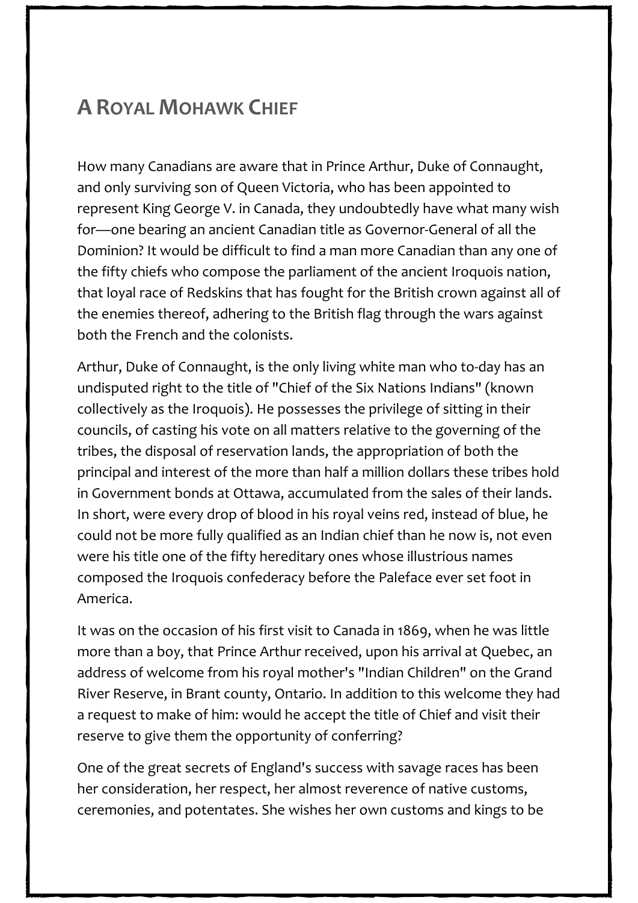# A Royal Mohawk Chief

How many Canadians are aware that in Prince Arthur, Duke of Connaught, and only surviving son of Queen Victoria, who has been appointed to represent King George V. in Canada, they undoubtedly have what many wish for—one bearing an ancient Canadian title as Governor-General of all the Dominion? It would be difficult to find a man more Canadian than any one of the fifty chiefs who compose the parliament of the ancient Iroquois nation, that loyal race of Redskins that has fought for the British crown against all of the enemies thereof, adhering to the British flag through the wars against both the French and the colonists.

Arthur, Duke of Connaught, is the only living white man who to-day has an undisputed right to the title of "Chief of the Six Nations Indians" (known collectively as the Iroquois). He possesses the privilege of sitting in their councils, of casting his vote on all matters relative to the governing of the tribes, the disposal of reservation lands, the appropriation of both the principal and interest of the more than half a million dollars these tribes hold in Government bonds at Ottawa, accumulated from the sales of their lands. In short, were every drop of blood in his royal veins red, instead of blue, he could not be more fully qualified as an Indian chief than he now is, not even were his title one of the fifty hereditary ones whose illustrious names composed the Iroquois confederacy before the Paleface ever set foot in America.

It was on the occasion of his first visit to Canada in 1869, when he was little more than a boy, that Prince Arthur received, upon his arrival at Quebec, an address of welcome from his royal mother's "Indian Children" on the Grand River Reserve, in Brant county, Ontario. In addition to this welcome they had a request to make of him: would he accept the title of Chief and visit their reserve to give them the opportunity of conferring?

One of the great secrets of England's success with savage races has been her consideration, her respect, her almost reverence of native customs, ceremonies, and potentates. She wishes her own customs and kings to be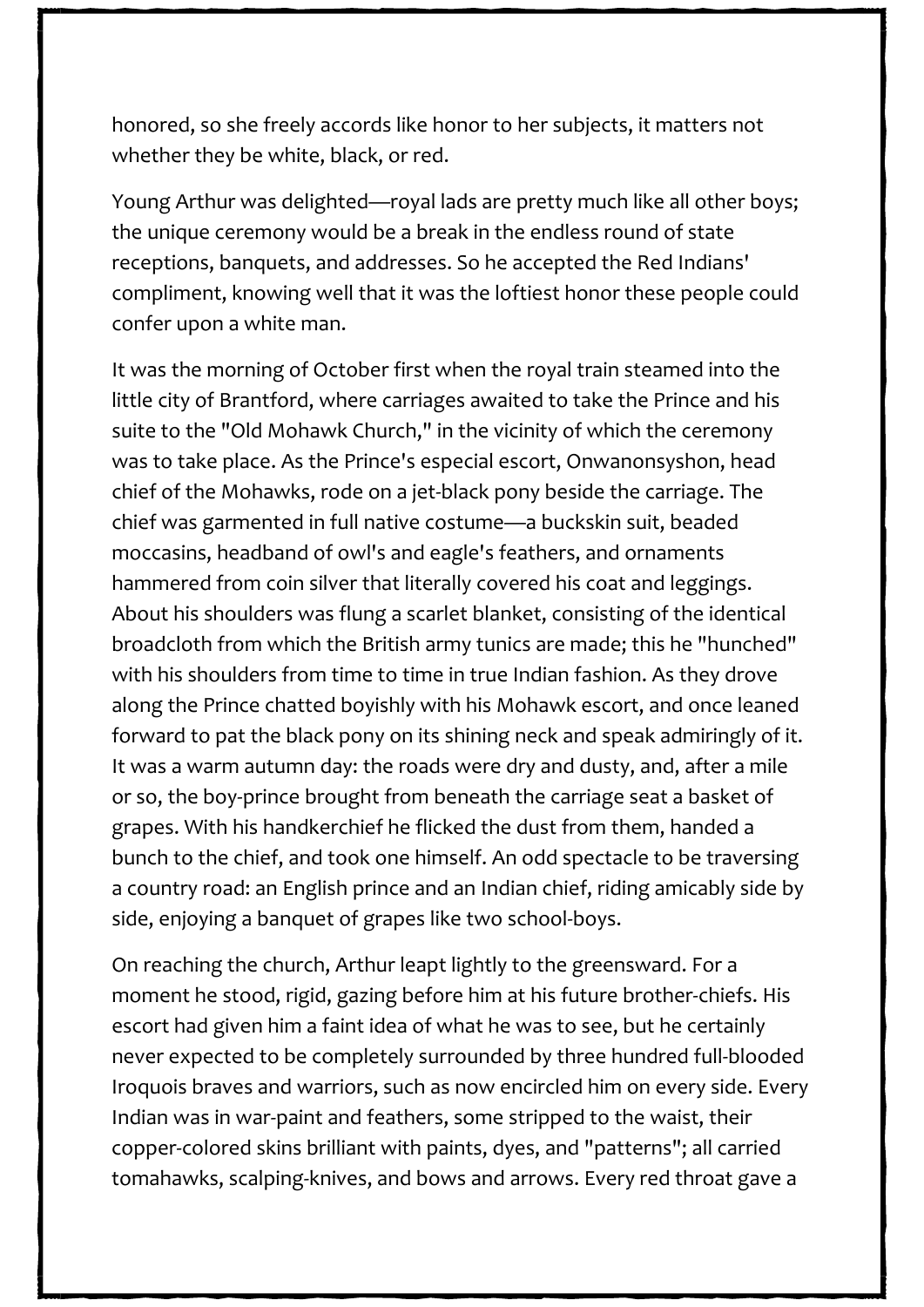honored, so she freely accords like honor to her subjects, it matters not whether they be white, black, or red.

Young Arthur was delighted—royal lads are pretty much like all other boys; the unique ceremony would be a break in the endless round of state receptions, banquets, and addresses. So he accepted the Red Indians' compliment, knowing well that it was the loftiest honor these people could confer upon a white man.

It was the morning of October first when the royal train steamed into the little city of Brantford, where carriages awaited to take the Prince and his suite to the "Old Mohawk Church," in the vicinity of which the ceremony was to take place. As the Prince's especial escort, Onwanonsyshon, head chief of the Mohawks, rode on a jet-black pony beside the carriage. The chief was garmented in full native costume—a buckskin suit, beaded moccasins, headband of owl's and eagle's feathers, and ornaments hammered from coin silver that literally covered his coat and leggings. About his shoulders was flung a scarlet blanket, consisting of the identical broadcloth from which the British army tunics are made; this he "hunched" with his shoulders from time to time in true Indian fashion. As they drove along the Prince chatted boyishly with his Mohawk escort, and once leaned forward to pat the black pony on its shining neck and speak admiringly of it. It was a warm autumn day: the roads were dry and dusty, and, after a mile or so, the boy-prince brought from beneath the carriage seat a basket of grapes. With his handkerchief he flicked the dust from them, handed a bunch to the chief, and took one himself. An odd spectacle to be traversing a country road: an English prince and an Indian chief, riding amicably side by side, enjoying a banquet of grapes like two school-boys.

On reaching the church, Arthur leapt lightly to the greensward. For a moment he stood, rigid, gazing before him at his future brother-chiefs. His escort had given him a faint idea of what he was to see, but he certainly never expected to be completely surrounded by three hundred full-blooded Iroquois braves and warriors, such as now encircled him on every side. Every Indian was in war-paint and feathers, some stripped to the waist, their copper-colored skins brilliant with paints, dyes, and "patterns"; all carried tomahawks, scalping-knives, and bows and arrows. Every red throat gave a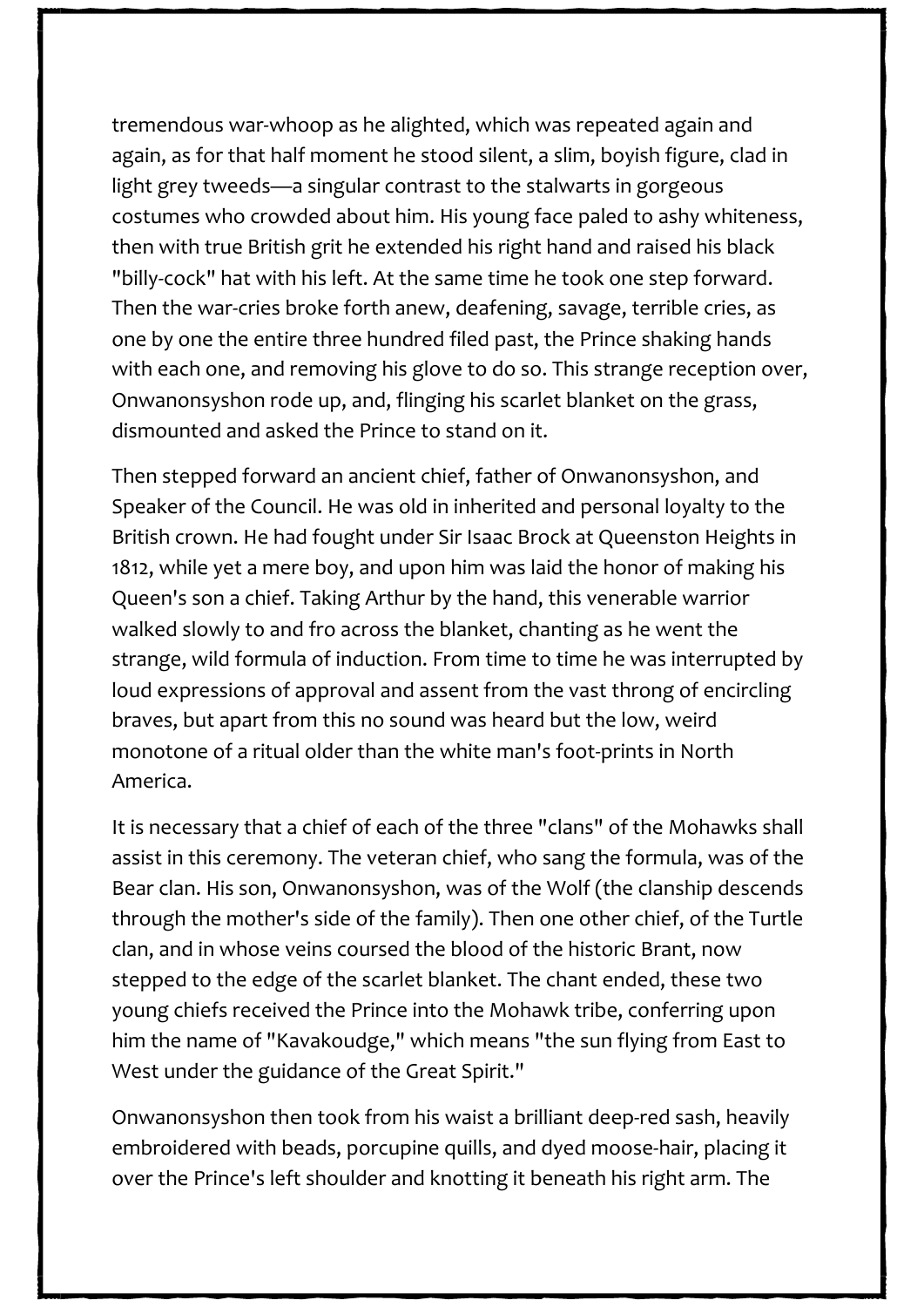tremendous war-whoop as he alighted, which was repeated again and again, as for that half moment he stood silent, a slim, boyish figure, clad in light grey tweeds—a singular contrast to the stalwarts in gorgeous costumes who crowded about him. His young face paled to ashy whiteness, then with true British grit he extended his right hand and raised his black "billy-cock" hat with his left. At the same time he took one step forward. Then the war-cries broke forth anew, deafening, savage, terrible cries, as one by one the entire three hundred filed past, the Prince shaking hands with each one, and removing his glove to do so. This strange reception over, Onwanonsyshon rode up, and, flinging his scarlet blanket on the grass, dismounted and asked the Prince to stand on it.

Then stepped forward an ancient chief, father of Onwanonsyshon, and Speaker of the Council. He was old in inherited and personal loyalty to the British crown. He had fought under Sir Isaac Brock at Queenston Heights in 1812, while yet a mere boy, and upon him was laid the honor of making his Queen's son a chief. Taking Arthur by the hand, this venerable warrior walked slowly to and fro across the blanket, chanting as he went the strange, wild formula of induction. From time to time he was interrupted by loud expressions of approval and assent from the vast throng of encircling braves, but apart from this no sound was heard but the low, weird monotone of a ritual older than the white man's foot-prints in North America.

It is necessary that a chief of each of the three "clans" of the Mohawks shall assist in this ceremony. The veteran chief, who sang the formula, was of the Bear clan. His son, Onwanonsyshon, was of the Wolf (the clanship descends through the mother's side of the family). Then one other chief, of the Turtle clan, and in whose veins coursed the blood of the historic Brant, now stepped to the edge of the scarlet blanket. The chant ended, these two young chiefs received the Prince into the Mohawk tribe, conferring upon him the name of "Kavakoudge," which means "the sun flying from East to West under the guidance of the Great Spirit."

Onwanonsyshon then took from his waist a brilliant deep-red sash, heavily embroidered with beads, porcupine quills, and dyed moose-hair, placing it over the Prince's left shoulder and knotting it beneath his right arm. The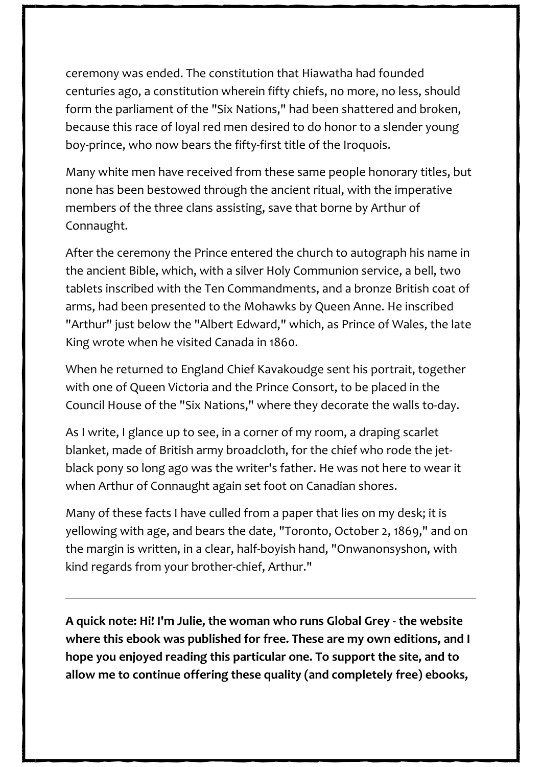ceremony was ended. The constitution that Hiawatha had founded centuries ago, a constitution wherein fifty chiefs, no more, no less, should form the parliament of the "Six Nations," had been shattered and broken, because this race of loyal red men desired to do honor to a slender young boy-prince, who now bears the fifty-first title of the Iroquois.

Many white men have received from these same people honorary titles, but none has been bestowed through the ancient ritual, with the imperative members of the three clans assisting, save that borne by Arthur of Connaught.

After the ceremony the Prince entered the church to autograph his name in the ancient Bible, which, with a silver Holy Communion service, a bell, two tablets inscribed with the Ten Commandments, and a bronze British coat of arms, had been presented to the Mohawks by Queen Anne. He inscribed "Arthur" just below the "Albert Edward," which, as Prince of Wales, the late King wrote when he visited Canada in 1860.

When he returned to England Chief Kavakoudge sent his portrait, together with one of Queen Victoria and the Prince Consort, to be placed in the Council House of the "Six Nations," where they decorate the walls to-day.

As I write, I glance up to see, in a corner of my room, a draping scarlet blanket, made of British army broadcloth, for the chief who rode the jet-black pony so long ago was the writer's father. He was not here to wear it when Arthur of Connaught again set foot on Canadian shores.

Many of these facts I have culled from a paper that lies on my desk; it is yellowing with age, and bears the date, "Toronto, October 2, 1869," and on the margin is written, in a clear, half-boyish hand, "Onwanonsyshon, with kind regards from your brother-chief, Arthur."

---

**A quick note: Hi! I'm Julie, the woman who runs Global Grey - the website where this ebook was published for free. These are my own editions, and I hope you enjoyed reading this particular one. To support the site, and to allow me to continue offering these quality (and completely free) ebooks,**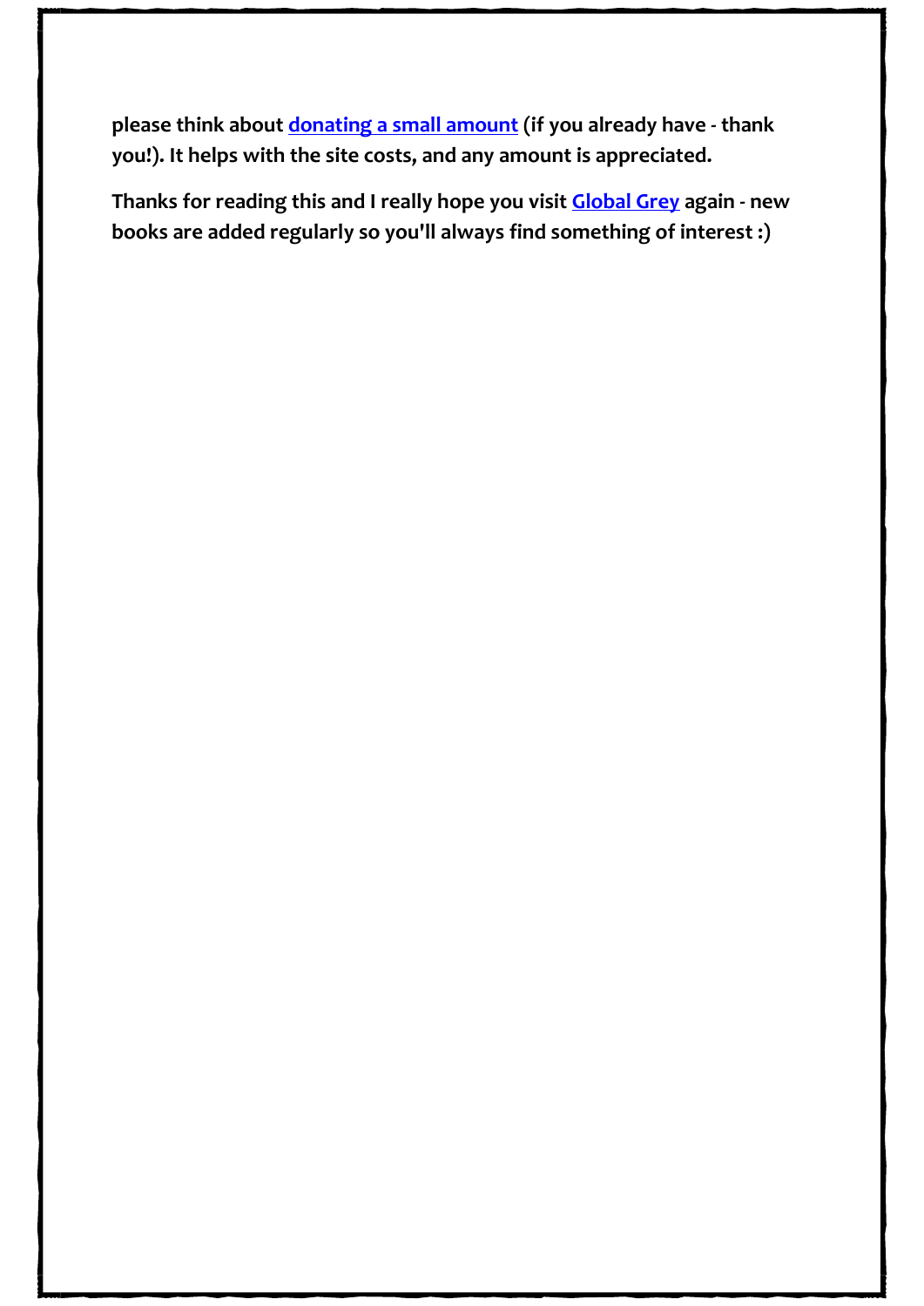**please think about donating a small amount (if you already have - thank you!). It helps with the site costs, and any amount is appreciated.**

**Thanks for reading this and I really hope you visit Global Grey again - new books are added regularly so you'll always find something of interest :)**